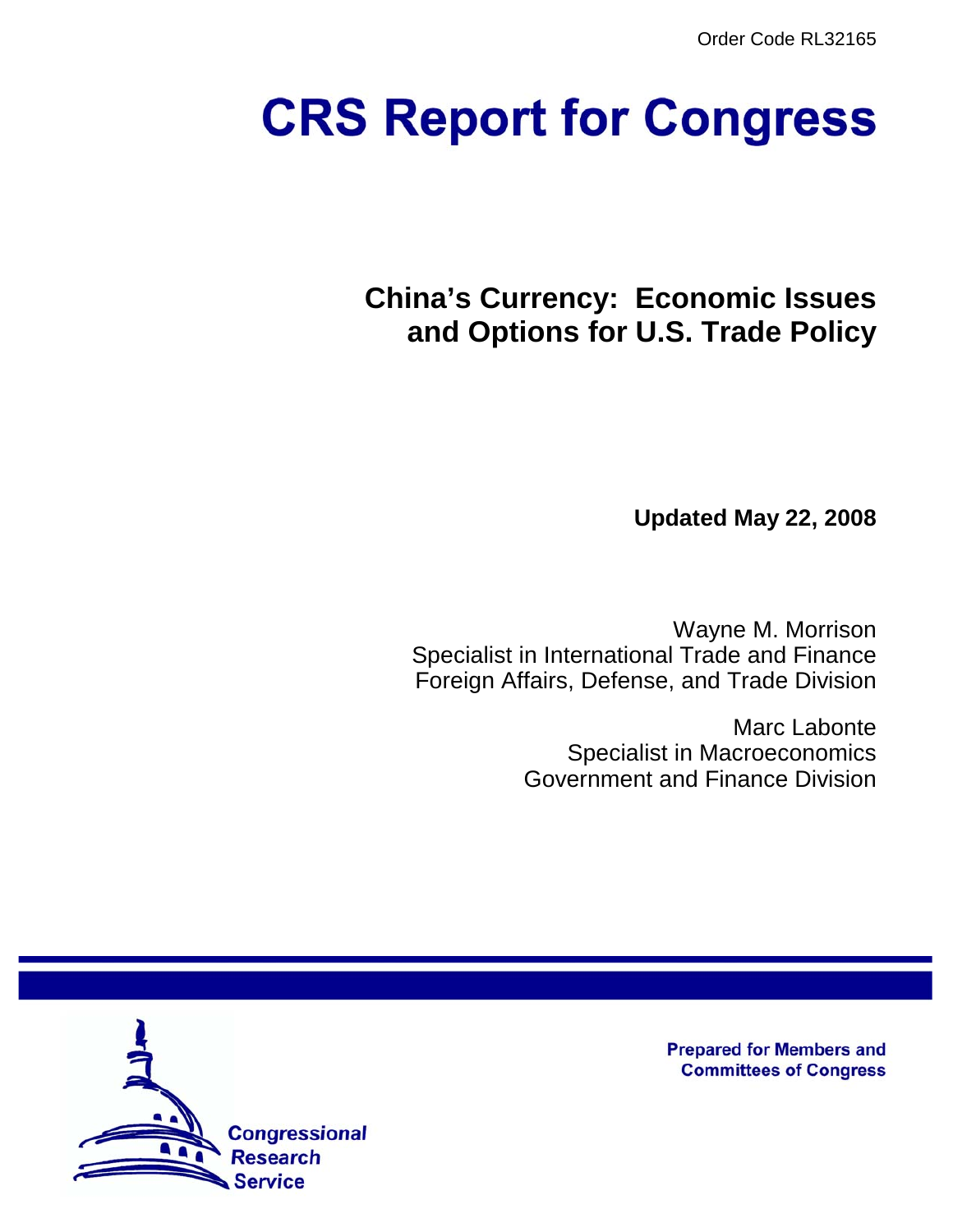Order Code RL32165

# CRS Report for Congress

## China's Currency: Economic Issues and Options for U.S. Trade Policy

**Updated May 22, 2008**

Wayne M. Morrison
Specialist in International Trade and Finance
Foreign Affairs, Defense, and Trade Division

Marc Labonte
Specialist in Macroeconomics
Government and Finance Division

Congressional Research Service

**Prepared for Members and Committees of Congress**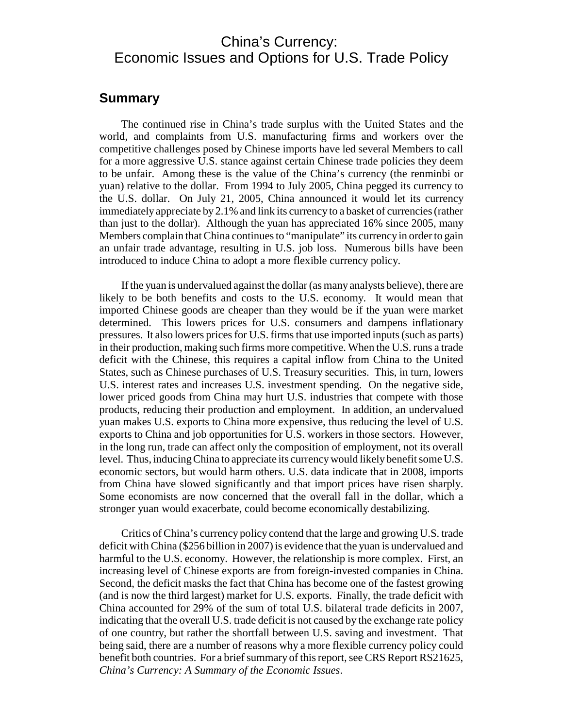# China's Currency: Economic Issues and Options for U.S. Trade Policy

## Summary

The continued rise in China's trade surplus with the United States and the world, and complaints from U.S. manufacturing firms and workers over the competitive challenges posed by Chinese imports have led several Members to call for a more aggressive U.S. stance against certain Chinese trade policies they deem to be unfair. Among these is the value of the China's currency (the renminbi or yuan) relative to the dollar. From 1994 to July 2005, China pegged its currency to the U.S. dollar. On July 21, 2005, China announced it would let its currency immediately appreciate by 2.1% and link its currency to a basket of currencies (rather than just to the dollar). Although the yuan has appreciated 16% since 2005, many Members complain that China continues to "manipulate" its currency in order to gain an unfair trade advantage, resulting in U.S. job loss. Numerous bills have been introduced to induce China to adopt a more flexible currency policy.

If the yuan is undervalued against the dollar (as many analysts believe), there are likely to be both benefits and costs to the U.S. economy. It would mean that imported Chinese goods are cheaper than they would be if the yuan were market determined. This lowers prices for U.S. consumers and dampens inflationary pressures. It also lowers prices for U.S. firms that use imported inputs (such as parts) in their production, making such firms more competitive. When the U.S. runs a trade deficit with the Chinese, this requires a capital inflow from China to the United States, such as Chinese purchases of U.S. Treasury securities. This, in turn, lowers U.S. interest rates and increases U.S. investment spending. On the negative side, lower priced goods from China may hurt U.S. industries that compete with those products, reducing their production and employment. In addition, an undervalued yuan makes U.S. exports to China more expensive, thus reducing the level of U.S. exports to China and job opportunities for U.S. workers in those sectors. However, in the long run, trade can affect only the composition of employment, not its overall level. Thus, inducing China to appreciate its currency would likely benefit some U.S. economic sectors, but would harm others. U.S. data indicate that in 2008, imports from China have slowed significantly and that import prices have risen sharply. Some economists are now concerned that the overall fall in the dollar, which a stronger yuan would exacerbate, could become economically destabilizing.

Critics of China's currency policy contend that the large and growing U.S. trade deficit with China ($256 billion in 2007) is evidence that the yuan is undervalued and harmful to the U.S. economy. However, the relationship is more complex. First, an increasing level of Chinese exports are from foreign-invested companies in China. Second, the deficit masks the fact that China has become one of the fastest growing (and is now the third largest) market for U.S. exports. Finally, the trade deficit with China accounted for 29% of the sum of total U.S. bilateral trade deficits in 2007, indicating that the overall U.S. trade deficit is not caused by the exchange rate policy of one country, but rather the shortfall between U.S. saving and investment. That being said, there are a number of reasons why a more flexible currency policy could benefit both countries. For a brief summary of this report, see CRS Report RS21625, *China's Currency: A Summary of the Economic Issues*.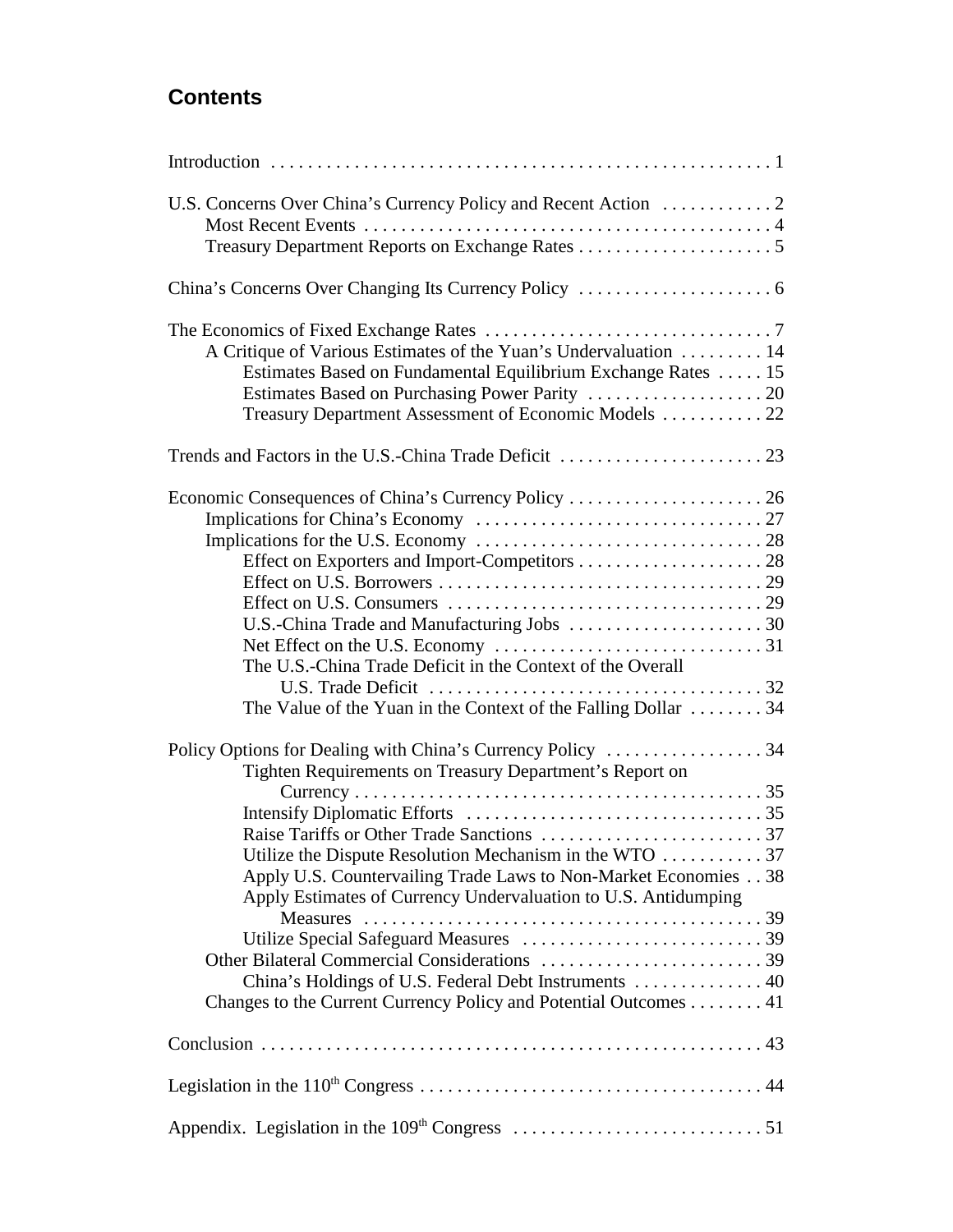## Contents

Introduction . . . . . . . . . . . . . . . . . . . . . . . . . . . . . . . . . . . . . . . . . . . . . . . . . . . . . 1

U.S. Concerns Over China's Currency Policy and Recent Action . . . . . . . . . . . . 2
- Most Recent Events . . . . . . . . . . . . . . . . . . . . . . . . . . . . . . . . . . . . . . . . . . . . 4
- Treasury Department Reports on Exchange Rates . . . . . . . . . . . . . . . . . . . . . 5

China's Concerns Over Changing Its Currency Policy . . . . . . . . . . . . . . . . . . . . . 6

The Economics of Fixed Exchange Rates . . . . . . . . . . . . . . . . . . . . . . . . . . . . . . . 7
- A Critique of Various Estimates of the Yuan's Undervaluation . . . . . . . . . 14
  - Estimates Based on Fundamental Equilibrium Exchange Rates . . . . . 15
  - Estimates Based on Purchasing Power Parity . . . . . . . . . . . . . . . . . . . 20
  - Treasury Department Assessment of Economic Models . . . . . . . . . . . 22

Trends and Factors in the U.S.-China Trade Deficit . . . . . . . . . . . . . . . . . . . . . . 23

Economic Consequences of China's Currency Policy . . . . . . . . . . . . . . . . . . . . . 26
- Implications for China's Economy . . . . . . . . . . . . . . . . . . . . . . . . . . . . . . . 27
- Implications for the U.S. Economy . . . . . . . . . . . . . . . . . . . . . . . . . . . . . . . 28
  - Effect on Exporters and Import-Competitors . . . . . . . . . . . . . . . . . . . . 28
  - Effect on U.S. Borrowers . . . . . . . . . . . . . . . . . . . . . . . . . . . . . . . . . . . 29
  - Effect on U.S. Consumers . . . . . . . . . . . . . . . . . . . . . . . . . . . . . . . . . . 29
  - U.S.-China Trade and Manufacturing Jobs . . . . . . . . . . . . . . . . . . . . . 30
  - Net Effect on the U.S. Economy . . . . . . . . . . . . . . . . . . . . . . . . . . . . . 31
  - The U.S.-China Trade Deficit in the Context of the Overall U.S. Trade Deficit . . . . . . . . . . . . . . . . . . . . . . . . . . . . . . . . . . . . 32
  - The Value of the Yuan in the Context of the Falling Dollar . . . . . . . . 34

Policy Options for Dealing with China's Currency Policy . . . . . . . . . . . . . . . . . 34
  - Tighten Requirements on Treasury Department's Report on Currency . . . . . . . . . . . . . . . . . . . . . . . . . . . . . . . . . . . . . . . . . . . . 35
  - Intensify Diplomatic Efforts . . . . . . . . . . . . . . . . . . . . . . . . . . . . . . . . 35
  - Raise Tariffs or Other Trade Sanctions . . . . . . . . . . . . . . . . . . . . . . . . 37
  - Utilize the Dispute Resolution Mechanism in the WTO . . . . . . . . . . . 37
  - Apply U.S. Countervailing Trade Laws to Non-Market Economies . . 38
  - Apply Estimates of Currency Undervaluation to U.S. Antidumping Measures . . . . . . . . . . . . . . . . . . . . . . . . . . . . . . . . . . . . . . . . . . . 39
  - Utilize Special Safeguard Measures . . . . . . . . . . . . . . . . . . . . . . . . . . 39
- Other Bilateral Commercial Considerations . . . . . . . . . . . . . . . . . . . . . . . . 39
  - China's Holdings of U.S. Federal Debt Instruments . . . . . . . . . . . . . . 40
- Changes to the Current Currency Policy and Potential Outcomes . . . . . . . . 41

Conclusion . . . . . . . . . . . . . . . . . . . . . . . . . . . . . . . . . . . . . . . . . . . . . . . . . . . . . . 43

Legislation in the 110th Congress . . . . . . . . . . . . . . . . . . . . . . . . . . . . . . . . . . . . . 44

Appendix. Legislation in the 109th Congress . . . . . . . . . . . . . . . . . . . . . . . . . . . 51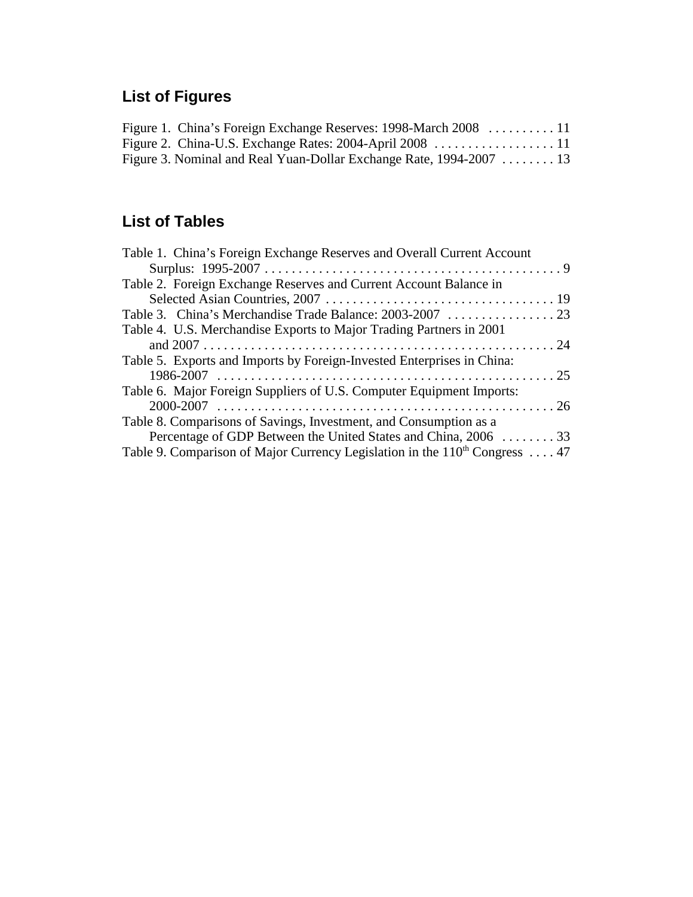## List of Figures

Figure 1. China's Foreign Exchange Reserves: 1998-March 2008 . . . . . . . . . . 11
Figure 2. China-U.S. Exchange Rates: 2004-April 2008 . . . . . . . . . . . . . . . . . . 11
Figure 3. Nominal and Real Yuan-Dollar Exchange Rate, 1994-2007 . . . . . . . . 13

## List of Tables

Table 1. China's Foreign Exchange Reserves and Overall Current Account Surplus: 1995-2007 . . . . . . . . . . . . . . . . . . . . . . . . . . . . . . . . . . . . . . . . . . . . 9
Table 2. Foreign Exchange Reserves and Current Account Balance in Selected Asian Countries, 2007 . . . . . . . . . . . . . . . . . . . . . . . . . . . . . . . . . . 19
Table 3. China's Merchandise Trade Balance: 2003-2007 . . . . . . . . . . . . . . . . 23
Table 4. U.S. Merchandise Exports to Major Trading Partners in 2001 and 2007 . . . . . . . . . . . . . . . . . . . . . . . . . . . . . . . . . . . . . . . . . . . . . . . . . . . . 24
Table 5. Exports and Imports by Foreign-Invested Enterprises in China: 1986-2007 . . . . . . . . . . . . . . . . . . . . . . . . . . . . . . . . . . . . . . . . . . . . . . . . . . 25
Table 6. Major Foreign Suppliers of U.S. Computer Equipment Imports: 2000-2007 . . . . . . . . . . . . . . . . . . . . . . . . . . . . . . . . . . . . . . . . . . . . . . . . . . 26
Table 8. Comparisons of Savings, Investment, and Consumption as a Percentage of GDP Between the United States and China, 2006 . . . . . . . . 33
Table 9. Comparison of Major Currency Legislation in the 110th Congress . . . . 47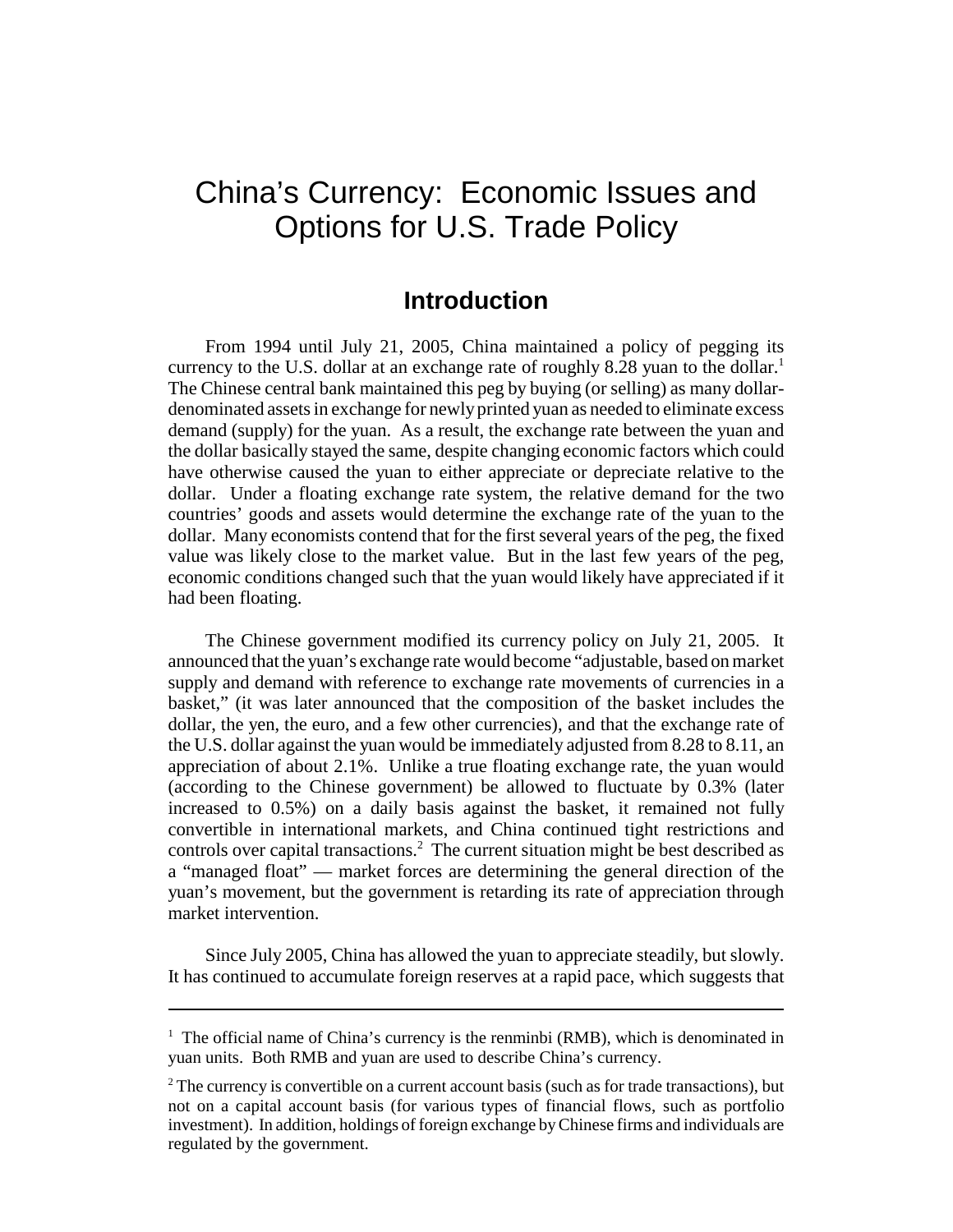# China's Currency: Economic Issues and Options for U.S. Trade Policy

## Introduction

From 1994 until July 21, 2005, China maintained a policy of pegging its currency to the U.S. dollar at an exchange rate of roughly 8.28 yuan to the dollar.[1] The Chinese central bank maintained this peg by buying (or selling) as many dollar-denominated assets in exchange for newly printed yuan as needed to eliminate excess demand (supply) for the yuan. As a result, the exchange rate between the yuan and the dollar basically stayed the same, despite changing economic factors which could have otherwise caused the yuan to either appreciate or depreciate relative to the dollar. Under a floating exchange rate system, the relative demand for the two countries' goods and assets would determine the exchange rate of the yuan to the dollar. Many economists contend that for the first several years of the peg, the fixed value was likely close to the market value. But in the last few years of the peg, economic conditions changed such that the yuan would likely have appreciated if it had been floating.

The Chinese government modified its currency policy on July 21, 2005. It announced that the yuan's exchange rate would become "adjustable, based on market supply and demand with reference to exchange rate movements of currencies in a basket," (it was later announced that the composition of the basket includes the dollar, the yen, the euro, and a few other currencies), and that the exchange rate of the U.S. dollar against the yuan would be immediately adjusted from 8.28 to 8.11, an appreciation of about 2.1%. Unlike a true floating exchange rate, the yuan would (according to the Chinese government) be allowed to fluctuate by 0.3% (later increased to 0.5%) on a daily basis against the basket, it remained not fully convertible in international markets, and China continued tight restrictions and controls over capital transactions.[2] The current situation might be best described as a "managed float" — market forces are determining the general direction of the yuan's movement, but the government is retarding its rate of appreciation through market intervention.

Since July 2005, China has allowed the yuan to appreciate steadily, but slowly. It has continued to accumulate foreign reserves at a rapid pace, which suggests that

---

[1] The official name of China's currency is the renminbi (RMB), which is denominated in yuan units. Both RMB and yuan are used to describe China's currency.

[2] The currency is convertible on a current account basis (such as for trade transactions), but not on a capital account basis (for various types of financial flows, such as portfolio investment). In addition, holdings of foreign exchange by Chinese firms and individuals are regulated by the government.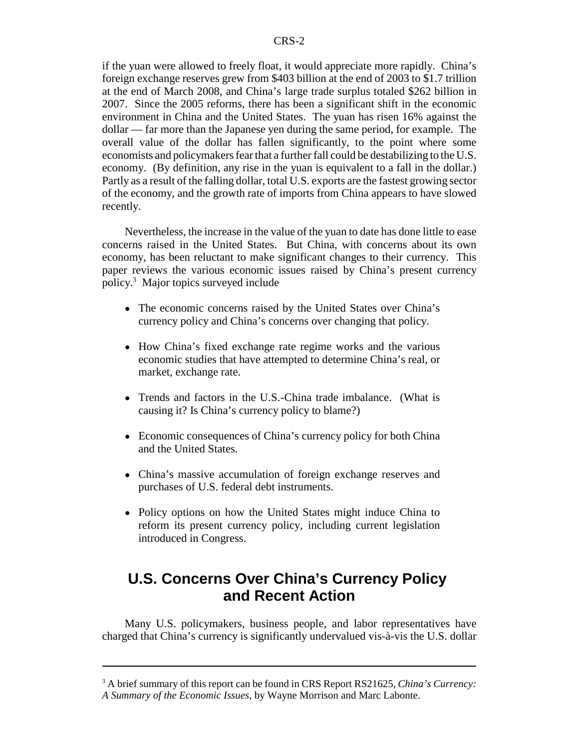if the yuan were allowed to freely float, it would appreciate more rapidly. China's foreign exchange reserves grew from $403 billion at the end of 2003 to $1.7 trillion at the end of March 2008, and China's large trade surplus totaled $262 billion in 2007. Since the 2005 reforms, there has been a significant shift in the economic environment in China and the United States. The yuan has risen 16% against the dollar — far more than the Japanese yen during the same period, for example. The overall value of the dollar has fallen significantly, to the point where some economists and policymakers fear that a further fall could be destabilizing to the U.S. economy. (By definition, any rise in the yuan is equivalent to a fall in the dollar.) Partly as a result of the falling dollar, total U.S. exports are the fastest growing sector of the economy, and the growth rate of imports from China appears to have slowed recently.

Nevertheless, the increase in the value of the yuan to date has done little to ease concerns raised in the United States. But China, with concerns about its own economy, has been reluctant to make significant changes to their currency. This paper reviews the various economic issues raised by China's present currency policy.[3] Major topics surveyed include

- The economic concerns raised by the United States over China's currency policy and China's concerns over changing that policy.
- How China's fixed exchange rate regime works and the various economic studies that have attempted to determine China's real, or market, exchange rate.
- Trends and factors in the U.S.-China trade imbalance. (What is causing it? Is China's currency policy to blame?)
- Economic consequences of China's currency policy for both China and the United States.
- China's massive accumulation of foreign exchange reserves and purchases of U.S. federal debt instruments.
- Policy options on how the United States might induce China to reform its present currency policy, including current legislation introduced in Congress.

## U.S. Concerns Over China's Currency Policy and Recent Action

Many U.S. policymakers, business people, and labor representatives have charged that China's currency is significantly undervalued vis-à-vis the U.S. dollar

---

[3] A brief summary of this report can be found in CRS Report RS21625, *China's Currency: A Summary of the Economic Issues*, by Wayne Morrison and Marc Labonte.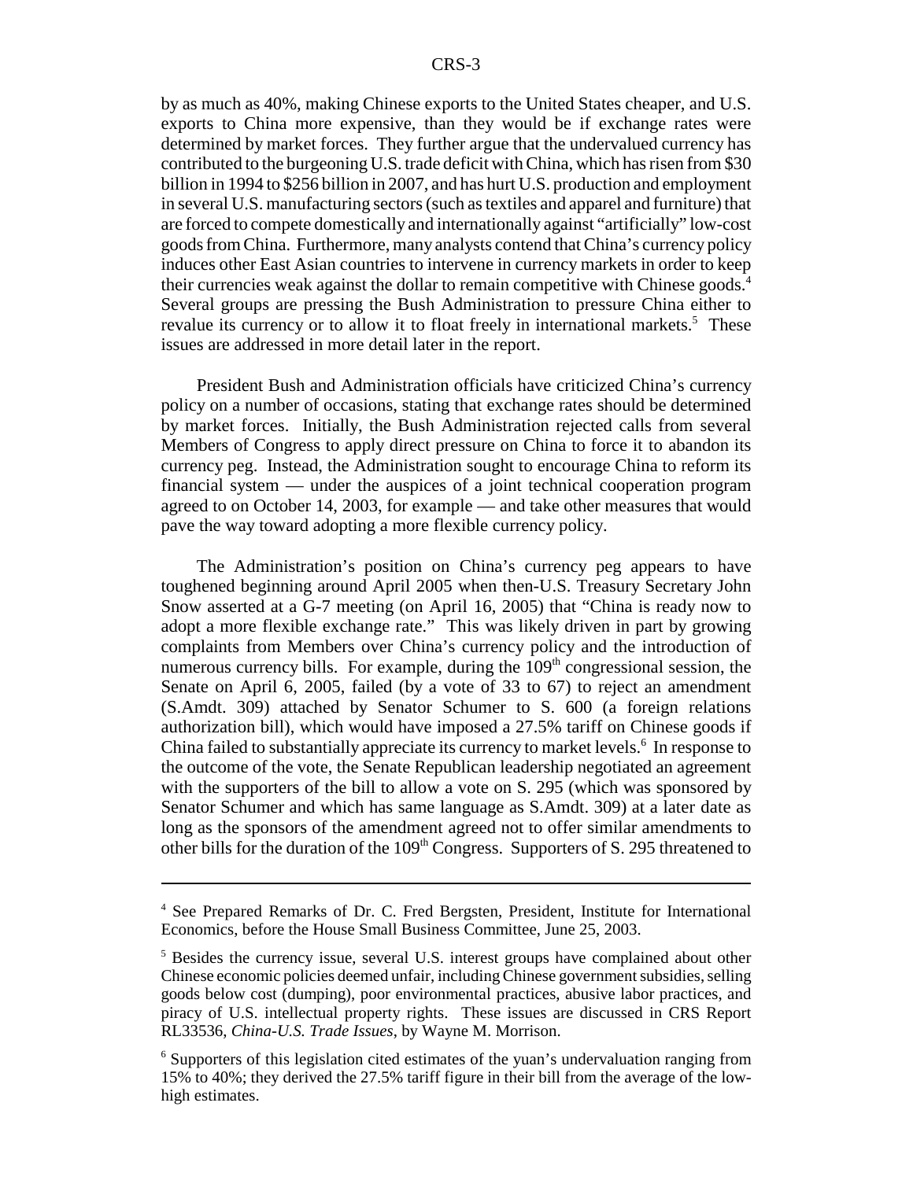by as much as 40%, making Chinese exports to the United States cheaper, and U.S. exports to China more expensive, than they would be if exchange rates were determined by market forces. They further argue that the undervalued currency has contributed to the burgeoning U.S. trade deficit with China, which has risen from $30 billion in 1994 to $256 billion in 2007, and has hurt U.S. production and employment in several U.S. manufacturing sectors (such as textiles and apparel and furniture) that are forced to compete domestically and internationally against "artificially" low-cost goods from China. Furthermore, many analysts contend that China's currency policy induces other East Asian countries to intervene in currency markets in order to keep their currencies weak against the dollar to remain competitive with Chinese goods.[4] Several groups are pressing the Bush Administration to pressure China either to revalue its currency or to allow it to float freely in international markets.[5] These issues are addressed in more detail later in the report.

President Bush and Administration officials have criticized China's currency policy on a number of occasions, stating that exchange rates should be determined by market forces. Initially, the Bush Administration rejected calls from several Members of Congress to apply direct pressure on China to force it to abandon its currency peg. Instead, the Administration sought to encourage China to reform its financial system — under the auspices of a joint technical cooperation program agreed to on October 14, 2003, for example — and take other measures that would pave the way toward adopting a more flexible currency policy.

The Administration's position on China's currency peg appears to have toughened beginning around April 2005 when then-U.S. Treasury Secretary John Snow asserted at a G-7 meeting (on April 16, 2005) that "China is ready now to adopt a more flexible exchange rate." This was likely driven in part by growing complaints from Members over China's currency policy and the introduction of numerous currency bills. For example, during the 109th congressional session, the Senate on April 6, 2005, failed (by a vote of 33 to 67) to reject an amendment (S.Amdt. 309) attached by Senator Schumer to S. 600 (a foreign relations authorization bill), which would have imposed a 27.5% tariff on Chinese goods if China failed to substantially appreciate its currency to market levels.[6] In response to the outcome of the vote, the Senate Republican leadership negotiated an agreement with the supporters of the bill to allow a vote on S. 295 (which was sponsored by Senator Schumer and which has same language as S.Amdt. 309) at a later date as long as the sponsors of the amendment agreed not to offer similar amendments to other bills for the duration of the 109th Congress. Supporters of S. 295 threatened to

---

[4] See Prepared Remarks of Dr. C. Fred Bergsten, President, Institute for International Economics, before the House Small Business Committee, June 25, 2003.

[5] Besides the currency issue, several U.S. interest groups have complained about other Chinese economic policies deemed unfair, including Chinese government subsidies, selling goods below cost (dumping), poor environmental practices, abusive labor practices, and piracy of U.S. intellectual property rights. These issues are discussed in CRS Report RL33536, *China-U.S. Trade Issues*, by Wayne M. Morrison.

[6] Supporters of this legislation cited estimates of the yuan's undervaluation ranging from 15% to 40%; they derived the 27.5% tariff figure in their bill from the average of the low-high estimates.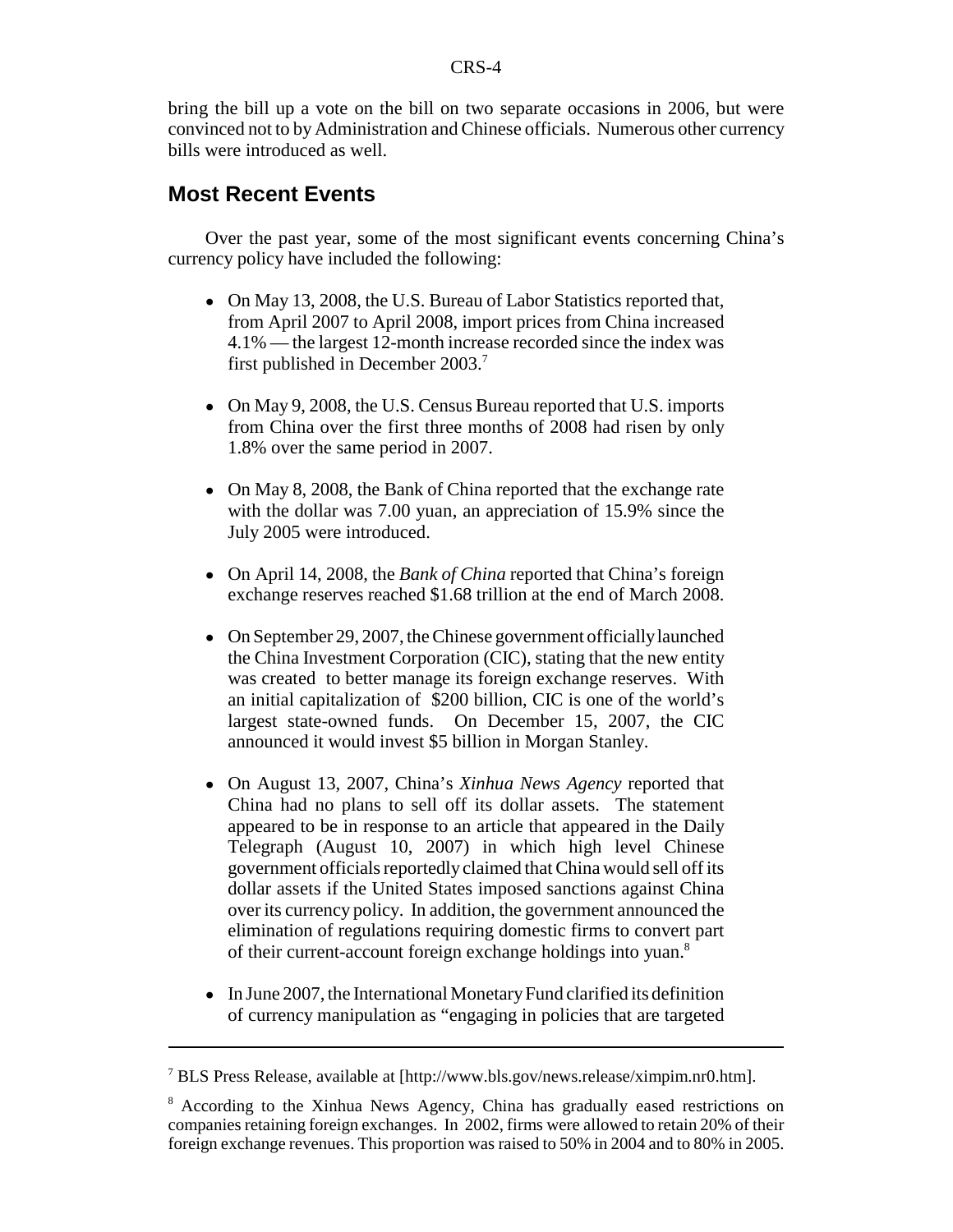bring the bill up a vote on the bill on two separate occasions in 2006, but were convinced not to by Administration and Chinese officials. Numerous other currency bills were introduced as well.

## Most Recent Events

Over the past year, some of the most significant events concerning China's currency policy have included the following:

- On May 13, 2008, the U.S. Bureau of Labor Statistics reported that, from April 2007 to April 2008, import prices from China increased 4.1% — the largest 12-month increase recorded since the index was first published in December 2003.[7]

- On May 9, 2008, the U.S. Census Bureau reported that U.S. imports from China over the first three months of 2008 had risen by only 1.8% over the same period in 2007.

- On May 8, 2008, the Bank of China reported that the exchange rate with the dollar was 7.00 yuan, an appreciation of 15.9% since the July 2005 were introduced.

- On April 14, 2008, the *Bank of China* reported that China's foreign exchange reserves reached $1.68 trillion at the end of March 2008.

- On September 29, 2007, the Chinese government officially launched the China Investment Corporation (CIC), stating that the new entity was created to better manage its foreign exchange reserves. With an initial capitalization of $200 billion, CIC is one of the world's largest state-owned funds. On December 15, 2007, the CIC announced it would invest $5 billion in Morgan Stanley.

- On August 13, 2007, China's *Xinhua News Agency* reported that China had no plans to sell off its dollar assets. The statement appeared to be in response to an article that appeared in the Daily Telegraph (August 10, 2007) in which high level Chinese government officials reportedly claimed that China would sell off its dollar assets if the United States imposed sanctions against China over its currency policy. In addition, the government announced the elimination of regulations requiring domestic firms to convert part of their current-account foreign exchange holdings into yuan.[8]

- In June 2007, the International Monetary Fund clarified its definition of currency manipulation as "engaging in policies that are targeted

---

[7] BLS Press Release, available at [http://www.bls.gov/news.release/ximpim.nr0.htm].

[8] According to the Xinhua News Agency, China has gradually eased restrictions on companies retaining foreign exchanges. In 2002, firms were allowed to retain 20% of their foreign exchange revenues. This proportion was raised to 50% in 2004 and to 80% in 2005.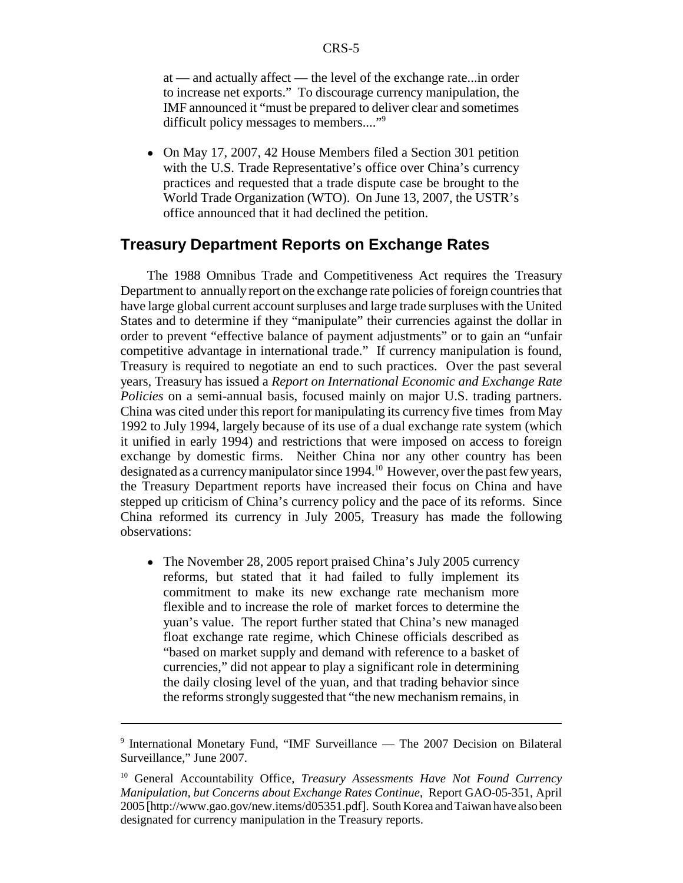at — and actually affect — the level of the exchange rate...in order to increase net exports." To discourage currency manipulation, the IMF announced it "must be prepared to deliver clear and sometimes difficult policy messages to members...."[9]

- On May 17, 2007, 42 House Members filed a Section 301 petition with the U.S. Trade Representative's office over China's currency practices and requested that a trade dispute case be brought to the World Trade Organization (WTO). On June 13, 2007, the USTR's office announced that it had declined the petition.

## Treasury Department Reports on Exchange Rates

The 1988 Omnibus Trade and Competitiveness Act requires the Treasury Department to annually report on the exchange rate policies of foreign countries that have large global current account surpluses and large trade surpluses with the United States and to determine if they "manipulate" their currencies against the dollar in order to prevent "effective balance of payment adjustments" or to gain an "unfair competitive advantage in international trade." If currency manipulation is found, Treasury is required to negotiate an end to such practices. Over the past several years, Treasury has issued a *Report on International Economic and Exchange Rate Policies* on a semi-annual basis, focused mainly on major U.S. trading partners. China was cited under this report for manipulating its currency five times from May 1992 to July 1994, largely because of its use of a dual exchange rate system (which it unified in early 1994) and restrictions that were imposed on access to foreign exchange by domestic firms. Neither China nor any other country has been designated as a currency manipulator since 1994.[10] However, over the past few years, the Treasury Department reports have increased their focus on China and have stepped up criticism of China's currency policy and the pace of its reforms. Since China reformed its currency in July 2005, Treasury has made the following observations:

- The November 28, 2005 report praised China's July 2005 currency reforms, but stated that it had failed to fully implement its commitment to make its new exchange rate mechanism more flexible and to increase the role of market forces to determine the yuan's value. The report further stated that China's new managed float exchange rate regime, which Chinese officials described as "based on market supply and demand with reference to a basket of currencies," did not appear to play a significant role in determining the daily closing level of the yuan, and that trading behavior since the reforms strongly suggested that "the new mechanism remains, in

---

[9] International Monetary Fund, "IMF Surveillance — The 2007 Decision on Bilateral Surveillance," June 2007.

[10] General Accountability Office, *Treasury Assessments Have Not Found Currency Manipulation, but Concerns about Exchange Rates Continue*, Report GAO-05-351, April 2005 [http://www.gao.gov/new.items/d05351.pdf]. South Korea and Taiwan have also been designated for currency manipulation in the Treasury reports.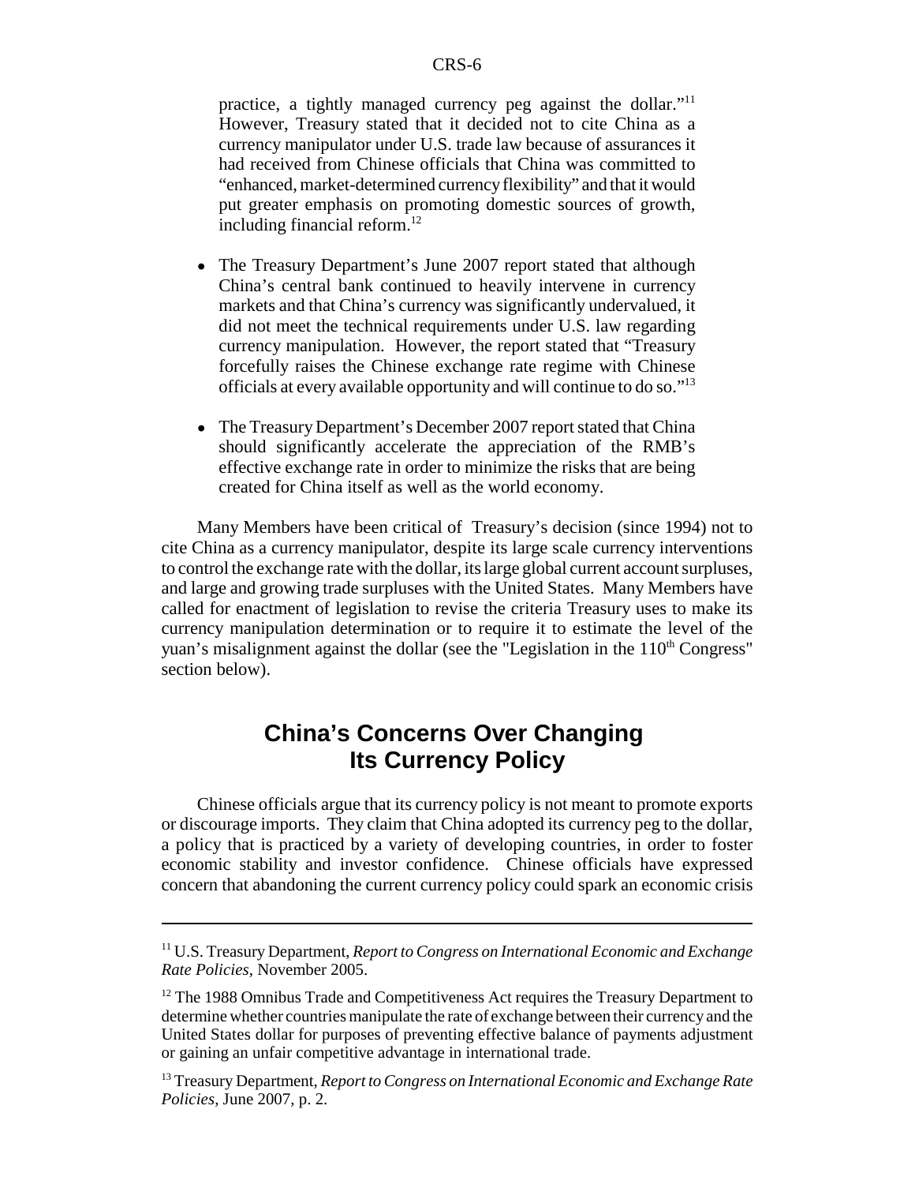practice, a tightly managed currency peg against the dollar."[11] However, Treasury stated that it decided not to cite China as a currency manipulator under U.S. trade law because of assurances it had received from Chinese officials that China was committed to "enhanced, market-determined currency flexibility" and that it would put greater emphasis on promoting domestic sources of growth, including financial reform.[12]

- The Treasury Department's June 2007 report stated that although China's central bank continued to heavily intervene in currency markets and that China's currency was significantly undervalued, it did not meet the technical requirements under U.S. law regarding currency manipulation. However, the report stated that "Treasury forcefully raises the Chinese exchange rate regime with Chinese officials at every available opportunity and will continue to do so."[13]

- The Treasury Department's December 2007 report stated that China should significantly accelerate the appreciation of the RMB's effective exchange rate in order to minimize the risks that are being created for China itself as well as the world economy.

Many Members have been critical of Treasury's decision (since 1994) not to cite China as a currency manipulator, despite its large scale currency interventions to control the exchange rate with the dollar, its large global current account surpluses, and large and growing trade surpluses with the United States. Many Members have called for enactment of legislation to revise the criteria Treasury uses to make its currency manipulation determination or to require it to estimate the level of the yuan's misalignment against the dollar (see the "Legislation in the 110th Congress" section below).

## China's Concerns Over Changing Its Currency Policy

Chinese officials argue that its currency policy is not meant to promote exports or discourage imports. They claim that China adopted its currency peg to the dollar, a policy that is practiced by a variety of developing countries, in order to foster economic stability and investor confidence. Chinese officials have expressed concern that abandoning the current currency policy could spark an economic crisis

---

[11] U.S. Treasury Department, *Report to Congress on International Economic and Exchange Rate Policies*, November 2005.

[12] The 1988 Omnibus Trade and Competitiveness Act requires the Treasury Department to determine whether countries manipulate the rate of exchange between their currency and the United States dollar for purposes of preventing effective balance of payments adjustment or gaining an unfair competitive advantage in international trade.

[13] Treasury Department, *Report to Congress on International Economic and Exchange Rate Policies*, June 2007, p. 2.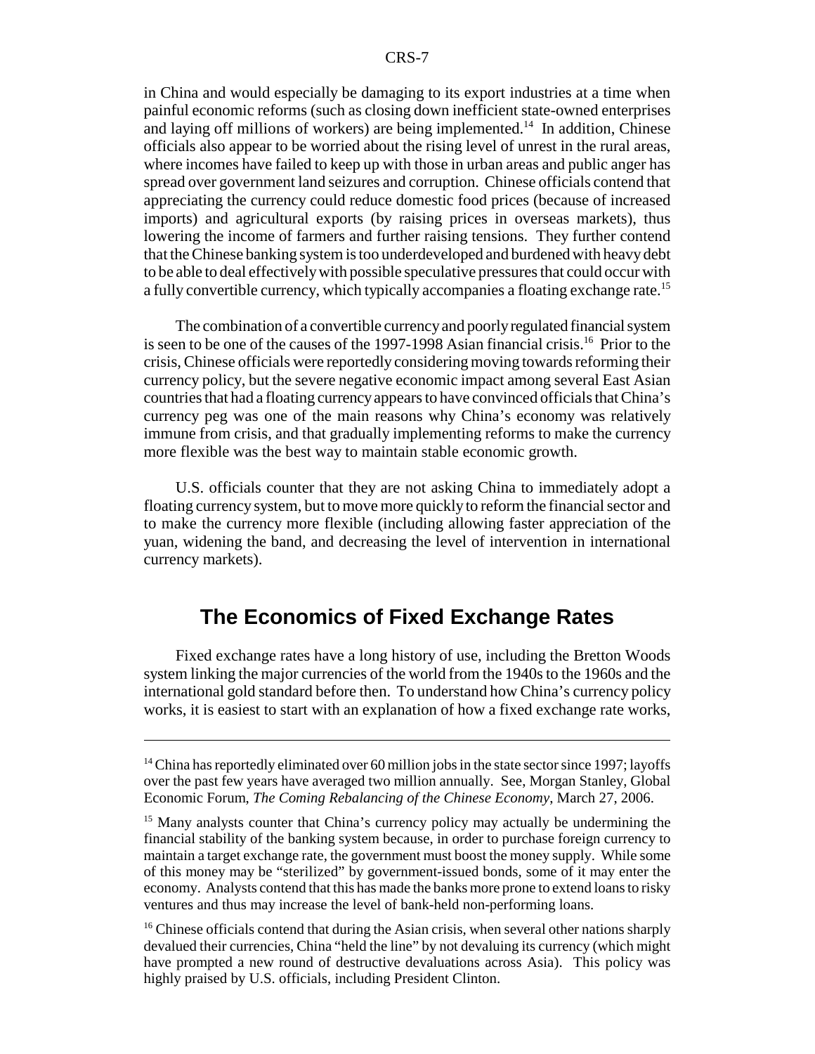in China and would especially be damaging to its export industries at a time when painful economic reforms (such as closing down inefficient state-owned enterprises and laying off millions of workers) are being implemented.[14] In addition, Chinese officials also appear to be worried about the rising level of unrest in the rural areas, where incomes have failed to keep up with those in urban areas and public anger has spread over government land seizures and corruption. Chinese officials contend that appreciating the currency could reduce domestic food prices (because of increased imports) and agricultural exports (by raising prices in overseas markets), thus lowering the income of farmers and further raising tensions. They further contend that the Chinese banking system is too underdeveloped and burdened with heavy debt to be able to deal effectively with possible speculative pressures that could occur with a fully convertible currency, which typically accompanies a floating exchange rate.[15]

The combination of a convertible currency and poorly regulated financial system is seen to be one of the causes of the 1997-1998 Asian financial crisis.[16] Prior to the crisis, Chinese officials were reportedly considering moving towards reforming their currency policy, but the severe negative economic impact among several East Asian countries that had a floating currency appears to have convinced officials that China's currency peg was one of the main reasons why China's economy was relatively immune from crisis, and that gradually implementing reforms to make the currency more flexible was the best way to maintain stable economic growth.

U.S. officials counter that they are not asking China to immediately adopt a floating currency system, but to move more quickly to reform the financial sector and to make the currency more flexible (including allowing faster appreciation of the yuan, widening the band, and decreasing the level of intervention in international currency markets).

## The Economics of Fixed Exchange Rates

Fixed exchange rates have a long history of use, including the Bretton Woods system linking the major currencies of the world from the 1940s to the 1960s and the international gold standard before then. To understand how China's currency policy works, it is easiest to start with an explanation of how a fixed exchange rate works,

---

[14] China has reportedly eliminated over 60 million jobs in the state sector since 1997; layoffs over the past few years have averaged two million annually. See, Morgan Stanley, Global Economic Forum, *The Coming Rebalancing of the Chinese Economy*, March 27, 2006.

[15] Many analysts counter that China's currency policy may actually be undermining the financial stability of the banking system because, in order to purchase foreign currency to maintain a target exchange rate, the government must boost the money supply. While some of this money may be "sterilized" by government-issued bonds, some of it may enter the economy. Analysts contend that this has made the banks more prone to extend loans to risky ventures and thus may increase the level of bank-held non-performing loans.

[16] Chinese officials contend that during the Asian crisis, when several other nations sharply devalued their currencies, China "held the line" by not devaluing its currency (which might have prompted a new round of destructive devaluations across Asia). This policy was highly praised by U.S. officials, including President Clinton.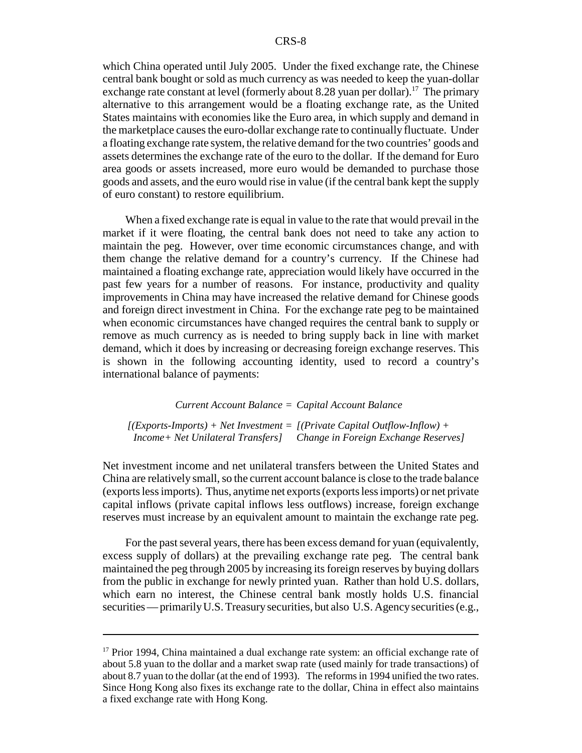which China operated until July 2005. Under the fixed exchange rate, the Chinese central bank bought or sold as much currency as was needed to keep the yuan-dollar exchange rate constant at level (formerly about 8.28 yuan per dollar).[17] The primary alternative to this arrangement would be a floating exchange rate, as the United States maintains with economies like the Euro area, in which supply and demand in the marketplace causes the euro-dollar exchange rate to continually fluctuate. Under a floating exchange rate system, the relative demand for the two countries' goods and assets determines the exchange rate of the euro to the dollar. If the demand for Euro area goods or assets increased, more euro would be demanded to purchase those goods and assets, and the euro would rise in value (if the central bank kept the supply of euro constant) to restore equilibrium.

When a fixed exchange rate is equal in value to the rate that would prevail in the market if it were floating, the central bank does not need to take any action to maintain the peg. However, over time economic circumstances change, and with them change the relative demand for a country's currency. If the Chinese had maintained a floating exchange rate, appreciation would likely have occurred in the past few years for a number of reasons. For instance, productivity and quality improvements in China may have increased the relative demand for Chinese goods and foreign direct investment in China. For the exchange rate peg to be maintained when economic circumstances have changed requires the central bank to supply or remove as much currency as is needed to bring supply back in line with market demand, which it does by increasing or decreasing foreign exchange reserves. This is shown in the following accounting identity, used to record a country's international balance of payments:

*Current Account Balance = Capital Account Balance*

*[(Exports-Imports) + Net Investment Income + Net Unilateral Transfers] = [(Private Capital Outflow-Inflow) + Change in Foreign Exchange Reserves]*

Net investment income and net unilateral transfers between the United States and China are relatively small, so the current account balance is close to the trade balance (exports less imports). Thus, anytime net exports (exports less imports) or net private capital inflows (private capital inflows less outflows) increase, foreign exchange reserves must increase by an equivalent amount to maintain the exchange rate peg.

For the past several years, there has been excess demand for yuan (equivalently, excess supply of dollars) at the prevailing exchange rate peg. The central bank maintained the peg through 2005 by increasing its foreign reserves by buying dollars from the public in exchange for newly printed yuan. Rather than hold U.S. dollars, which earn no interest, the Chinese central bank mostly holds U.S. financial securities — primarily U.S. Treasury securities, but also U.S. Agency securities (e.g.,

---

[17] Prior 1994, China maintained a dual exchange rate system: an official exchange rate of about 5.8 yuan to the dollar and a market swap rate (used mainly for trade transactions) of about 8.7 yuan to the dollar (at the end of 1993). The reforms in 1994 unified the two rates. Since Hong Kong also fixes its exchange rate to the dollar, China in effect also maintains a fixed exchange rate with Hong Kong.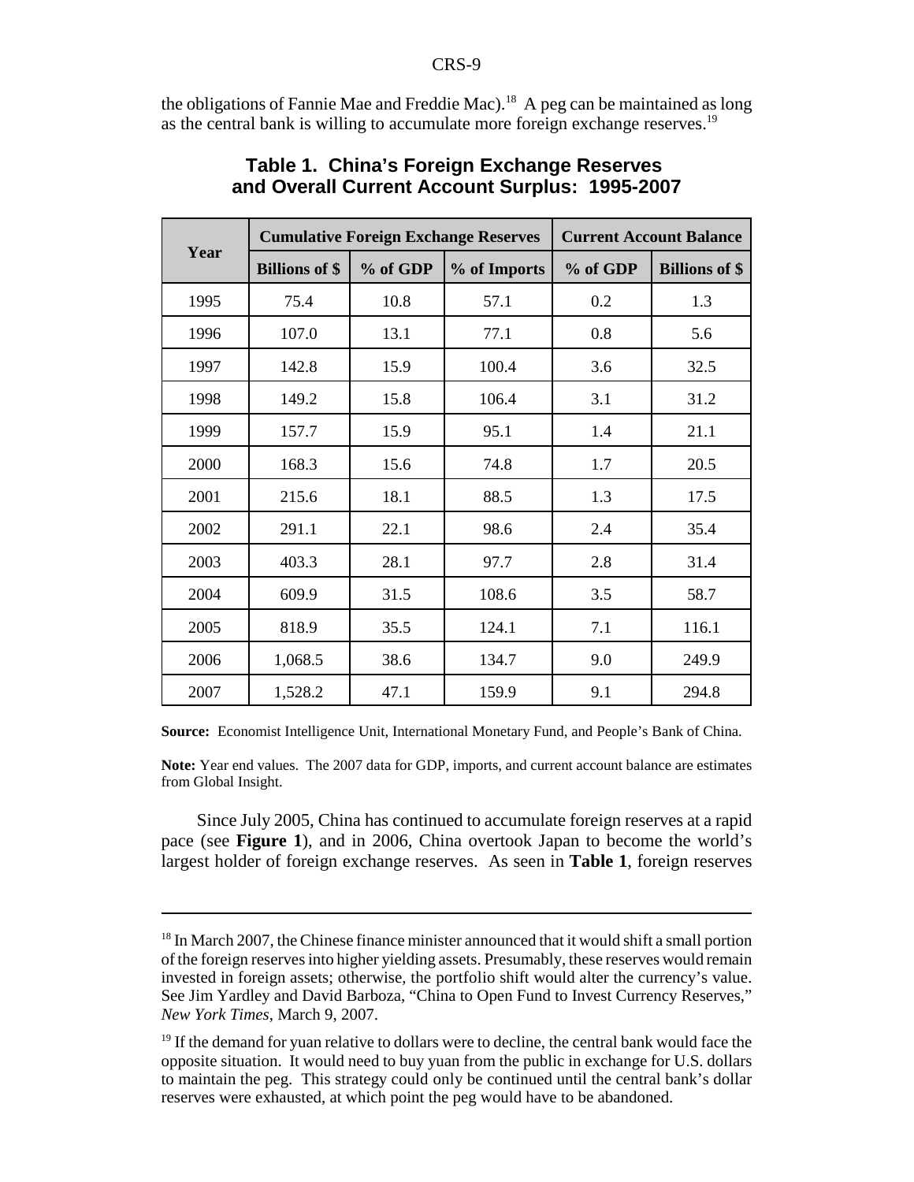the obligations of Fannie Mae and Freddie Mac).[18] A peg can be maintained as long as the central bank is willing to accumulate more foreign exchange reserves.[19]

**Table 1. China's Foreign Exchange Reserves and Overall Current Account Surplus: 1995-2007**

| Year | Cumulative Foreign Exchange Reserves | | | Current Account Balance | |
|---|---|---|---|---|---|
| | Billions of $ | % of GDP | % of Imports | % of GDP | Billions of $ |
| 1995 | 75.4 | 10.8 | 57.1 | 0.2 | 1.3 |
| 1996 | 107.0 | 13.1 | 77.1 | 0.8 | 5.6 |
| 1997 | 142.8 | 15.9 | 100.4 | 3.6 | 32.5 |
| 1998 | 149.2 | 15.8 | 106.4 | 3.1 | 31.2 |
| 1999 | 157.7 | 15.9 | 95.1 | 1.4 | 21.1 |
| 2000 | 168.3 | 15.6 | 74.8 | 1.7 | 20.5 |
| 2001 | 215.6 | 18.1 | 88.5 | 1.3 | 17.5 |
| 2002 | 291.1 | 22.1 | 98.6 | 2.4 | 35.4 |
| 2003 | 403.3 | 28.1 | 97.7 | 2.8 | 31.4 |
| 2004 | 609.9 | 31.5 | 108.6 | 3.5 | 58.7 |
| 2005 | 818.9 | 35.5 | 124.1 | 7.1 | 116.1 |
| 2006 | 1,068.5 | 38.6 | 134.7 | 9.0 | 249.9 |
| 2007 | 1,528.2 | 47.1 | 159.9 | 9.1 | 294.8 |

**Source:** Economist Intelligence Unit, International Monetary Fund, and People's Bank of China.

**Note:** Year end values. The 2007 data for GDP, imports, and current account balance are estimates from Global Insight.

Since July 2005, China has continued to accumulate foreign reserves at a rapid pace (see **Figure 1**), and in 2006, China overtook Japan to become the world's largest holder of foreign exchange reserves. As seen in **Table 1**, foreign reserves

[18] In March 2007, the Chinese finance minister announced that it would shift a small portion of the foreign reserves into higher yielding assets. Presumably, these reserves would remain invested in foreign assets; otherwise, the portfolio shift would alter the currency's value. See Jim Yardley and David Barboza, "China to Open Fund to Invest Currency Reserves," *New York Times*, March 9, 2007.

[19] If the demand for yuan relative to dollars were to decline, the central bank would face the opposite situation. It would need to buy yuan from the public in exchange for U.S. dollars to maintain the peg. This strategy could only be continued until the central bank's dollar reserves were exhausted, at which point the peg would have to be abandoned.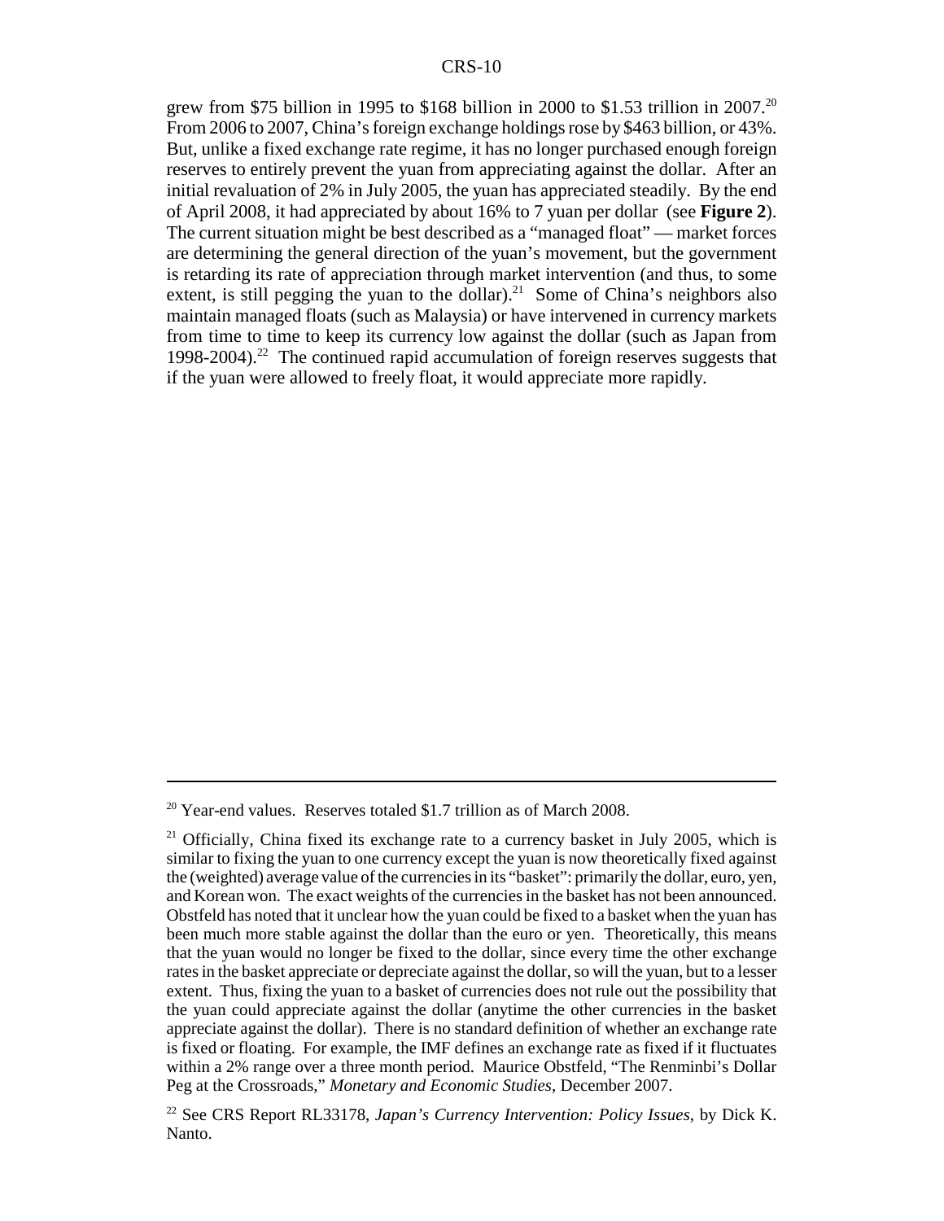grew from $75 billion in 1995 to $168 billion in 2000 to $1.53 trillion in 2007.[20] From 2006 to 2007, China's foreign exchange holdings rose by $463 billion, or 43%. But, unlike a fixed exchange rate regime, it has no longer purchased enough foreign reserves to entirely prevent the yuan from appreciating against the dollar. After an initial revaluation of 2% in July 2005, the yuan has appreciated steadily. By the end of April 2008, it had appreciated by about 16% to 7 yuan per dollar (see **Figure 2**). The current situation might be best described as a "managed float" — market forces are determining the general direction of the yuan's movement, but the government is retarding its rate of appreciation through market intervention (and thus, to some extent, is still pegging the yuan to the dollar).[21] Some of China's neighbors also maintain managed floats (such as Malaysia) or have intervened in currency markets from time to time to keep its currency low against the dollar (such as Japan from 1998-2004).[22] The continued rapid accumulation of foreign reserves suggests that if the yuan were allowed to freely float, it would appreciate more rapidly.

---

[20] Year-end values. Reserves totaled $1.7 trillion as of March 2008.

[21] Officially, China fixed its exchange rate to a currency basket in July 2005, which is similar to fixing the yuan to one currency except the yuan is now theoretically fixed against the (weighted) average value of the currencies in its "basket": primarily the dollar, euro, yen, and Korean won. The exact weights of the currencies in the basket has not been announced. Obstfeld has noted that it unclear how the yuan could be fixed to a basket when the yuan has been much more stable against the dollar than the euro or yen. Theoretically, this means that the yuan would no longer be fixed to the dollar, since every time the other exchange rates in the basket appreciate or depreciate against the dollar, so will the yuan, but to a lesser extent. Thus, fixing the yuan to a basket of currencies does not rule out the possibility that the yuan could appreciate against the dollar (anytime the other currencies in the basket appreciate against the dollar). There is no standard definition of whether an exchange rate is fixed or floating. For example, the IMF defines an exchange rate as fixed if it fluctuates within a 2% range over a three month period. Maurice Obstfeld, "The Renminbi's Dollar Peg at the Crossroads," *Monetary and Economic Studies*, December 2007.

[22] See CRS Report RL33178, *Japan's Currency Intervention: Policy Issues*, by Dick K. Nanto.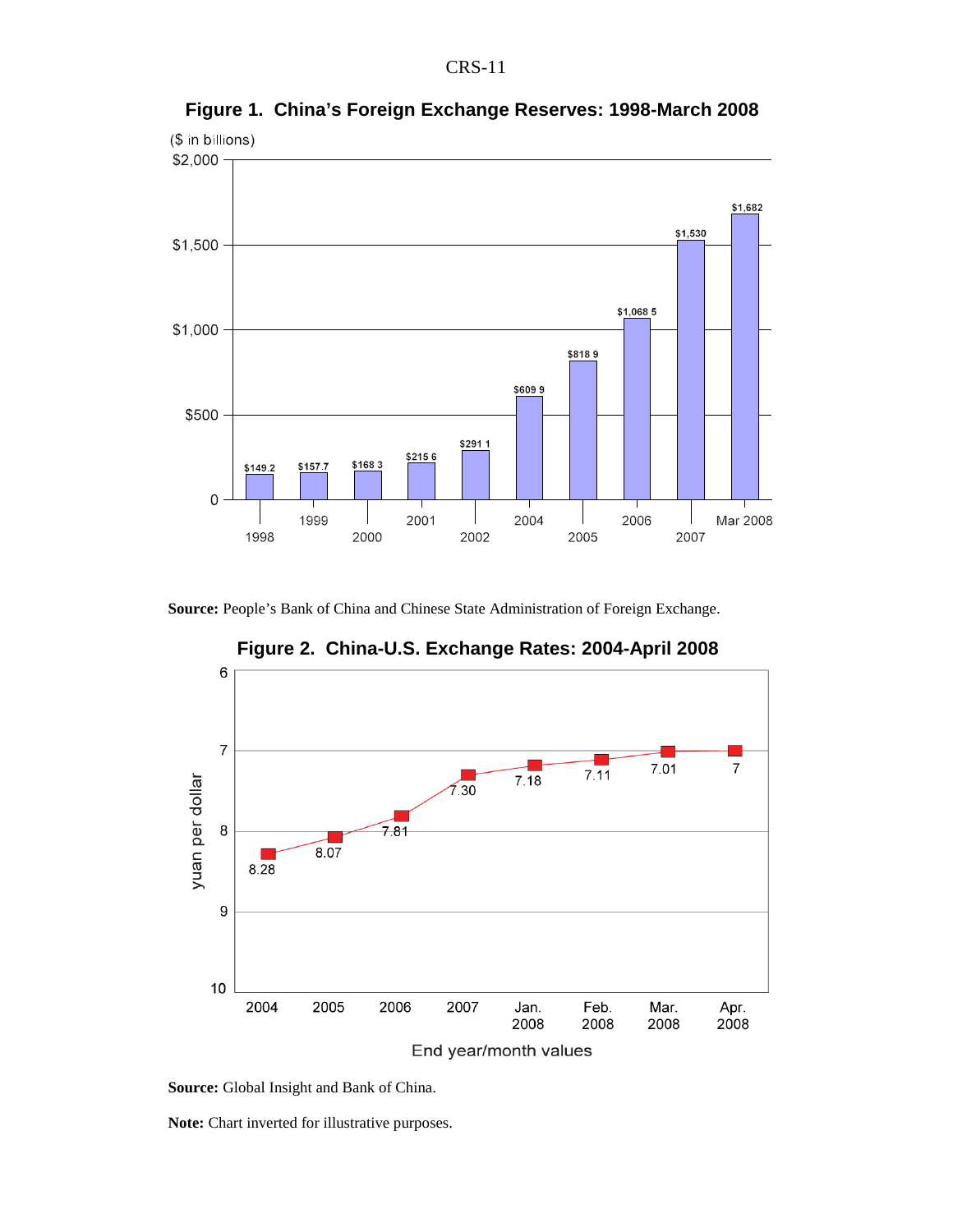**Figure 1. China's Foreign Exchange Reserves: 1998-March 2008**

($ in billions)

| Year | Reserves |
|---|---|
| 1998 | $149.2 |
| 1999 | $157.7 |
| 2000 | $168 3 |
| 2001 | $215 6 |
| 2002 | $291 1 |
| 2004 | $609 9 |
| 2005 | $818 9 |
| 2006 | $1,068 5 |
| 2007 | $1,530 |
| Mar 2008 | $1,682 |

**Source:** People's Bank of China and Chinese State Administration of Foreign Exchange.

**Figure 2. China-U.S. Exchange Rates: 2004-April 2008**

| End year/month values | yuan per dollar |
|---|---|
| 2004 | 8.28 |
| 2005 | 8.07 |
| 2006 | 7.81 |
| 2007 | 7.30 |
| Jan. 2008 | 7.18 |
| Feb. 2008 | 7.11 |
| Mar. 2008 | 7.01 |
| Apr. 2008 | 7 |

**Source:** Global Insight and Bank of China.

**Note:** Chart inverted for illustrative purposes.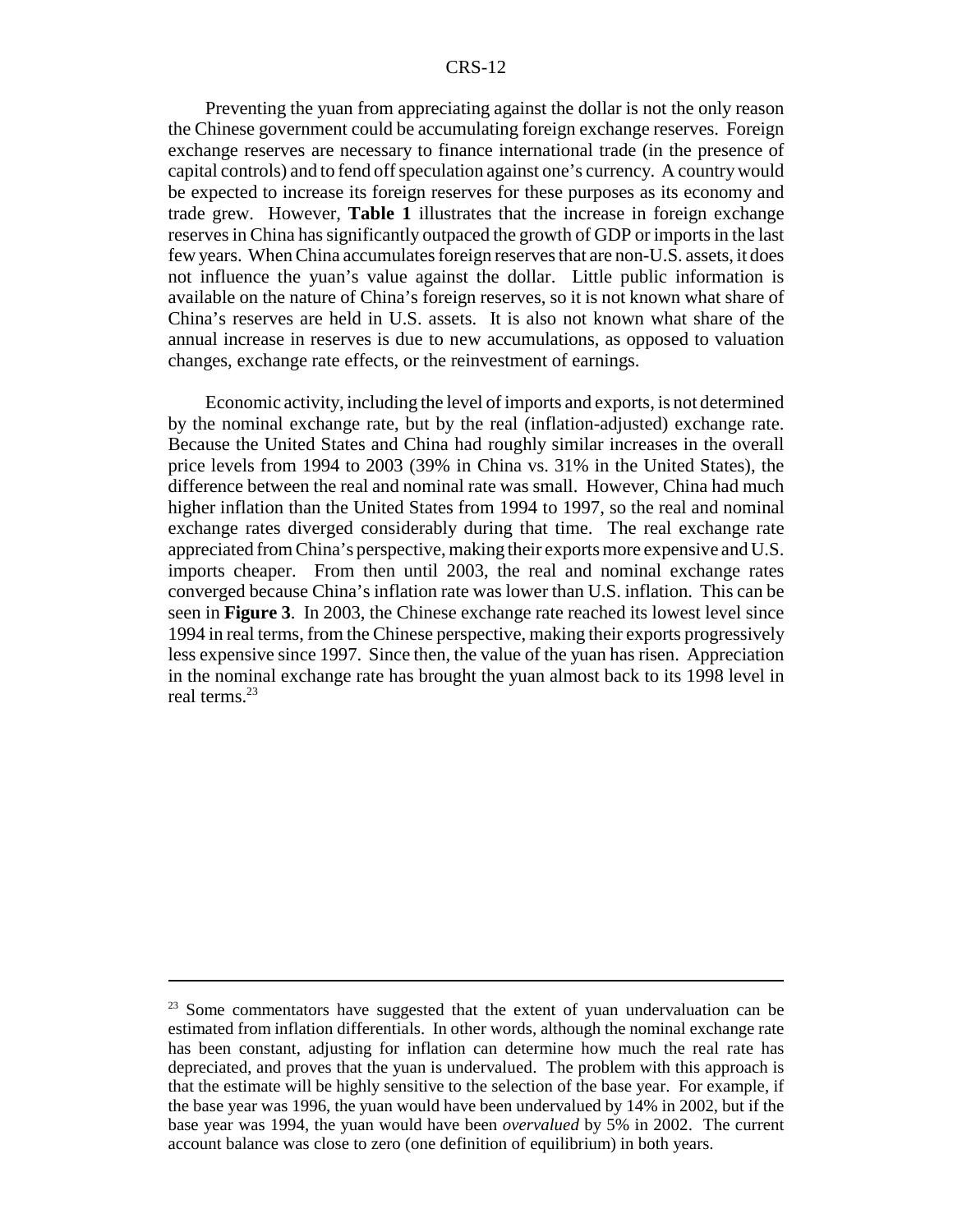Preventing the yuan from appreciating against the dollar is not the only reason the Chinese government could be accumulating foreign exchange reserves. Foreign exchange reserves are necessary to finance international trade (in the presence of capital controls) and to fend off speculation against one's currency. A country would be expected to increase its foreign reserves for these purposes as its economy and trade grew. However, **Table 1** illustrates that the increase in foreign exchange reserves in China has significantly outpaced the growth of GDP or imports in the last few years. When China accumulates foreign reserves that are non-U.S. assets, it does not influence the yuan's value against the dollar. Little public information is available on the nature of China's foreign reserves, so it is not known what share of China's reserves are held in U.S. assets. It is also not known what share of the annual increase in reserves is due to new accumulations, as opposed to valuation changes, exchange rate effects, or the reinvestment of earnings.

Economic activity, including the level of imports and exports, is not determined by the nominal exchange rate, but by the real (inflation-adjusted) exchange rate. Because the United States and China had roughly similar increases in the overall price levels from 1994 to 2003 (39% in China vs. 31% in the United States), the difference between the real and nominal rate was small. However, China had much higher inflation than the United States from 1994 to 1997, so the real and nominal exchange rates diverged considerably during that time. The real exchange rate appreciated from China's perspective, making their exports more expensive and U.S. imports cheaper. From then until 2003, the real and nominal exchange rates converged because China's inflation rate was lower than U.S. inflation. This can be seen in **Figure 3**. In 2003, the Chinese exchange rate reached its lowest level since 1994 in real terms, from the Chinese perspective, making their exports progressively less expensive since 1997. Since then, the value of the yuan has risen. Appreciation in the nominal exchange rate has brought the yuan almost back to its 1998 level in real terms.[23]

---

[23] Some commentators have suggested that the extent of yuan undervaluation can be estimated from inflation differentials. In other words, although the nominal exchange rate has been constant, adjusting for inflation can determine how much the real rate has depreciated, and proves that the yuan is undervalued. The problem with this approach is that the estimate will be highly sensitive to the selection of the base year. For example, if the base year was 1996, the yuan would have been undervalued by 14% in 2002, but if the base year was 1994, the yuan would have been *overvalued* by 5% in 2002. The current account balance was close to zero (one definition of equilibrium) in both years.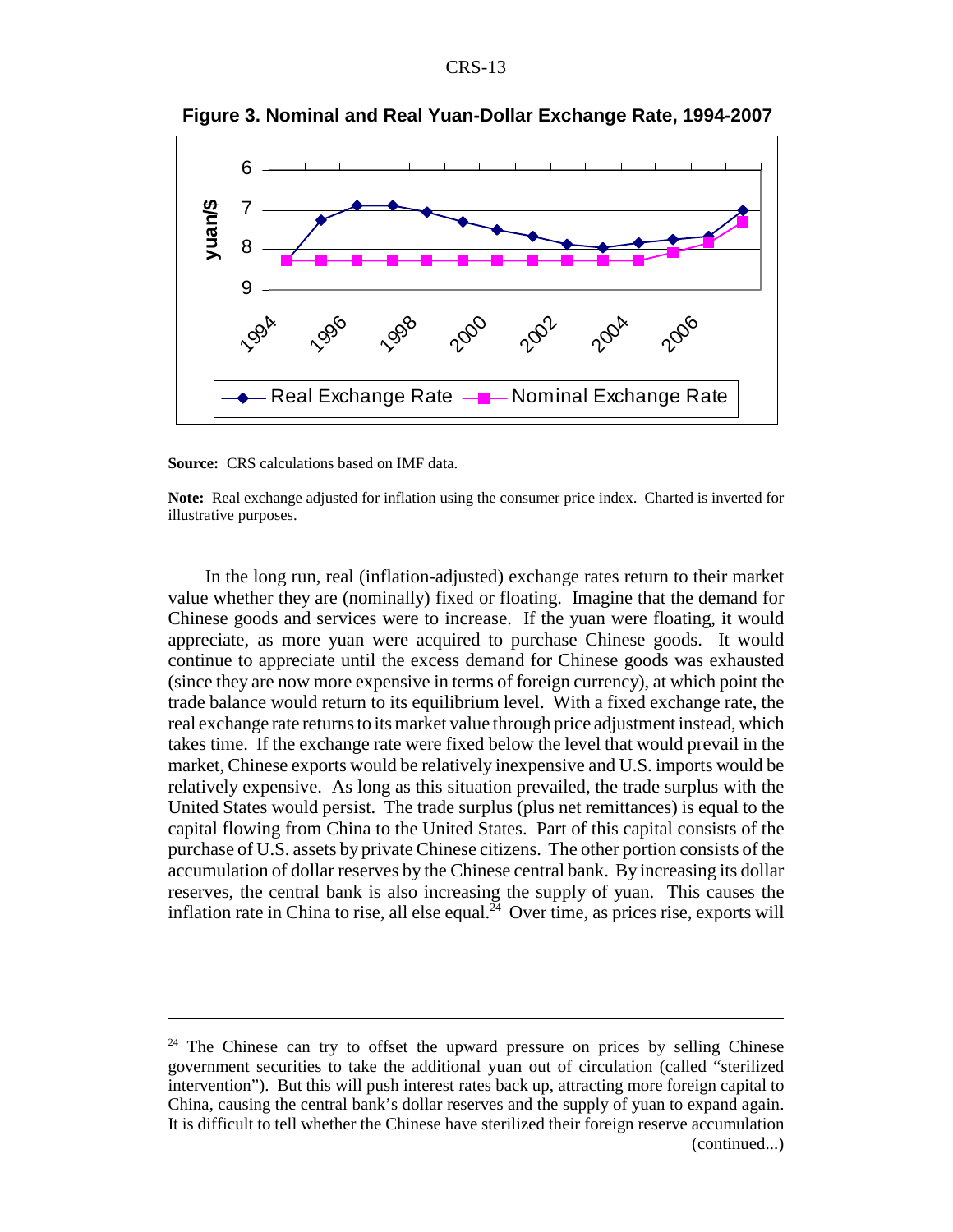**Figure 3. Nominal and Real Yuan-Dollar Exchange Rate, 1994-2007**

**Source:** CRS calculations based on IMF data.

**Note:** Real exchange adjusted for inflation using the consumer price index. Charted is inverted for illustrative purposes.

In the long run, real (inflation-adjusted) exchange rates return to their market value whether they are (nominally) fixed or floating. Imagine that the demand for Chinese goods and services were to increase. If the yuan were floating, it would appreciate, as more yuan were acquired to purchase Chinese goods. It would continue to appreciate until the excess demand for Chinese goods was exhausted (since they are now more expensive in terms of foreign currency), at which point the trade balance would return to its equilibrium level. With a fixed exchange rate, the real exchange rate returns to its market value through price adjustment instead, which takes time. If the exchange rate were fixed below the level that would prevail in the market, Chinese exports would be relatively inexpensive and U.S. imports would be relatively expensive. As long as this situation prevailed, the trade surplus with the United States would persist. The trade surplus (plus net remittances) is equal to the capital flowing from China to the United States. Part of this capital consists of the purchase of U.S. assets by private Chinese citizens. The other portion consists of the accumulation of dollar reserves by the Chinese central bank. By increasing its dollar reserves, the central bank is also increasing the supply of yuan. This causes the inflation rate in China to rise, all else equal.[24] Over time, as prices rise, exports will

---

[24] The Chinese can try to offset the upward pressure on prices by selling Chinese government securities to take the additional yuan out of circulation (called "sterilized intervention"). But this will push interest rates back up, attracting more foreign capital to China, causing the central bank's dollar reserves and the supply of yuan to expand again. It is difficult to tell whether the Chinese have sterilized their foreign reserve accumulation (continued...)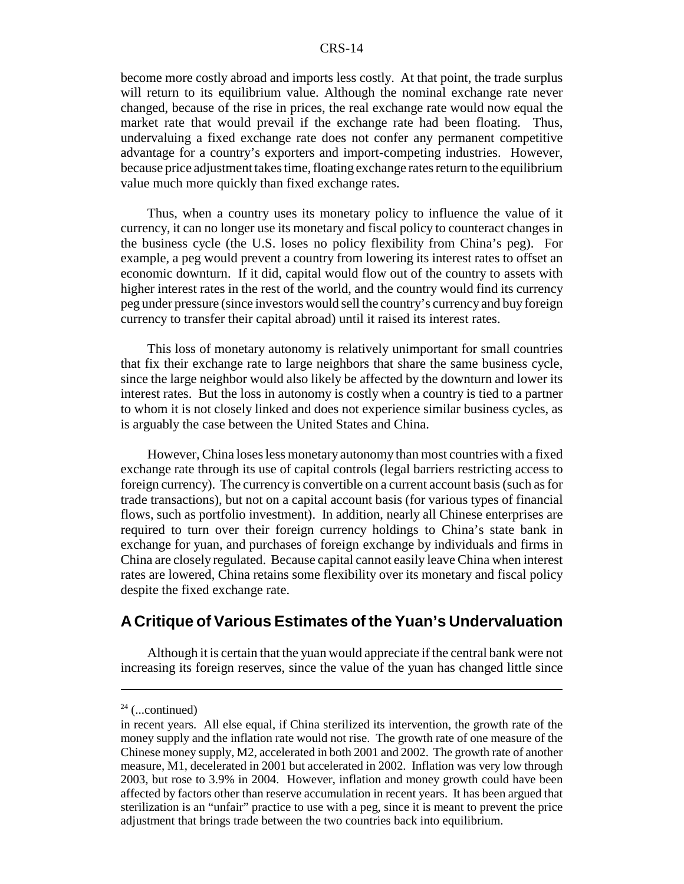become more costly abroad and imports less costly. At that point, the trade surplus will return to its equilibrium value. Although the nominal exchange rate never changed, because of the rise in prices, the real exchange rate would now equal the market rate that would prevail if the exchange rate had been floating. Thus, undervaluing a fixed exchange rate does not confer any permanent competitive advantage for a country's exporters and import-competing industries. However, because price adjustment takes time, floating exchange rates return to the equilibrium value much more quickly than fixed exchange rates.

Thus, when a country uses its monetary policy to influence the value of it currency, it can no longer use its monetary and fiscal policy to counteract changes in the business cycle (the U.S. loses no policy flexibility from China's peg). For example, a peg would prevent a country from lowering its interest rates to offset an economic downturn. If it did, capital would flow out of the country to assets with higher interest rates in the rest of the world, and the country would find its currency peg under pressure (since investors would sell the country's currency and buy foreign currency to transfer their capital abroad) until it raised its interest rates.

This loss of monetary autonomy is relatively unimportant for small countries that fix their exchange rate to large neighbors that share the same business cycle, since the large neighbor would also likely be affected by the downturn and lower its interest rates. But the loss in autonomy is costly when a country is tied to a partner to whom it is not closely linked and does not experience similar business cycles, as is arguably the case between the United States and China.

However, China loses less monetary autonomy than most countries with a fixed exchange rate through its use of capital controls (legal barriers restricting access to foreign currency). The currency is convertible on a current account basis (such as for trade transactions), but not on a capital account basis (for various types of financial flows, such as portfolio investment). In addition, nearly all Chinese enterprises are required to turn over their foreign currency holdings to China's state bank in exchange for yuan, and purchases of foreign exchange by individuals and firms in China are closely regulated. Because capital cannot easily leave China when interest rates are lowered, China retains some flexibility over its monetary and fiscal policy despite the fixed exchange rate.

## A Critique of Various Estimates of the Yuan's Undervaluation

Although it is certain that the yuan would appreciate if the central bank were not increasing its foreign reserves, since the value of the yuan has changed little since

---

[24] (...continued)

in recent years. All else equal, if China sterilized its intervention, the growth rate of the money supply and the inflation rate would not rise. The growth rate of one measure of the Chinese money supply, M2, accelerated in both 2001 and 2002. The growth rate of another measure, M1, decelerated in 2001 but accelerated in 2002. Inflation was very low through 2003, but rose to 3.9% in 2004. However, inflation and money growth could have been affected by factors other than reserve accumulation in recent years. It has been argued that sterilization is an "unfair" practice to use with a peg, since it is meant to prevent the price adjustment that brings trade between the two countries back into equilibrium.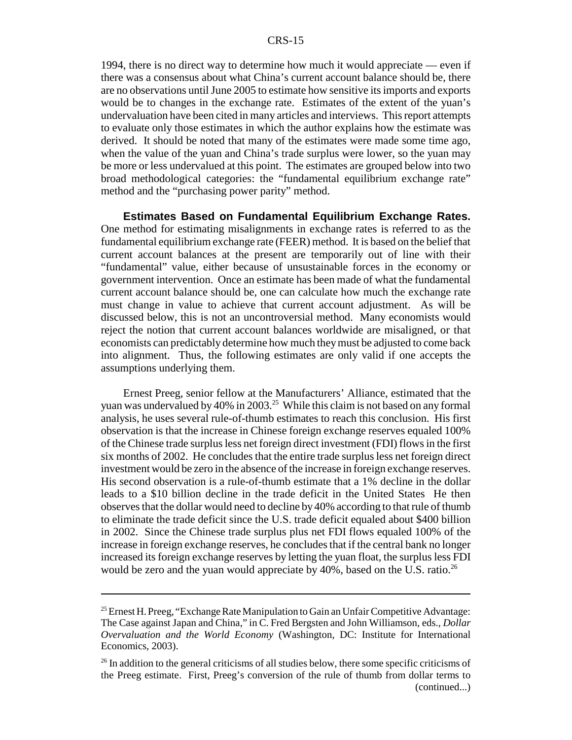1994, there is no direct way to determine how much it would appreciate — even if there was a consensus about what China's current account balance should be, there are no observations until June 2005 to estimate how sensitive its imports and exports would be to changes in the exchange rate. Estimates of the extent of the yuan's undervaluation have been cited in many articles and interviews. This report attempts to evaluate only those estimates in which the author explains how the estimate was derived. It should be noted that many of the estimates were made some time ago, when the value of the yuan and China's trade surplus were lower, so the yuan may be more or less undervalued at this point. The estimates are grouped below into two broad methodological categories: the "fundamental equilibrium exchange rate" method and the "purchasing power parity" method.

**Estimates Based on Fundamental Equilibrium Exchange Rates.** One method for estimating misalignments in exchange rates is referred to as the fundamental equilibrium exchange rate (FEER) method. It is based on the belief that current account balances at the present are temporarily out of line with their "fundamental" value, either because of unsustainable forces in the economy or government intervention. Once an estimate has been made of what the fundamental current account balance should be, one can calculate how much the exchange rate must change in value to achieve that current account adjustment. As will be discussed below, this is not an uncontroversial method. Many economists would reject the notion that current account balances worldwide are misaligned, or that economists can predictably determine how much they must be adjusted to come back into alignment. Thus, the following estimates are only valid if one accepts the assumptions underlying them.

Ernest Preeg, senior fellow at the Manufacturers' Alliance, estimated that the yuan was undervalued by 40% in 2003.[25] While this claim is not based on any formal analysis, he uses several rule-of-thumb estimates to reach this conclusion. His first observation is that the increase in Chinese foreign exchange reserves equaled 100% of the Chinese trade surplus less net foreign direct investment (FDI) flows in the first six months of 2002. He concludes that the entire trade surplus less net foreign direct investment would be zero in the absence of the increase in foreign exchange reserves. His second observation is a rule-of-thumb estimate that a 1% decline in the dollar leads to a \$10 billion decline in the trade deficit in the United States He then observes that the dollar would need to decline by 40% according to that rule of thumb to eliminate the trade deficit since the U.S. trade deficit equaled about \$400 billion in 2002. Since the Chinese trade surplus plus net FDI flows equaled 100% of the increase in foreign exchange reserves, he concludes that if the central bank no longer increased its foreign exchange reserves by letting the yuan float, the surplus less FDI would be zero and the yuan would appreciate by 40%, based on the U.S. ratio.[26]

---

[25] Ernest H. Preeg, "Exchange Rate Manipulation to Gain an Unfair Competitive Advantage: The Case against Japan and China," in C. Fred Bergsten and John Williamson, eds., *Dollar Overvaluation and the World Economy* (Washington, DC: Institute for International Economics, 2003).

[26] In addition to the general criticisms of all studies below, there some specific criticisms of the Preeg estimate. First, Preeg's conversion of the rule of thumb from dollar terms to (continued...)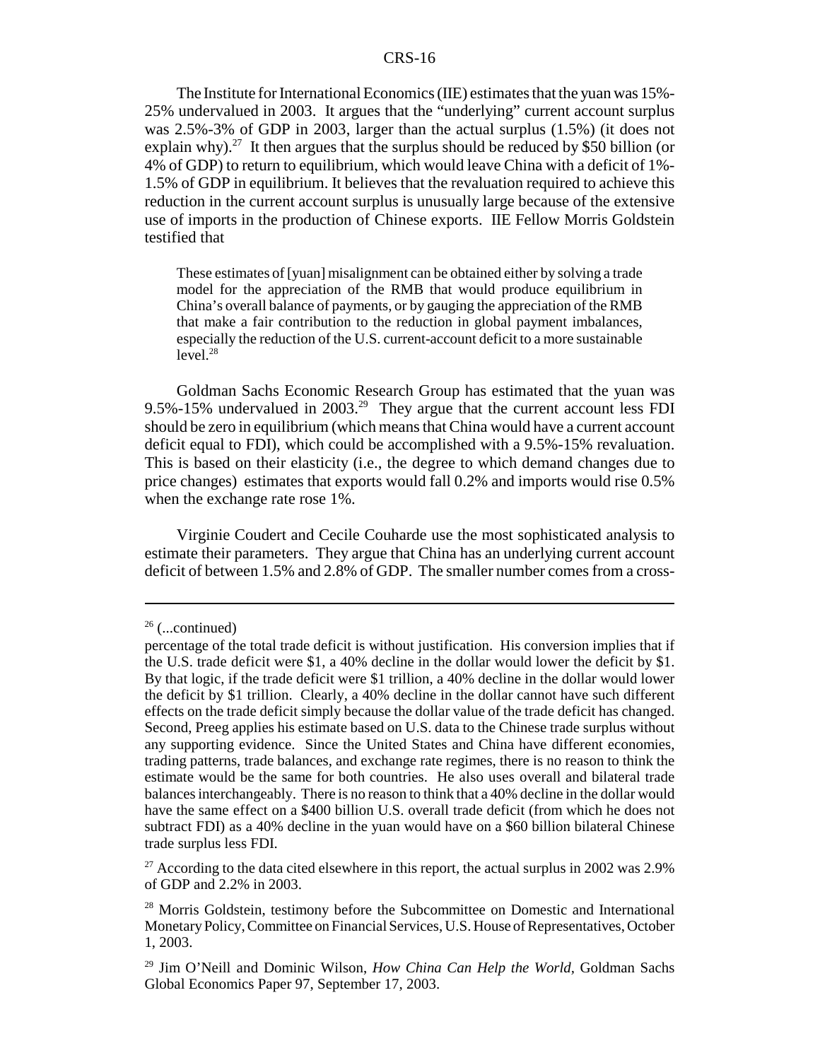The Institute for International Economics (IIE) estimates that the yuan was 15%-25% undervalued in 2003. It argues that the "underlying" current account surplus was 2.5%-3% of GDP in 2003, larger than the actual surplus (1.5%) (it does not explain why).[27] It then argues that the surplus should be reduced by $50 billion (or 4% of GDP) to return to equilibrium, which would leave China with a deficit of 1%-1.5% of GDP in equilibrium. It believes that the revaluation required to achieve this reduction in the current account surplus is unusually large because of the extensive use of imports in the production of Chinese exports. IIE Fellow Morris Goldstein testified that

> These estimates of [yuan] misalignment can be obtained either by solving a trade model for the appreciation of the RMB that would produce equilibrium in China's overall balance of payments, or by gauging the appreciation of the RMB that make a fair contribution to the reduction in global payment imbalances, especially the reduction of the U.S. current-account deficit to a more sustainable level.[28]

Goldman Sachs Economic Research Group has estimated that the yuan was 9.5%-15% undervalued in 2003.[29] They argue that the current account less FDI should be zero in equilibrium (which means that China would have a current account deficit equal to FDI), which could be accomplished with a 9.5%-15% revaluation. This is based on their elasticity (i.e., the degree to which demand changes due to price changes) estimates that exports would fall 0.2% and imports would rise 0.5% when the exchange rate rose 1%.

Virginie Coudert and Cecile Couharde use the most sophisticated analysis to estimate their parameters. They argue that China has an underlying current account deficit of between 1.5% and 2.8% of GDP. The smaller number comes from a cross-

---

[26] (...continued)

percentage of the total trade deficit is without justification. His conversion implies that if the U.S. trade deficit were $1, a 40% decline in the dollar would lower the deficit by $1. By that logic, if the trade deficit were $1 trillion, a 40% decline in the dollar would lower the deficit by $1 trillion. Clearly, a 40% decline in the dollar cannot have such different effects on the trade deficit simply because the dollar value of the trade deficit has changed. Second, Preeg applies his estimate based on U.S. data to the Chinese trade surplus without any supporting evidence. Since the United States and China have different economies, trading patterns, trade balances, and exchange rate regimes, there is no reason to think the estimate would be the same for both countries. He also uses overall and bilateral trade balances interchangeably. There is no reason to think that a 40% decline in the dollar would have the same effect on a $400 billion U.S. overall trade deficit (from which he does not subtract FDI) as a 40% decline in the yuan would have on a $60 billion bilateral Chinese trade surplus less FDI.

[27] According to the data cited elsewhere in this report, the actual surplus in 2002 was 2.9% of GDP and 2.2% in 2003.

[28] Morris Goldstein, testimony before the Subcommittee on Domestic and International Monetary Policy, Committee on Financial Services, U.S. House of Representatives, October 1, 2003.

[29] Jim O'Neill and Dominic Wilson, *How China Can Help the World*, Goldman Sachs Global Economics Paper 97, September 17, 2003.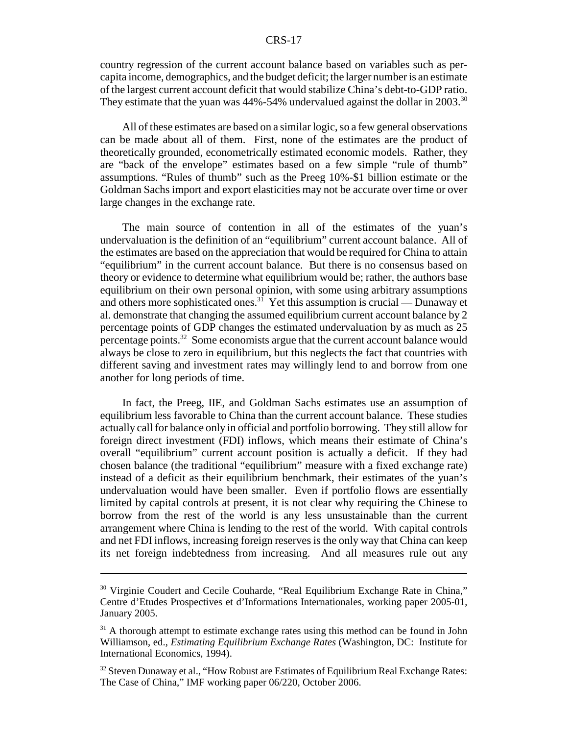country regression of the current account balance based on variables such as per-capita income, demographics, and the budget deficit; the larger number is an estimate of the largest current account deficit that would stabilize China's debt-to-GDP ratio. They estimate that the yuan was 44%-54% undervalued against the dollar in 2003.[30]

All of these estimates are based on a similar logic, so a few general observations can be made about all of them. First, none of the estimates are the product of theoretically grounded, econometrically estimated economic models. Rather, they are "back of the envelope" estimates based on a few simple "rule of thumb" assumptions. "Rules of thumb" such as the Preeg 10%-$1 billion estimate or the Goldman Sachs import and export elasticities may not be accurate over time or over large changes in the exchange rate.

The main source of contention in all of the estimates of the yuan's undervaluation is the definition of an "equilibrium" current account balance. All of the estimates are based on the appreciation that would be required for China to attain "equilibrium" in the current account balance. But there is no consensus based on theory or evidence to determine what equilibrium would be; rather, the authors base equilibrium on their own personal opinion, with some using arbitrary assumptions and others more sophisticated ones.[31] Yet this assumption is crucial — Dunaway et al. demonstrate that changing the assumed equilibrium current account balance by 2 percentage points of GDP changes the estimated undervaluation by as much as 25 percentage points.[32] Some economists argue that the current account balance would always be close to zero in equilibrium, but this neglects the fact that countries with different saving and investment rates may willingly lend to and borrow from one another for long periods of time.

In fact, the Preeg, IIE, and Goldman Sachs estimates use an assumption of equilibrium less favorable to China than the current account balance. These studies actually call for balance only in official and portfolio borrowing. They still allow for foreign direct investment (FDI) inflows, which means their estimate of China's overall "equilibrium" current account position is actually a deficit. If they had chosen balance (the traditional "equilibrium" measure with a fixed exchange rate) instead of a deficit as their equilibrium benchmark, their estimates of the yuan's undervaluation would have been smaller. Even if portfolio flows are essentially limited by capital controls at present, it is not clear why requiring the Chinese to borrow from the rest of the world is any less unsustainable than the current arrangement where China is lending to the rest of the world. With capital controls and net FDI inflows, increasing foreign reserves is the only way that China can keep its net foreign indebtedness from increasing. And all measures rule out any

---

[30] Virginie Coudert and Cecile Couharde, "Real Equilibrium Exchange Rate in China," Centre d'Etudes Prospectives et d'Informations Internationales, working paper 2005-01, January 2005.

[31] A thorough attempt to estimate exchange rates using this method can be found in John Williamson, ed., *Estimating Equilibrium Exchange Rates* (Washington, DC: Institute for International Economics, 1994).

[32] Steven Dunaway et al., "How Robust are Estimates of Equilibrium Real Exchange Rates: The Case of China," IMF working paper 06/220, October 2006.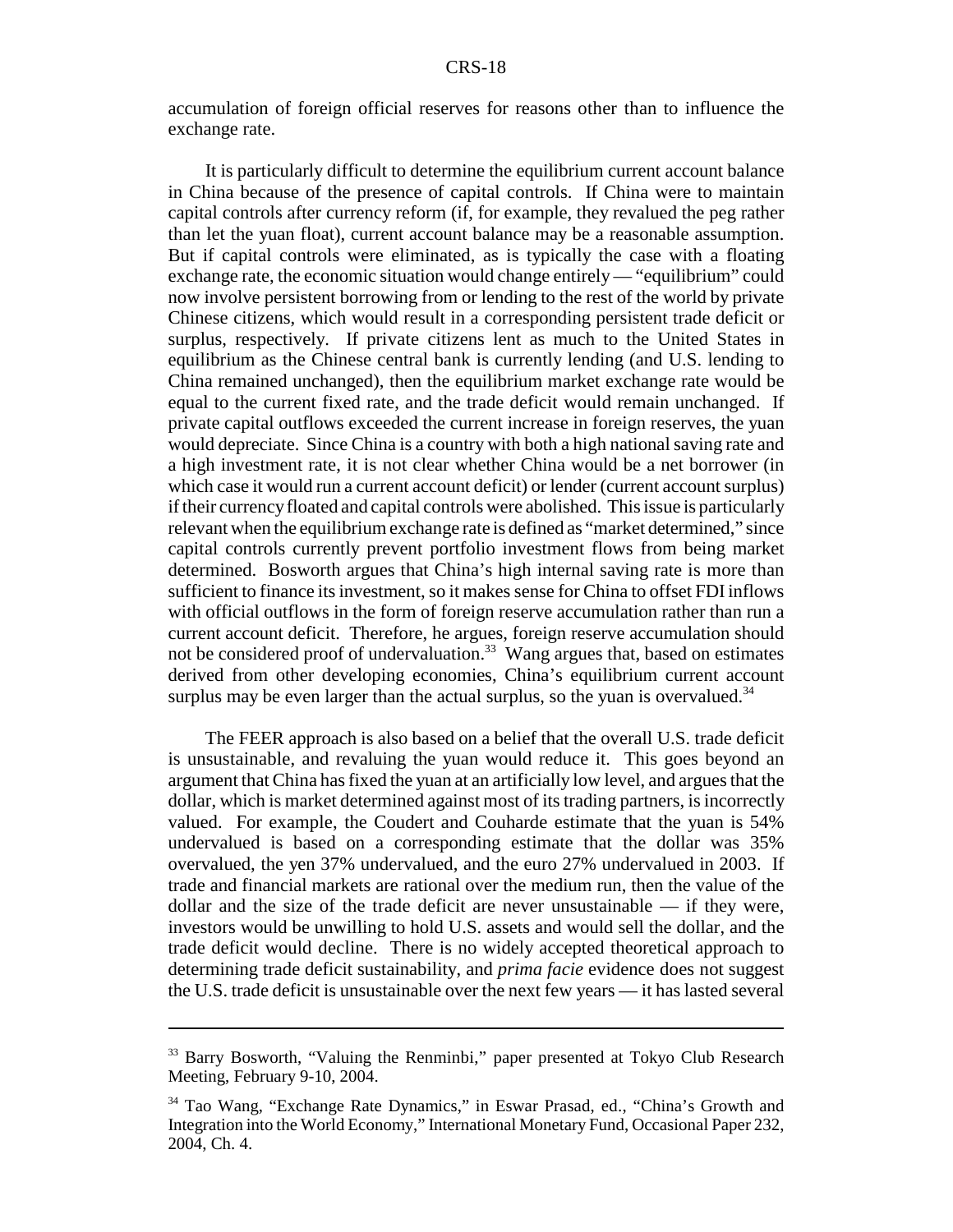accumulation of foreign official reserves for reasons other than to influence the exchange rate.

It is particularly difficult to determine the equilibrium current account balance in China because of the presence of capital controls. If China were to maintain capital controls after currency reform (if, for example, they revalued the peg rather than let the yuan float), current account balance may be a reasonable assumption. But if capital controls were eliminated, as is typically the case with a floating exchange rate, the economic situation would change entirely — "equilibrium" could now involve persistent borrowing from or lending to the rest of the world by private Chinese citizens, which would result in a corresponding persistent trade deficit or surplus, respectively. If private citizens lent as much to the United States in equilibrium as the Chinese central bank is currently lending (and U.S. lending to China remained unchanged), then the equilibrium market exchange rate would be equal to the current fixed rate, and the trade deficit would remain unchanged. If private capital outflows exceeded the current increase in foreign reserves, the yuan would depreciate. Since China is a country with both a high national saving rate and a high investment rate, it is not clear whether China would be a net borrower (in which case it would run a current account deficit) or lender (current account surplus) if their currency floated and capital controls were abolished. This issue is particularly relevant when the equilibrium exchange rate is defined as "market determined," since capital controls currently prevent portfolio investment flows from being market determined. Bosworth argues that China's high internal saving rate is more than sufficient to finance its investment, so it makes sense for China to offset FDI inflows with official outflows in the form of foreign reserve accumulation rather than run a current account deficit. Therefore, he argues, foreign reserve accumulation should not be considered proof of undervaluation.[33] Wang argues that, based on estimates derived from other developing economies, China's equilibrium current account surplus may be even larger than the actual surplus, so the yuan is overvalued.[34]

The FEER approach is also based on a belief that the overall U.S. trade deficit is unsustainable, and revaluing the yuan would reduce it. This goes beyond an argument that China has fixed the yuan at an artificially low level, and argues that the dollar, which is market determined against most of its trading partners, is incorrectly valued. For example, the Coudert and Couharde estimate that the yuan is 54% undervalued is based on a corresponding estimate that the dollar was 35% overvalued, the yen 37% undervalued, and the euro 27% undervalued in 2003. If trade and financial markets are rational over the medium run, then the value of the dollar and the size of the trade deficit are never unsustainable — if they were, investors would be unwilling to hold U.S. assets and would sell the dollar, and the trade deficit would decline. There is no widely accepted theoretical approach to determining trade deficit sustainability, and *prima facie* evidence does not suggest the U.S. trade deficit is unsustainable over the next few years — it has lasted several

---

[33] Barry Bosworth, "Valuing the Renminbi," paper presented at Tokyo Club Research Meeting, February 9-10, 2004.

[34] Tao Wang, "Exchange Rate Dynamics," in Eswar Prasad, ed., "China's Growth and Integration into the World Economy," International Monetary Fund, Occasional Paper 232, 2004, Ch. 4.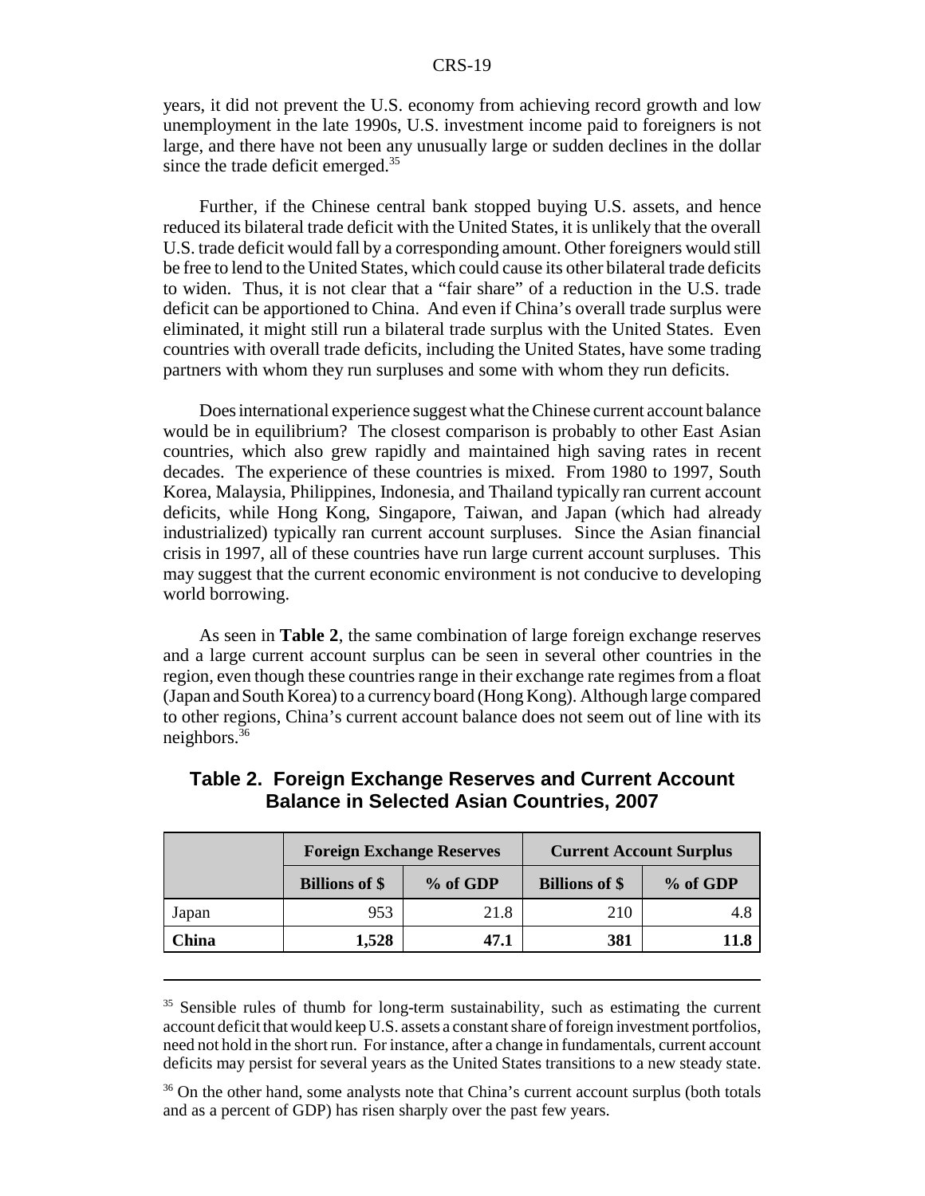years, it did not prevent the U.S. economy from achieving record growth and low unemployment in the late 1990s, U.S. investment income paid to foreigners is not large, and there have not been any unusually large or sudden declines in the dollar since the trade deficit emerged.[35]

Further, if the Chinese central bank stopped buying U.S. assets, and hence reduced its bilateral trade deficit with the United States, it is unlikely that the overall U.S. trade deficit would fall by a corresponding amount. Other foreigners would still be free to lend to the United States, which could cause its other bilateral trade deficits to widen. Thus, it is not clear that a "fair share" of a reduction in the U.S. trade deficit can be apportioned to China. And even if China's overall trade surplus were eliminated, it might still run a bilateral trade surplus with the United States. Even countries with overall trade deficits, including the United States, have some trading partners with whom they run surpluses and some with whom they run deficits.

Does international experience suggest what the Chinese current account balance would be in equilibrium? The closest comparison is probably to other East Asian countries, which also grew rapidly and maintained high saving rates in recent decades. The experience of these countries is mixed. From 1980 to 1997, South Korea, Malaysia, Philippines, Indonesia, and Thailand typically ran current account deficits, while Hong Kong, Singapore, Taiwan, and Japan (which had already industrialized) typically ran current account surpluses. Since the Asian financial crisis in 1997, all of these countries have run large current account surpluses. This may suggest that the current economic environment is not conducive to developing world borrowing.

As seen in **Table 2**, the same combination of large foreign exchange reserves and a large current account surplus can be seen in several other countries in the region, even though these countries range in their exchange rate regimes from a float (Japan and South Korea) to a currency board (Hong Kong). Although large compared to other regions, China's current account balance does not seem out of line with its neighbors.[36]

## Table 2. Foreign Exchange Reserves and Current Account Balance in Selected Asian Countries, 2007

| | Foreign Exchange Reserves | | Current Account Surplus | |
|---|---|---|---|---|
| | Billions of $ | % of GDP | Billions of $ | % of GDP |
| Japan | 953 | 21.8 | 210 | 4.8 |
| **China** | **1,528** | **47.1** | **381** | **11.8** |

[35] Sensible rules of thumb for long-term sustainability, such as estimating the current account deficit that would keep U.S. assets a constant share of foreign investment portfolios, need not hold in the short run. For instance, after a change in fundamentals, current account deficits may persist for several years as the United States transitions to a new steady state.

[36] On the other hand, some analysts note that China's current account surplus (both totals and as a percent of GDP) has risen sharply over the past few years.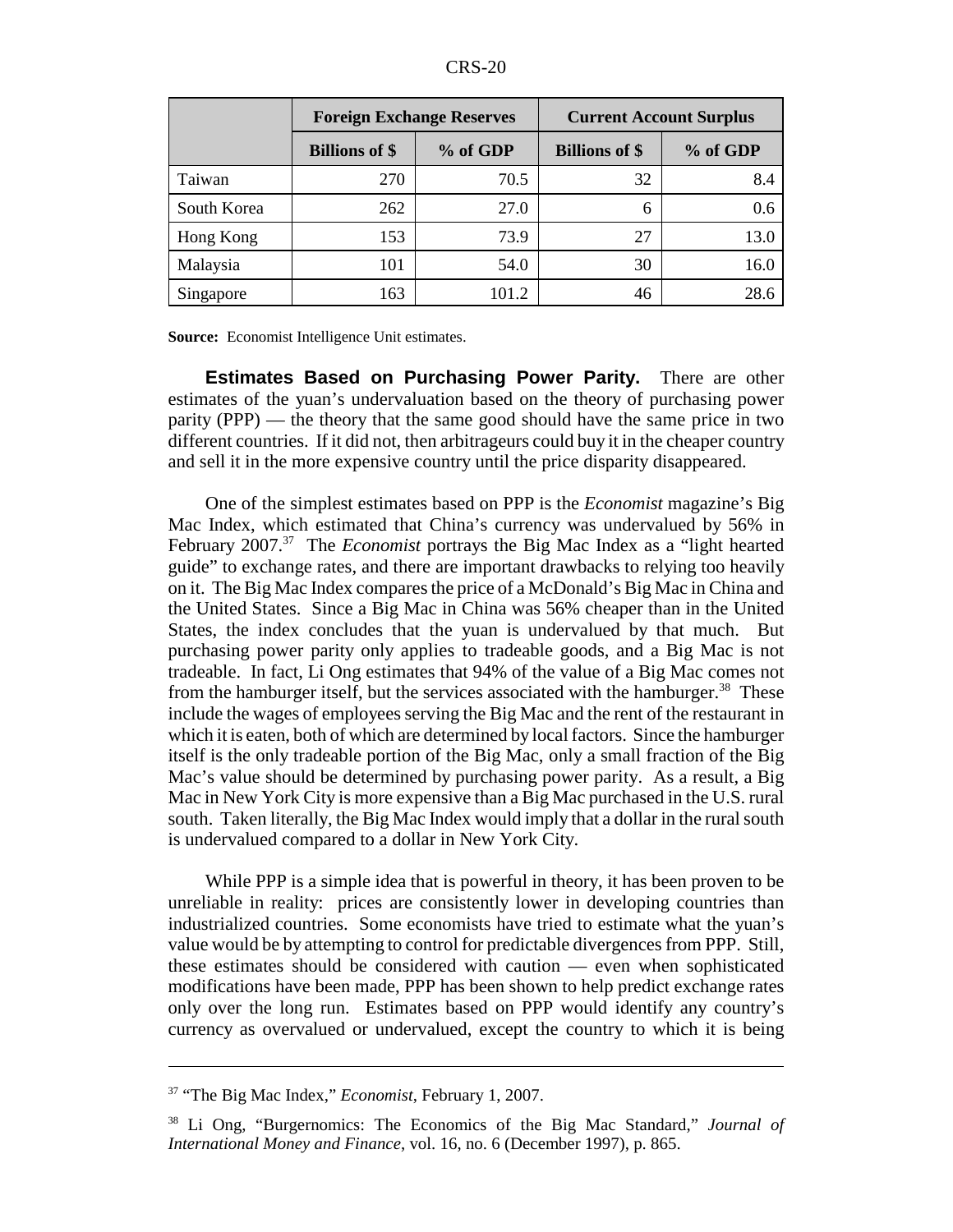| | Foreign Exchange Reserves | | Current Account Surplus | |
|---|---|---|---|---|
| | Billions of $ | % of GDP | Billions of $ | % of GDP |
| Taiwan | 270 | 70.5 | 32 | 8.4 |
| South Korea | 262 | 27.0 | 6 | 0.6 |
| Hong Kong | 153 | 73.9 | 27 | 13.0 |
| Malaysia | 101 | 54.0 | 30 | 16.0 |
| Singapore | 163 | 101.2 | 46 | 28.6 |

**Source:** Economist Intelligence Unit estimates.

**Estimates Based on Purchasing Power Parity.** There are other estimates of the yuan's undervaluation based on the theory of purchasing power parity (PPP) — the theory that the same good should have the same price in two different countries. If it did not, then arbitrageurs could buy it in the cheaper country and sell it in the more expensive country until the price disparity disappeared.

One of the simplest estimates based on PPP is the *Economist* magazine's Big Mac Index, which estimated that China's currency was undervalued by 56% in February 2007.[37] The *Economist* portrays the Big Mac Index as a "light hearted guide" to exchange rates, and there are important drawbacks to relying too heavily on it. The Big Mac Index compares the price of a McDonald's Big Mac in China and the United States. Since a Big Mac in China was 56% cheaper than in the United States, the index concludes that the yuan is undervalued by that much. But purchasing power parity only applies to tradeable goods, and a Big Mac is not tradeable. In fact, Li Ong estimates that 94% of the value of a Big Mac comes not from the hamburger itself, but the services associated with the hamburger.[38] These include the wages of employees serving the Big Mac and the rent of the restaurant in which it is eaten, both of which are determined by local factors. Since the hamburger itself is the only tradeable portion of the Big Mac, only a small fraction of the Big Mac's value should be determined by purchasing power parity. As a result, a Big Mac in New York City is more expensive than a Big Mac purchased in the U.S. rural south. Taken literally, the Big Mac Index would imply that a dollar in the rural south is undervalued compared to a dollar in New York City.

While PPP is a simple idea that is powerful in theory, it has been proven to be unreliable in reality: prices are consistently lower in developing countries than industrialized countries. Some economists have tried to estimate what the yuan's value would be by attempting to control for predictable divergences from PPP. Still, these estimates should be considered with caution — even when sophisticated modifications have been made, PPP has been shown to help predict exchange rates only over the long run. Estimates based on PPP would identify any country's currency as overvalued or undervalued, except the country to which it is being

---

[37] "The Big Mac Index," *Economist*, February 1, 2007.

[38] Li Ong, "Burgernomics: The Economics of the Big Mac Standard," *Journal of International Money and Finance*, vol. 16, no. 6 (December 1997), p. 865.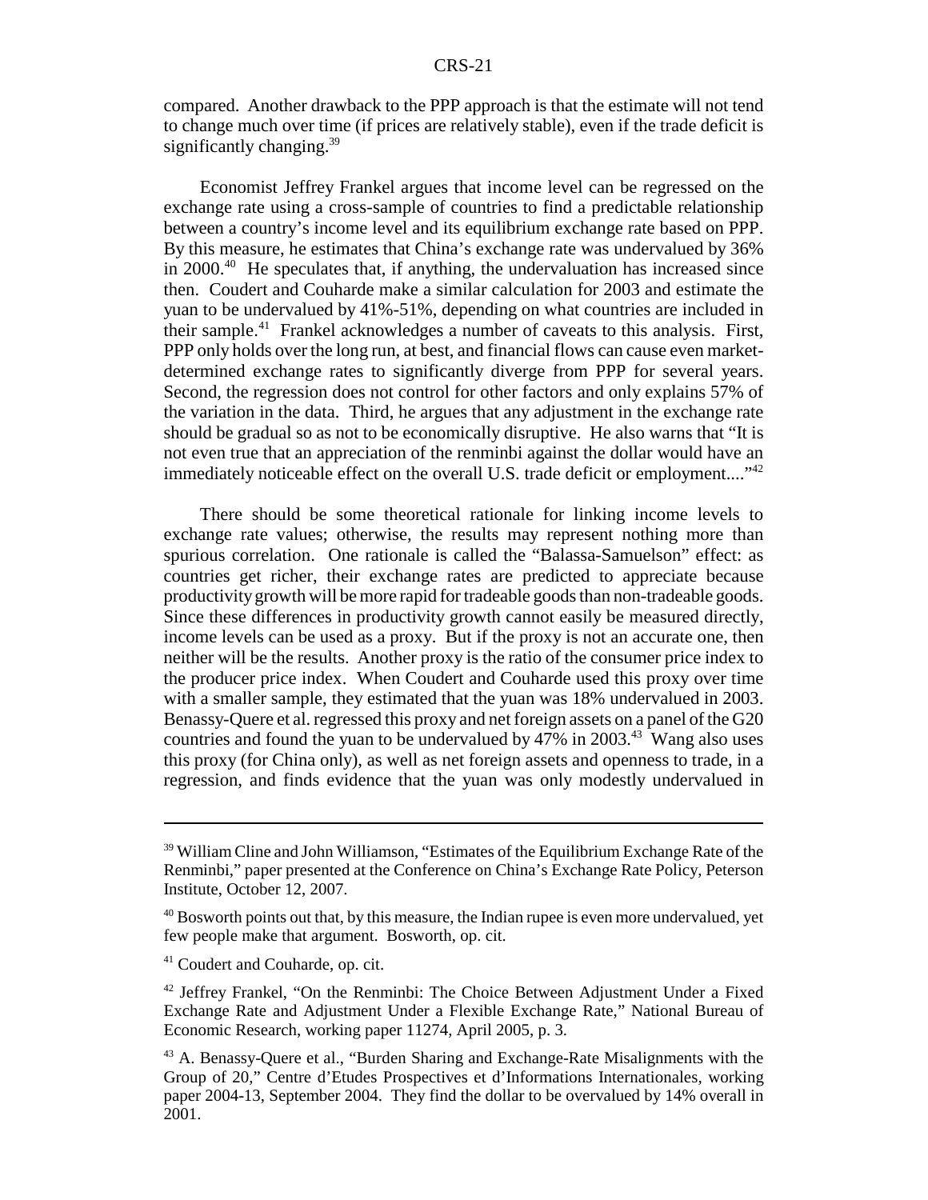compared. Another drawback to the PPP approach is that the estimate will not tend to change much over time (if prices are relatively stable), even if the trade deficit is significantly changing.[39]

Economist Jeffrey Frankel argues that income level can be regressed on the exchange rate using a cross-sample of countries to find a predictable relationship between a country's income level and its equilibrium exchange rate based on PPP. By this measure, he estimates that China's exchange rate was undervalued by 36% in 2000.[40] He speculates that, if anything, the undervaluation has increased since then. Coudert and Couharde make a similar calculation for 2003 and estimate the yuan to be undervalued by 41%-51%, depending on what countries are included in their sample.[41] Frankel acknowledges a number of caveats to this analysis. First, PPP only holds over the long run, at best, and financial flows can cause even market-determined exchange rates to significantly diverge from PPP for several years. Second, the regression does not control for other factors and only explains 57% of the variation in the data. Third, he argues that any adjustment in the exchange rate should be gradual so as not to be economically disruptive. He also warns that "It is not even true that an appreciation of the renminbi against the dollar would have an immediately noticeable effect on the overall U.S. trade deficit or employment...."[42]

There should be some theoretical rationale for linking income levels to exchange rate values; otherwise, the results may represent nothing more than spurious correlation. One rationale is called the "Balassa-Samuelson" effect: as countries get richer, their exchange rates are predicted to appreciate because productivity growth will be more rapid for tradeable goods than non-tradeable goods. Since these differences in productivity growth cannot easily be measured directly, income levels can be used as a proxy. But if the proxy is not an accurate one, then neither will be the results. Another proxy is the ratio of the consumer price index to the producer price index. When Coudert and Couharde used this proxy over time with a smaller sample, they estimated that the yuan was 18% undervalued in 2003. Benassy-Quere et al. regressed this proxy and net foreign assets on a panel of the G20 countries and found the yuan to be undervalued by 47% in 2003.[43] Wang also uses this proxy (for China only), as well as net foreign assets and openness to trade, in a regression, and finds evidence that the yuan was only modestly undervalued in

---

[39] William Cline and John Williamson, "Estimates of the Equilibrium Exchange Rate of the Renminbi," paper presented at the Conference on China's Exchange Rate Policy, Peterson Institute, October 12, 2007.

[40] Bosworth points out that, by this measure, the Indian rupee is even more undervalued, yet few people make that argument. Bosworth, op. cit.

[41] Coudert and Couharde, op. cit.

[42] Jeffrey Frankel, "On the Renminbi: The Choice Between Adjustment Under a Fixed Exchange Rate and Adjustment Under a Flexible Exchange Rate," National Bureau of Economic Research, working paper 11274, April 2005, p. 3.

[43] A. Benassy-Quere et al., "Burden Sharing and Exchange-Rate Misalignments with the Group of 20," Centre d'Etudes Prospectives et d'Informations Internationales, working paper 2004-13, September 2004. They find the dollar to be overvalued by 14% overall in 2001.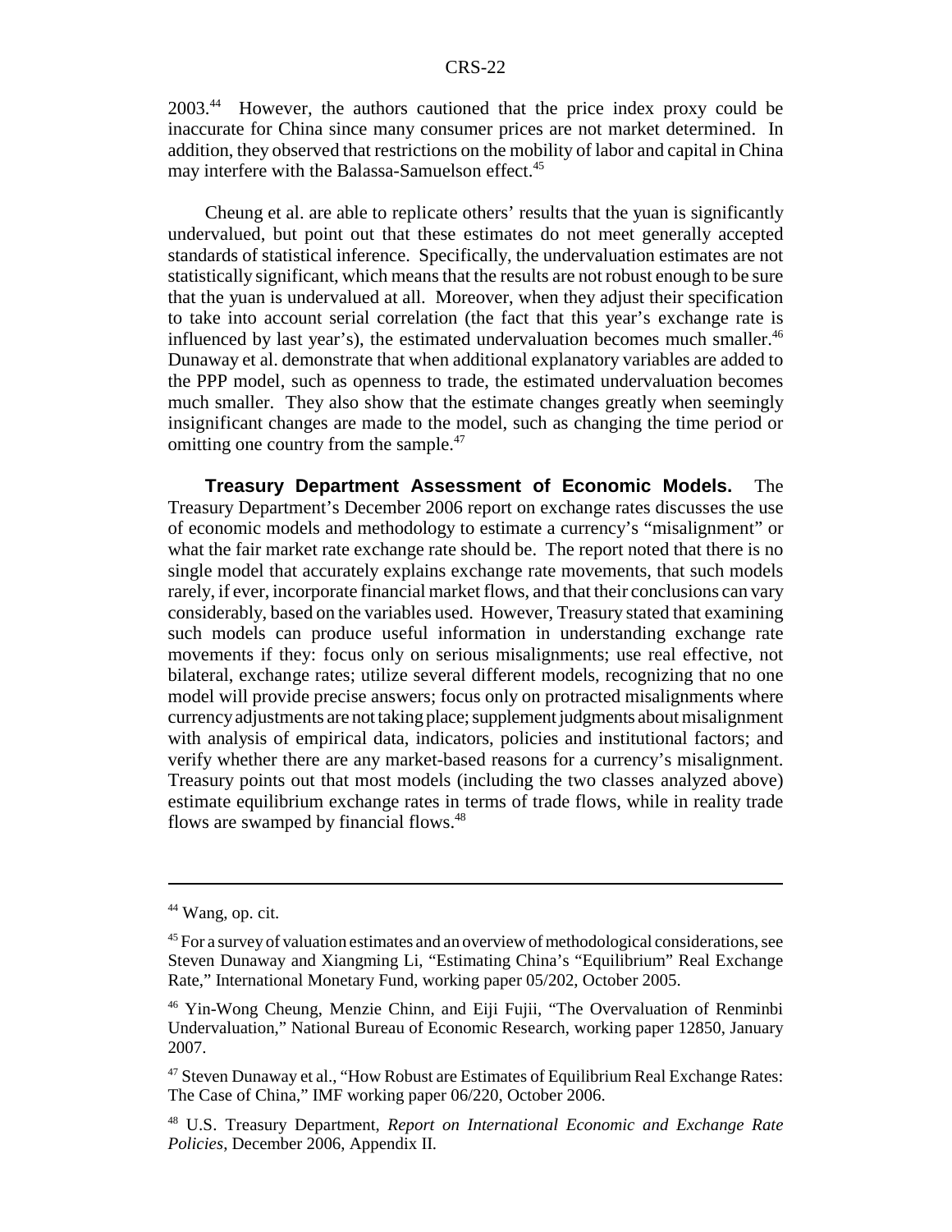2003.[44] However, the authors cautioned that the price index proxy could be inaccurate for China since many consumer prices are not market determined. In addition, they observed that restrictions on the mobility of labor and capital in China may interfere with the Balassa-Samuelson effect.[45]

Cheung et al. are able to replicate others' results that the yuan is significantly undervalued, but point out that these estimates do not meet generally accepted standards of statistical inference. Specifically, the undervaluation estimates are not statistically significant, which means that the results are not robust enough to be sure that the yuan is undervalued at all. Moreover, when they adjust their specification to take into account serial correlation (the fact that this year's exchange rate is influenced by last year's), the estimated undervaluation becomes much smaller.[46] Dunaway et al. demonstrate that when additional explanatory variables are added to the PPP model, such as openness to trade, the estimated undervaluation becomes much smaller. They also show that the estimate changes greatly when seemingly insignificant changes are made to the model, such as changing the time period or omitting one country from the sample.[47]

**Treasury Department Assessment of Economic Models.** The Treasury Department's December 2006 report on exchange rates discusses the use of economic models and methodology to estimate a currency's "misalignment" or what the fair market rate exchange rate should be. The report noted that there is no single model that accurately explains exchange rate movements, that such models rarely, if ever, incorporate financial market flows, and that their conclusions can vary considerably, based on the variables used. However, Treasury stated that examining such models can produce useful information in understanding exchange rate movements if they: focus only on serious misalignments; use real effective, not bilateral, exchange rates; utilize several different models, recognizing that no one model will provide precise answers; focus only on protracted misalignments where currency adjustments are not taking place; supplement judgments about misalignment with analysis of empirical data, indicators, policies and institutional factors; and verify whether there are any market-based reasons for a currency's misalignment. Treasury points out that most models (including the two classes analyzed above) estimate equilibrium exchange rates in terms of trade flows, while in reality trade flows are swamped by financial flows.[48]

---

[44] Wang, op. cit.

[45] For a survey of valuation estimates and an overview of methodological considerations, see Steven Dunaway and Xiangming Li, "Estimating China's "Equilibrium" Real Exchange Rate," International Monetary Fund, working paper 05/202, October 2005.

[46] Yin-Wong Cheung, Menzie Chinn, and Eiji Fujii, "The Overvaluation of Renminbi Undervaluation," National Bureau of Economic Research, working paper 12850, January 2007.

[47] Steven Dunaway et al., "How Robust are Estimates of Equilibrium Real Exchange Rates: The Case of China," IMF working paper 06/220, October 2006.

[48] U.S. Treasury Department, *Report on International Economic and Exchange Rate Policies*, December 2006, Appendix II.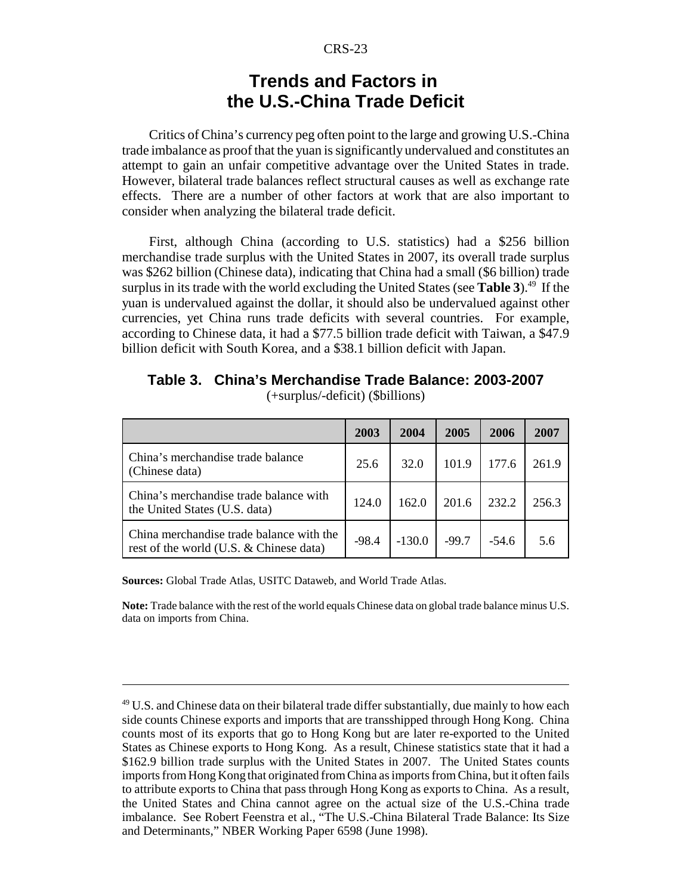# Trends and Factors in the U.S.-China Trade Deficit

Critics of China's currency peg often point to the large and growing U.S.-China trade imbalance as proof that the yuan is significantly undervalued and constitutes an attempt to gain an unfair competitive advantage over the United States in trade. However, bilateral trade balances reflect structural causes as well as exchange rate effects. There are a number of other factors at work that are also important to consider when analyzing the bilateral trade deficit.

First, although China (according to U.S. statistics) had a $256 billion merchandise trade surplus with the United States in 2007, its overall trade surplus was $262 billion (Chinese data), indicating that China had a small ($6 billion) trade surplus in its trade with the world excluding the United States (see **Table 3**).[49] If the yuan is undervalued against the dollar, it should also be undervalued against other currencies, yet China runs trade deficits with several countries. For example, according to Chinese data, it had a $77.5 billion trade deficit with Taiwan, a $47.9 billion deficit with South Korea, and a $38.1 billion deficit with Japan.

**Table 3. China's Merchandise Trade Balance: 2003-2007**
(+surplus/-deficit) ($billions)

| | 2003 | 2004 | 2005 | 2006 | 2007 |
|---|---|---|---|---|---|
| China's merchandise trade balance (Chinese data) | 25.6 | 32.0 | 101.9 | 177.6 | 261.9 |
| China's merchandise trade balance with the United States (U.S. data) | 124.0 | 162.0 | 201.6 | 232.2 | 256.3 |
| China merchandise trade balance with the rest of the world (U.S. & Chinese data) | -98.4 | -130.0 | -99.7 | -54.6 | 5.6 |

**Sources:** Global Trade Atlas, USITC Dataweb, and World Trade Atlas.

**Note:** Trade balance with the rest of the world equals Chinese data on global trade balance minus U.S. data on imports from China.

---

[49] U.S. and Chinese data on their bilateral trade differ substantially, due mainly to how each side counts Chinese exports and imports that are transshipped through Hong Kong. China counts most of its exports that go to Hong Kong but are later re-exported to the United States as Chinese exports to Hong Kong. As a result, Chinese statistics state that it had a $162.9 billion trade surplus with the United States in 2007. The United States counts imports from Hong Kong that originated from China as imports from China, but it often fails to attribute exports to China that pass through Hong Kong as exports to China. As a result, the United States and China cannot agree on the actual size of the U.S.-China trade imbalance. See Robert Feenstra et al., "The U.S.-China Bilateral Trade Balance: Its Size and Determinants," NBER Working Paper 6598 (June 1998).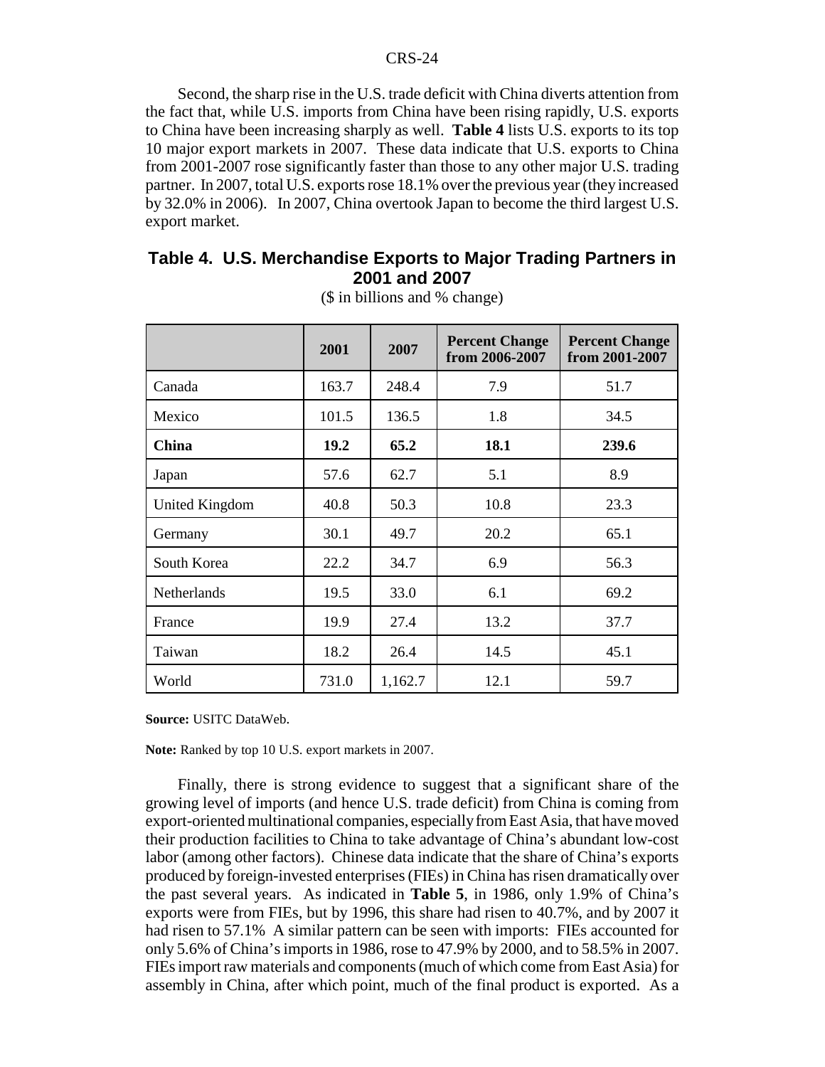Second, the sharp rise in the U.S. trade deficit with China diverts attention from the fact that, while U.S. imports from China have been rising rapidly, U.S. exports to China have been increasing sharply as well. **Table 4** lists U.S. exports to its top 10 major export markets in 2007. These data indicate that U.S. exports to China from 2001-2007 rose significantly faster than those to any other major U.S. trading partner. In 2007, total U.S. exports rose 18.1% over the previous year (they increased by 32.0% in 2006). In 2007, China overtook Japan to become the third largest U.S. export market.

## Table 4. U.S. Merchandise Exports to Major Trading Partners in 2001 and 2007

($ in billions and % change)

| | 2001 | 2007 | Percent Change from 2006-2007 | Percent Change from 2001-2007 |
|---|---|---|---|---|
| Canada | 163.7 | 248.4 | 7.9 | 51.7 |
| Mexico | 101.5 | 136.5 | 1.8 | 34.5 |
| **China** | **19.2** | **65.2** | **18.1** | **239.6** |
| Japan | 57.6 | 62.7 | 5.1 | 8.9 |
| United Kingdom | 40.8 | 50.3 | 10.8 | 23.3 |
| Germany | 30.1 | 49.7 | 20.2 | 65.1 |
| South Korea | 22.2 | 34.7 | 6.9 | 56.3 |
| Netherlands | 19.5 | 33.0 | 6.1 | 69.2 |
| France | 19.9 | 27.4 | 13.2 | 37.7 |
| Taiwan | 18.2 | 26.4 | 14.5 | 45.1 |
| World | 731.0 | 1,162.7 | 12.1 | 59.7 |

**Source:** USITC DataWeb.

**Note:** Ranked by top 10 U.S. export markets in 2007.

Finally, there is strong evidence to suggest that a significant share of the growing level of imports (and hence U.S. trade deficit) from China is coming from export-oriented multinational companies, especially from East Asia, that have moved their production facilities to China to take advantage of China's abundant low-cost labor (among other factors). Chinese data indicate that the share of China's exports produced by foreign-invested enterprises (FIEs) in China has risen dramatically over the past several years. As indicated in **Table 5**, in 1986, only 1.9% of China's exports were from FIEs, but by 1996, this share had risen to 40.7%, and by 2007 it had risen to 57.1% A similar pattern can be seen with imports: FIEs accounted for only 5.6% of China's imports in 1986, rose to 47.9% by 2000, and to 58.5% in 2007. FIEs import raw materials and components (much of which come from East Asia) for assembly in China, after which point, much of the final product is exported. As a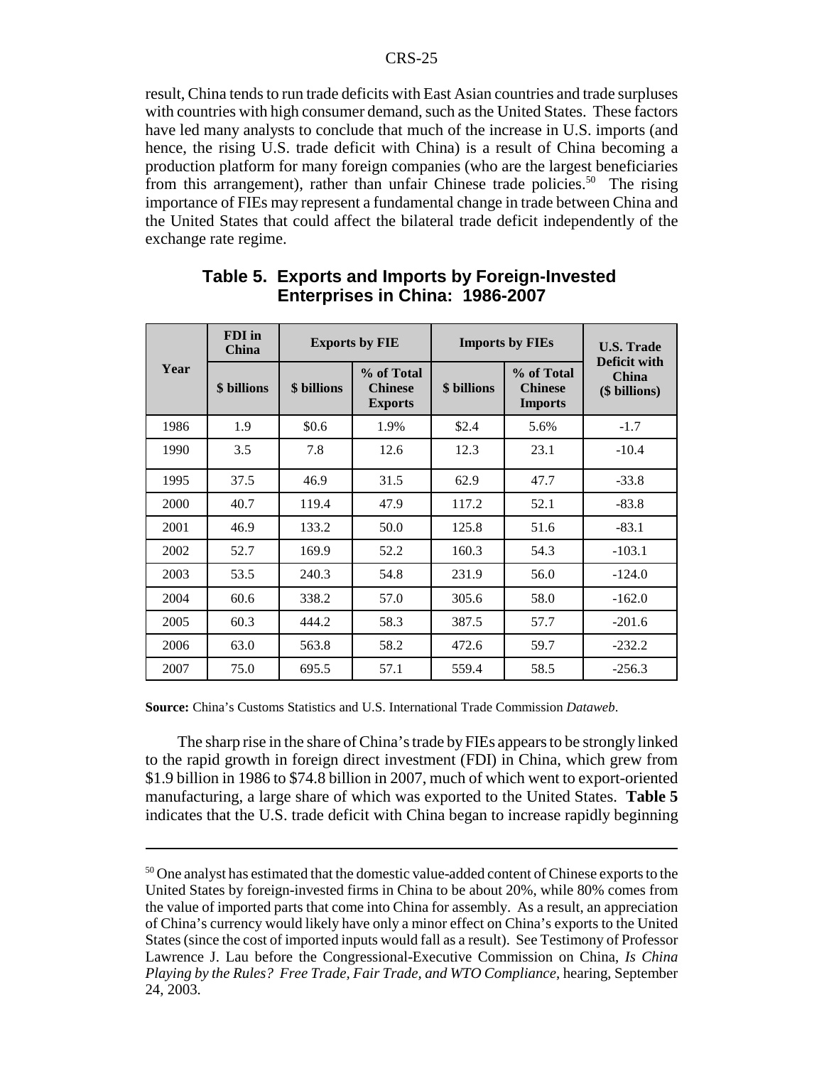result, China tends to run trade deficits with East Asian countries and trade surpluses with countries with high consumer demand, such as the United States. These factors have led many analysts to conclude that much of the increase in U.S. imports (and hence, the rising U.S. trade deficit with China) is a result of China becoming a production platform for many foreign companies (who are the largest beneficiaries from this arrangement), rather than unfair Chinese trade policies.[50] The rising importance of FIEs may represent a fundamental change in trade between China and the United States that could affect the bilateral trade deficit independently of the exchange rate regime.

**Table 5. Exports and Imports by Foreign-Invested Enterprises in China: 1986-2007**

| Year | FDI in China | Exports by FIE | | Imports by FIEs | | U.S. Trade Deficit with China ($ billions) |
|---|---|---|---|---|---|---|
| | $ billions | $ billions | % of Total Chinese Exports | $ billions | % of Total Chinese Imports | |
| 1986 | 1.9 | $0.6 | 1.9% | $2.4 | 5.6% | -1.7 |
| 1990 | 3.5 | 7.8 | 12.6 | 12.3 | 23.1 | -10.4 |
| 1995 | 37.5 | 46.9 | 31.5 | 62.9 | 47.7 | -33.8 |
| 2000 | 40.7 | 119.4 | 47.9 | 117.2 | 52.1 | -83.8 |
| 2001 | 46.9 | 133.2 | 50.0 | 125.8 | 51.6 | -83.1 |
| 2002 | 52.7 | 169.9 | 52.2 | 160.3 | 54.3 | -103.1 |
| 2003 | 53.5 | 240.3 | 54.8 | 231.9 | 56.0 | -124.0 |
| 2004 | 60.6 | 338.2 | 57.0 | 305.6 | 58.0 | -162.0 |
| 2005 | 60.3 | 444.2 | 58.3 | 387.5 | 57.7 | -201.6 |
| 2006 | 63.0 | 563.8 | 58.2 | 472.6 | 59.7 | -232.2 |
| 2007 | 75.0 | 695.5 | 57.1 | 559.4 | 58.5 | -256.3 |

**Source:** China's Customs Statistics and U.S. International Trade Commission *Dataweb*.

The sharp rise in the share of China's trade by FIEs appears to be strongly linked to the rapid growth in foreign direct investment (FDI) in China, which grew from $1.9 billion in 1986 to $74.8 billion in 2007, much of which went to export-oriented manufacturing, a large share of which was exported to the United States. **Table 5** indicates that the U.S. trade deficit with China began to increase rapidly beginning

---

[50] One analyst has estimated that the domestic value-added content of Chinese exports to the United States by foreign-invested firms in China to be about 20%, while 80% comes from the value of imported parts that come into China for assembly. As a result, an appreciation of China's currency would likely have only a minor effect on China's exports to the United States (since the cost of imported inputs would fall as a result). See Testimony of Professor Lawrence J. Lau before the Congressional-Executive Commission on China, *Is China Playing by the Rules? Free Trade, Fair Trade, and WTO Compliance*, hearing, September 24, 2003.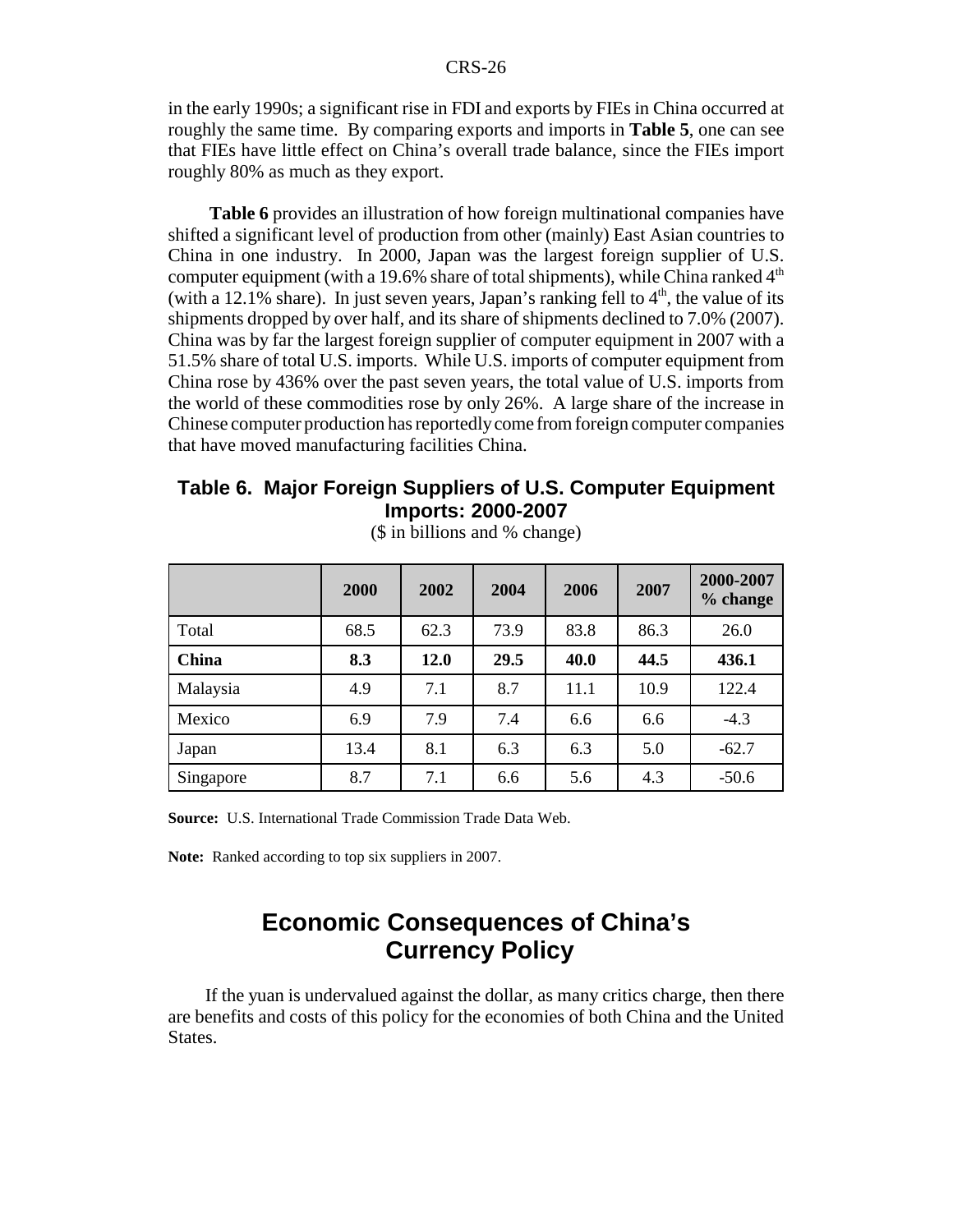in the early 1990s; a significant rise in FDI and exports by FIEs in China occurred at roughly the same time. By comparing exports and imports in **Table 5**, one can see that FIEs have little effect on China's overall trade balance, since the FIEs import roughly 80% as much as they export.

**Table 6** provides an illustration of how foreign multinational companies have shifted a significant level of production from other (mainly) East Asian countries to China in one industry. In 2000, Japan was the largest foreign supplier of U.S. computer equipment (with a 19.6% share of total shipments), while China ranked 4th (with a 12.1% share). In just seven years, Japan's ranking fell to 4th, the value of its shipments dropped by over half, and its share of shipments declined to 7.0% (2007). China was by far the largest foreign supplier of computer equipment in 2007 with a 51.5% share of total U.S. imports. While U.S. imports of computer equipment from China rose by 436% over the past seven years, the total value of U.S. imports from the world of these commodities rose by only 26%. A large share of the increase in Chinese computer production has reportedly come from foreign computer companies that have moved manufacturing facilities China.

**Table 6. Major Foreign Suppliers of U.S. Computer Equipment Imports: 2000-2007**

($ in billions and % change)

| | 2000 | 2002 | 2004 | 2006 | 2007 | 2000-2007 % change |
|---|---|---|---|---|---|---|
| Total | 68.5 | 62.3 | 73.9 | 83.8 | 86.3 | 26.0 |
| **China** | **8.3** | **12.0** | **29.5** | **40.0** | **44.5** | **436.1** |
| Malaysia | 4.9 | 7.1 | 8.7 | 11.1 | 10.9 | 122.4 |
| Mexico | 6.9 | 7.9 | 7.4 | 6.6 | 6.6 | -4.3 |
| Japan | 13.4 | 8.1 | 6.3 | 6.3 | 5.0 | -62.7 |
| Singapore | 8.7 | 7.1 | 6.6 | 5.6 | 4.3 | -50.6 |

**Source:** U.S. International Trade Commission Trade Data Web.

**Note:** Ranked according to top six suppliers in 2007.

## Economic Consequences of China's Currency Policy

If the yuan is undervalued against the dollar, as many critics charge, then there are benefits and costs of this policy for the economies of both China and the United States.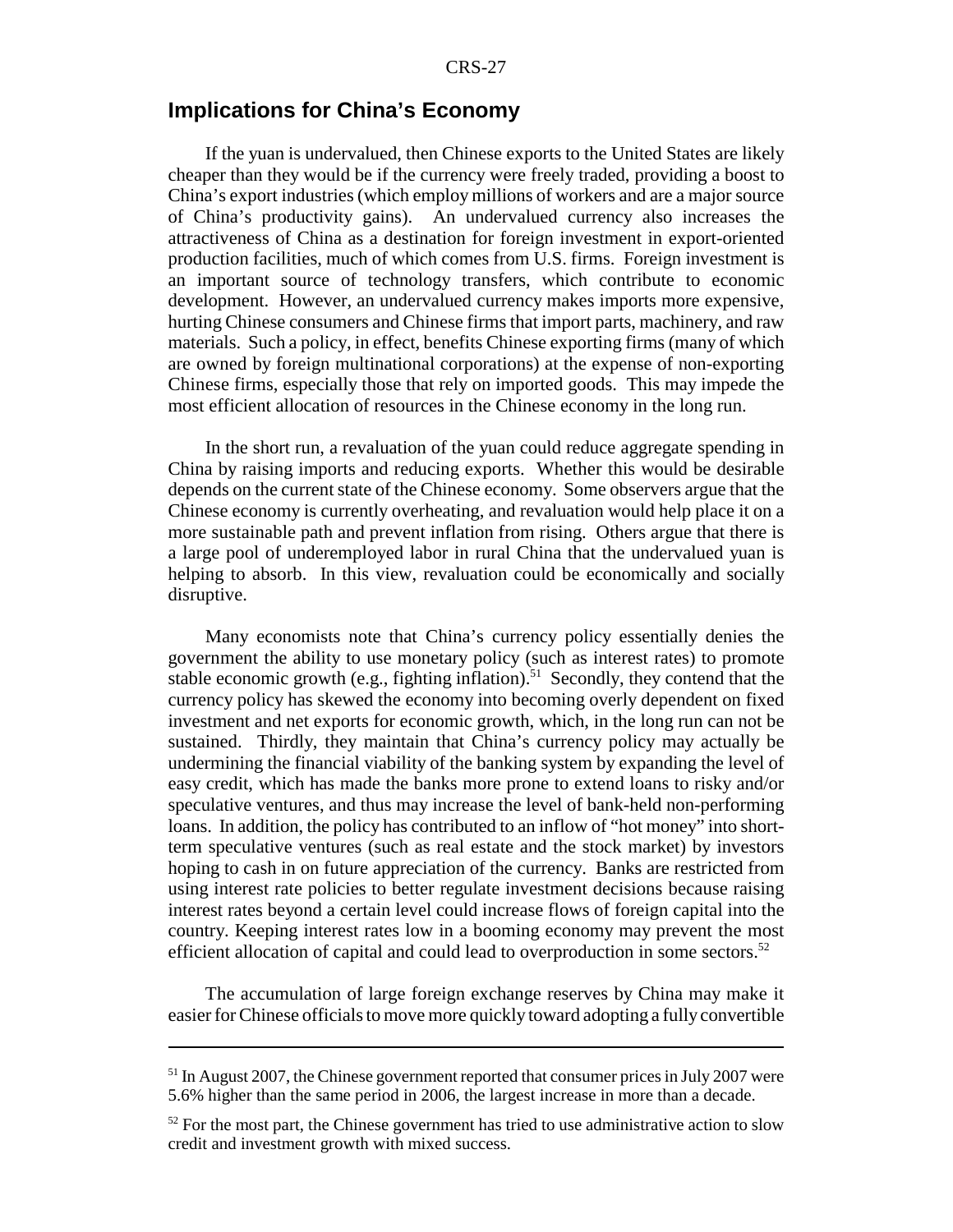## Implications for China's Economy

If the yuan is undervalued, then Chinese exports to the United States are likely cheaper than they would be if the currency were freely traded, providing a boost to China's export industries (which employ millions of workers and are a major source of China's productivity gains). An undervalued currency also increases the attractiveness of China as a destination for foreign investment in export-oriented production facilities, much of which comes from U.S. firms. Foreign investment is an important source of technology transfers, which contribute to economic development. However, an undervalued currency makes imports more expensive, hurting Chinese consumers and Chinese firms that import parts, machinery, and raw materials. Such a policy, in effect, benefits Chinese exporting firms (many of which are owned by foreign multinational corporations) at the expense of non-exporting Chinese firms, especially those that rely on imported goods. This may impede the most efficient allocation of resources in the Chinese economy in the long run.

In the short run, a revaluation of the yuan could reduce aggregate spending in China by raising imports and reducing exports. Whether this would be desirable depends on the current state of the Chinese economy. Some observers argue that the Chinese economy is currently overheating, and revaluation would help place it on a more sustainable path and prevent inflation from rising. Others argue that there is a large pool of underemployed labor in rural China that the undervalued yuan is helping to absorb. In this view, revaluation could be economically and socially disruptive.

Many economists note that China's currency policy essentially denies the government the ability to use monetary policy (such as interest rates) to promote stable economic growth (e.g., fighting inflation).[51] Secondly, they contend that the currency policy has skewed the economy into becoming overly dependent on fixed investment and net exports for economic growth, which, in the long run can not be sustained. Thirdly, they maintain that China's currency policy may actually be undermining the financial viability of the banking system by expanding the level of easy credit, which has made the banks more prone to extend loans to risky and/or speculative ventures, and thus may increase the level of bank-held non-performing loans. In addition, the policy has contributed to an inflow of "hot money" into short-term speculative ventures (such as real estate and the stock market) by investors hoping to cash in on future appreciation of the currency. Banks are restricted from using interest rate policies to better regulate investment decisions because raising interest rates beyond a certain level could increase flows of foreign capital into the country. Keeping interest rates low in a booming economy may prevent the most efficient allocation of capital and could lead to overproduction in some sectors.[52]

The accumulation of large foreign exchange reserves by China may make it easier for Chinese officials to move more quickly toward adopting a fully convertible

---

[51] In August 2007, the Chinese government reported that consumer prices in July 2007 were 5.6% higher than the same period in 2006, the largest increase in more than a decade.

[52] For the most part, the Chinese government has tried to use administrative action to slow credit and investment growth with mixed success.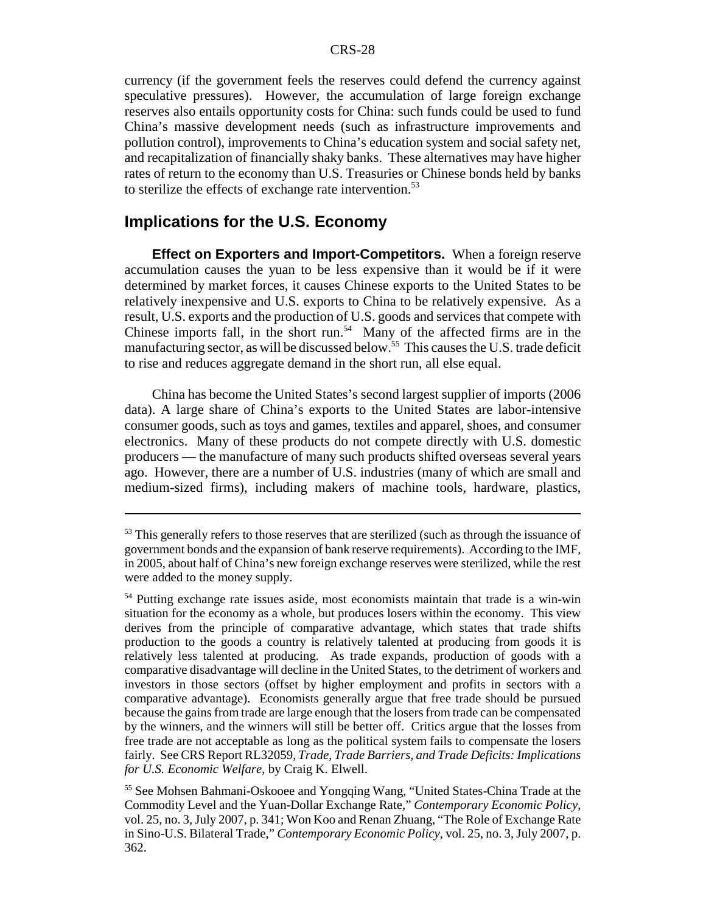currency (if the government feels the reserves could defend the currency against speculative pressures). However, the accumulation of large foreign exchange reserves also entails opportunity costs for China: such funds could be used to fund China's massive development needs (such as infrastructure improvements and pollution control), improvements to China's education system and social safety net, and recapitalization of financially shaky banks. These alternatives may have higher rates of return to the economy than U.S. Treasuries or Chinese bonds held by banks to sterilize the effects of exchange rate intervention.[53]

## Implications for the U.S. Economy

**Effect on Exporters and Import-Competitors.** When a foreign reserve accumulation causes the yuan to be less expensive than it would be if it were determined by market forces, it causes Chinese exports to the United States to be relatively inexpensive and U.S. exports to China to be relatively expensive. As a result, U.S. exports and the production of U.S. goods and services that compete with Chinese imports fall, in the short run.[54] Many of the affected firms are in the manufacturing sector, as will be discussed below.[55] This causes the U.S. trade deficit to rise and reduces aggregate demand in the short run, all else equal.

China has become the United States's second largest supplier of imports (2006 data). A large share of China's exports to the United States are labor-intensive consumer goods, such as toys and games, textiles and apparel, shoes, and consumer electronics. Many of these products do not compete directly with U.S. domestic producers — the manufacture of many such products shifted overseas several years ago. However, there are a number of U.S. industries (many of which are small and medium-sized firms), including makers of machine tools, hardware, plastics,

---

[53] This generally refers to those reserves that are sterilized (such as through the issuance of government bonds and the expansion of bank reserve requirements). According to the IMF, in 2005, about half of China's new foreign exchange reserves were sterilized, while the rest were added to the money supply.

[54] Putting exchange rate issues aside, most economists maintain that trade is a win-win situation for the economy as a whole, but produces losers within the economy. This view derives from the principle of comparative advantage, which states that trade shifts production to the goods a country is relatively talented at producing from goods it is relatively less talented at producing. As trade expands, production of goods with a comparative disadvantage will decline in the United States, to the detriment of workers and investors in those sectors (offset by higher employment and profits in sectors with a comparative advantage). Economists generally argue that free trade should be pursued because the gains from trade are large enough that the losers from trade can be compensated by the winners, and the winners will still be better off. Critics argue that the losses from free trade are not acceptable as long as the political system fails to compensate the losers fairly. See CRS Report RL32059, *Trade, Trade Barriers, and Trade Deficits: Implications for U.S. Economic Welfare*, by Craig K. Elwell.

[55] See Mohsen Bahmani-Oskooee and Yongqing Wang, "United States-China Trade at the Commodity Level and the Yuan-Dollar Exchange Rate," *Contemporary Economic Policy*, vol. 25, no. 3, July 2007, p. 341; Won Koo and Renan Zhuang, "The Role of Exchange Rate in Sino-U.S. Bilateral Trade," *Contemporary Economic Policy*, vol. 25, no. 3, July 2007, p. 362.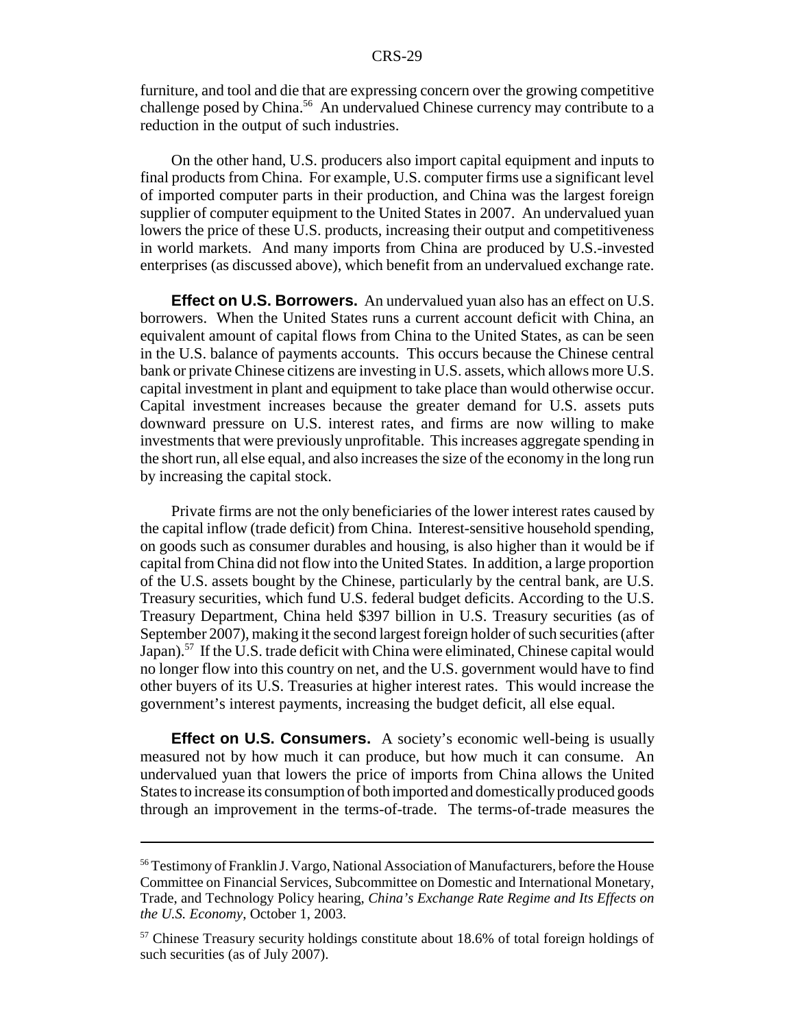furniture, and tool and die that are expressing concern over the growing competitive challenge posed by China.[56] An undervalued Chinese currency may contribute to a reduction in the output of such industries.

On the other hand, U.S. producers also import capital equipment and inputs to final products from China. For example, U.S. computer firms use a significant level of imported computer parts in their production, and China was the largest foreign supplier of computer equipment to the United States in 2007. An undervalued yuan lowers the price of these U.S. products, increasing their output and competitiveness in world markets. And many imports from China are produced by U.S.-invested enterprises (as discussed above), which benefit from an undervalued exchange rate.

**Effect on U.S. Borrowers.** An undervalued yuan also has an effect on U.S. borrowers. When the United States runs a current account deficit with China, an equivalent amount of capital flows from China to the United States, as can be seen in the U.S. balance of payments accounts. This occurs because the Chinese central bank or private Chinese citizens are investing in U.S. assets, which allows more U.S. capital investment in plant and equipment to take place than would otherwise occur. Capital investment increases because the greater demand for U.S. assets puts downward pressure on U.S. interest rates, and firms are now willing to make investments that were previously unprofitable. This increases aggregate spending in the short run, all else equal, and also increases the size of the economy in the long run by increasing the capital stock.

Private firms are not the only beneficiaries of the lower interest rates caused by the capital inflow (trade deficit) from China. Interest-sensitive household spending, on goods such as consumer durables and housing, is also higher than it would be if capital from China did not flow into the United States. In addition, a large proportion of the U.S. assets bought by the Chinese, particularly by the central bank, are U.S. Treasury securities, which fund U.S. federal budget deficits. According to the U.S. Treasury Department, China held $397 billion in U.S. Treasury securities (as of September 2007), making it the second largest foreign holder of such securities (after Japan).[57] If the U.S. trade deficit with China were eliminated, Chinese capital would no longer flow into this country on net, and the U.S. government would have to find other buyers of its U.S. Treasuries at higher interest rates. This would increase the government's interest payments, increasing the budget deficit, all else equal.

**Effect on U.S. Consumers.** A society's economic well-being is usually measured not by how much it can produce, but how much it can consume. An undervalued yuan that lowers the price of imports from China allows the United States to increase its consumption of both imported and domestically produced goods through an improvement in the terms-of-trade. The terms-of-trade measures the

---

[56] Testimony of Franklin J. Vargo, National Association of Manufacturers, before the House Committee on Financial Services, Subcommittee on Domestic and International Monetary, Trade, and Technology Policy hearing, *China's Exchange Rate Regime and Its Effects on the U.S. Economy*, October 1, 2003.

[57] Chinese Treasury security holdings constitute about 18.6% of total foreign holdings of such securities (as of July 2007).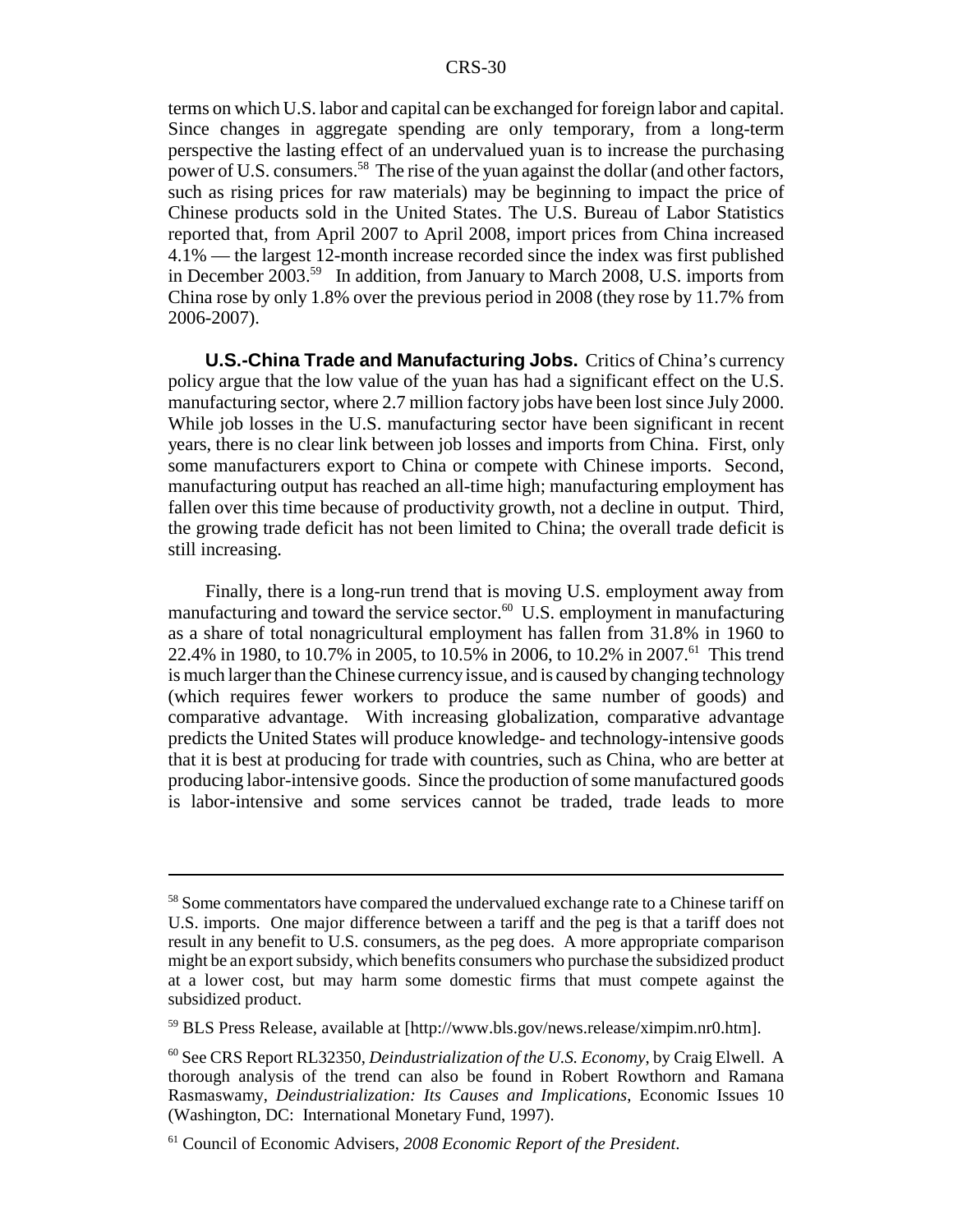terms on which U.S. labor and capital can be exchanged for foreign labor and capital. Since changes in aggregate spending are only temporary, from a long-term perspective the lasting effect of an undervalued yuan is to increase the purchasing power of U.S. consumers.[58] The rise of the yuan against the dollar (and other factors, such as rising prices for raw materials) may be beginning to impact the price of Chinese products sold in the United States. The U.S. Bureau of Labor Statistics reported that, from April 2007 to April 2008, import prices from China increased 4.1% — the largest 12-month increase recorded since the index was first published in December 2003.[59] In addition, from January to March 2008, U.S. imports from China rose by only 1.8% over the previous period in 2008 (they rose by 11.7% from 2006-2007).

**U.S.-China Trade and Manufacturing Jobs.** Critics of China's currency policy argue that the low value of the yuan has had a significant effect on the U.S. manufacturing sector, where 2.7 million factory jobs have been lost since July 2000. While job losses in the U.S. manufacturing sector have been significant in recent years, there is no clear link between job losses and imports from China. First, only some manufacturers export to China or compete with Chinese imports. Second, manufacturing output has reached an all-time high; manufacturing employment has fallen over this time because of productivity growth, not a decline in output. Third, the growing trade deficit has not been limited to China; the overall trade deficit is still increasing.

Finally, there is a long-run trend that is moving U.S. employment away from manufacturing and toward the service sector.[60] U.S. employment in manufacturing as a share of total nonagricultural employment has fallen from 31.8% in 1960 to 22.4% in 1980, to 10.7% in 2005, to 10.5% in 2006, to 10.2% in 2007.[61] This trend is much larger than the Chinese currency issue, and is caused by changing technology (which requires fewer workers to produce the same number of goods) and comparative advantage. With increasing globalization, comparative advantage predicts the United States will produce knowledge- and technology-intensive goods that it is best at producing for trade with countries, such as China, who are better at producing labor-intensive goods. Since the production of some manufactured goods is labor-intensive and some services cannot be traded, trade leads to more

---

[58] Some commentators have compared the undervalued exchange rate to a Chinese tariff on U.S. imports. One major difference between a tariff and the peg is that a tariff does not result in any benefit to U.S. consumers, as the peg does. A more appropriate comparison might be an export subsidy, which benefits consumers who purchase the subsidized product at a lower cost, but may harm some domestic firms that must compete against the subsidized product.

[59] BLS Press Release, available at [http://www.bls.gov/news.release/ximpim.nr0.htm].

[60] See CRS Report RL32350, *Deindustrialization of the U.S. Economy*, by Craig Elwell. A thorough analysis of the trend can also be found in Robert Rowthorn and Ramana Rasmaswamy, *Deindustrialization: Its Causes and Implications*, Economic Issues 10 (Washington, DC: International Monetary Fund, 1997).

[61] Council of Economic Advisers, *2008 Economic Report of the President*.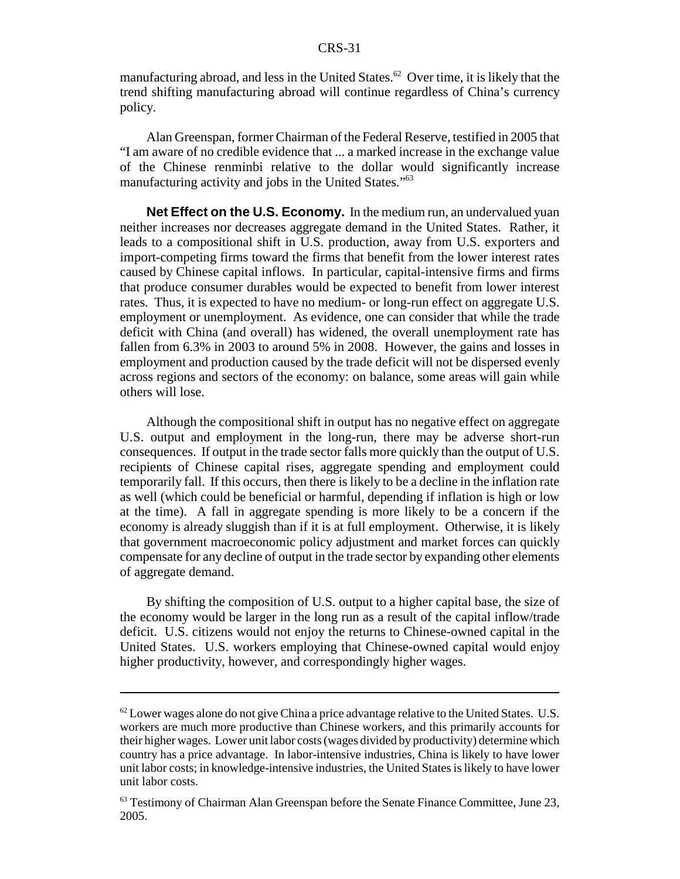manufacturing abroad, and less in the United States.[62] Over time, it is likely that the trend shifting manufacturing abroad will continue regardless of China's currency policy.

Alan Greenspan, former Chairman of the Federal Reserve, testified in 2005 that "I am aware of no credible evidence that ... a marked increase in the exchange value of the Chinese renminbi relative to the dollar would significantly increase manufacturing activity and jobs in the United States."[63]

**Net Effect on the U.S. Economy.** In the medium run, an undervalued yuan neither increases nor decreases aggregate demand in the United States. Rather, it leads to a compositional shift in U.S. production, away from U.S. exporters and import-competing firms toward the firms that benefit from the lower interest rates caused by Chinese capital inflows. In particular, capital-intensive firms and firms that produce consumer durables would be expected to benefit from lower interest rates. Thus, it is expected to have no medium- or long-run effect on aggregate U.S. employment or unemployment. As evidence, one can consider that while the trade deficit with China (and overall) has widened, the overall unemployment rate has fallen from 6.3% in 2003 to around 5% in 2008. However, the gains and losses in employment and production caused by the trade deficit will not be dispersed evenly across regions and sectors of the economy: on balance, some areas will gain while others will lose.

Although the compositional shift in output has no negative effect on aggregate U.S. output and employment in the long-run, there may be adverse short-run consequences. If output in the trade sector falls more quickly than the output of U.S. recipients of Chinese capital rises, aggregate spending and employment could temporarily fall. If this occurs, then there is likely to be a decline in the inflation rate as well (which could be beneficial or harmful, depending if inflation is high or low at the time). A fall in aggregate spending is more likely to be a concern if the economy is already sluggish than if it is at full employment. Otherwise, it is likely that government macroeconomic policy adjustment and market forces can quickly compensate for any decline of output in the trade sector by expanding other elements of aggregate demand.

By shifting the composition of U.S. output to a higher capital base, the size of the economy would be larger in the long run as a result of the capital inflow/trade deficit. U.S. citizens would not enjoy the returns to Chinese-owned capital in the United States. U.S. workers employing that Chinese-owned capital would enjoy higher productivity, however, and correspondingly higher wages.

---

[62] Lower wages alone do not give China a price advantage relative to the United States. U.S. workers are much more productive than Chinese workers, and this primarily accounts for their higher wages. Lower unit labor costs (wages divided by productivity) determine which country has a price advantage. In labor-intensive industries, China is likely to have lower unit labor costs; in knowledge-intensive industries, the United States is likely to have lower unit labor costs.

[63] Testimony of Chairman Alan Greenspan before the Senate Finance Committee, June 23, 2005.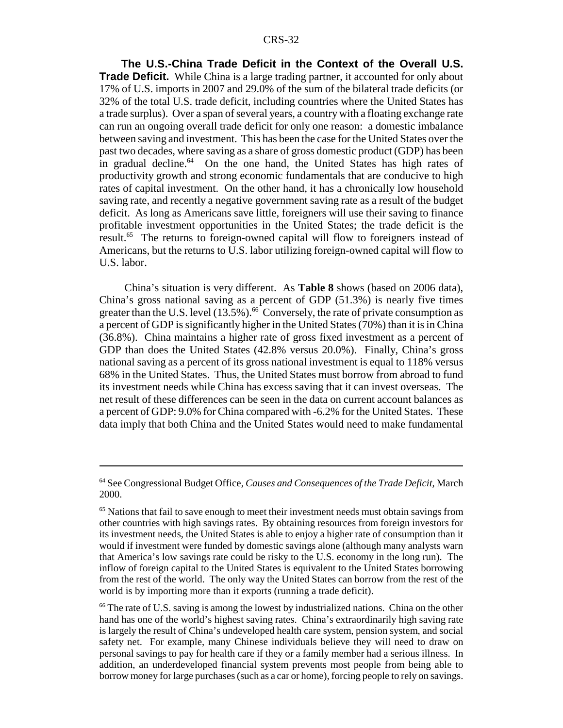**The U.S.-China Trade Deficit in the Context of the Overall U.S. Trade Deficit.** While China is a large trading partner, it accounted for only about 17% of U.S. imports in 2007 and 29.0% of the sum of the bilateral trade deficits (or 32% of the total U.S. trade deficit, including countries where the United States has a trade surplus). Over a span of several years, a country with a floating exchange rate can run an ongoing overall trade deficit for only one reason: a domestic imbalance between saving and investment. This has been the case for the United States over the past two decades, where saving as a share of gross domestic product (GDP) has been in gradual decline.[64] On the one hand, the United States has high rates of productivity growth and strong economic fundamentals that are conducive to high rates of capital investment. On the other hand, it has a chronically low household saving rate, and recently a negative government saving rate as a result of the budget deficit. As long as Americans save little, foreigners will use their saving to finance profitable investment opportunities in the United States; the trade deficit is the result.[65] The returns to foreign-owned capital will flow to foreigners instead of Americans, but the returns to U.S. labor utilizing foreign-owned capital will flow to U.S. labor.

China's situation is very different. As **Table 8** shows (based on 2006 data), China's gross national saving as a percent of GDP (51.3%) is nearly five times greater than the U.S. level (13.5%).[66] Conversely, the rate of private consumption as a percent of GDP is significantly higher in the United States (70%) than it is in China (36.8%). China maintains a higher rate of gross fixed investment as a percent of GDP than does the United States (42.8% versus 20.0%). Finally, China's gross national saving as a percent of its gross national investment is equal to 118% versus 68% in the United States. Thus, the United States must borrow from abroad to fund its investment needs while China has excess saving that it can invest overseas. The net result of these differences can be seen in the data on current account balances as a percent of GDP: 9.0% for China compared with -6.2% for the United States. These data imply that both China and the United States would need to make fundamental

---

[64] See Congressional Budget Office, *Causes and Consequences of the Trade Deficit*, March 2000.

[65] Nations that fail to save enough to meet their investment needs must obtain savings from other countries with high savings rates. By obtaining resources from foreign investors for its investment needs, the United States is able to enjoy a higher rate of consumption than it would if investment were funded by domestic savings alone (although many analysts warn that America's low savings rate could be risky to the U.S. economy in the long run). The inflow of foreign capital to the United States is equivalent to the United States borrowing from the rest of the world. The only way the United States can borrow from the rest of the world is by importing more than it exports (running a trade deficit).

[66] The rate of U.S. saving is among the lowest by industrialized nations. China on the other hand has one of the world's highest saving rates. China's extraordinarily high saving rate is largely the result of China's undeveloped health care system, pension system, and social safety net. For example, many Chinese individuals believe they will need to draw on personal savings to pay for health care if they or a family member had a serious illness. In addition, an underdeveloped financial system prevents most people from being able to borrow money for large purchases (such as a car or home), forcing people to rely on savings.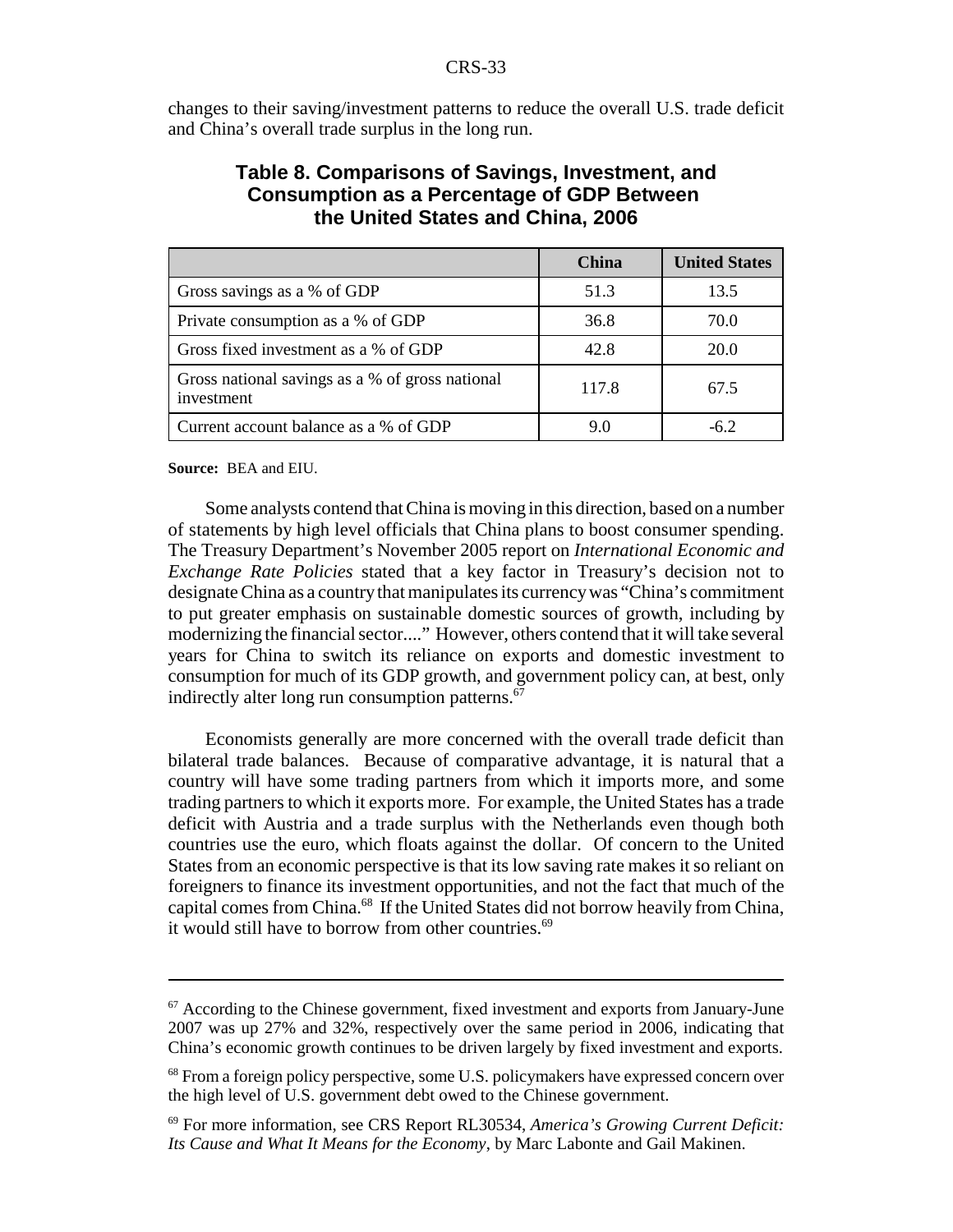changes to their saving/investment patterns to reduce the overall U.S. trade deficit and China's overall trade surplus in the long run.

### Table 8. Comparisons of Savings, Investment, and Consumption as a Percentage of GDP Between the United States and China, 2006

| | China | United States |
|---|---|---|
| Gross savings as a % of GDP | 51.3 | 13.5 |
| Private consumption as a % of GDP | 36.8 | 70.0 |
| Gross fixed investment as a % of GDP | 42.8 | 20.0 |
| Gross national savings as a % of gross national investment | 117.8 | 67.5 |
| Current account balance as a % of GDP | 9.0 | -6.2 |

**Source:** BEA and EIU.

Some analysts contend that China is moving in this direction, based on a number of statements by high level officials that China plans to boost consumer spending. The Treasury Department's November 2005 report on *International Economic and Exchange Rate Policies* stated that a key factor in Treasury's decision not to designate China as a country that manipulates its currency was "China's commitment to put greater emphasis on sustainable domestic sources of growth, including by modernizing the financial sector...." However, others contend that it will take several years for China to switch its reliance on exports and domestic investment to consumption for much of its GDP growth, and government policy can, at best, only indirectly alter long run consumption patterns.[67]

Economists generally are more concerned with the overall trade deficit than bilateral trade balances. Because of comparative advantage, it is natural that a country will have some trading partners from which it imports more, and some trading partners to which it exports more. For example, the United States has a trade deficit with Austria and a trade surplus with the Netherlands even though both countries use the euro, which floats against the dollar. Of concern to the United States from an economic perspective is that its low saving rate makes it so reliant on foreigners to finance its investment opportunities, and not the fact that much of the capital comes from China.[68] If the United States did not borrow heavily from China, it would still have to borrow from other countries.[69]

---

[67] According to the Chinese government, fixed investment and exports from January-June 2007 was up 27% and 32%, respectively over the same period in 2006, indicating that China's economic growth continues to be driven largely by fixed investment and exports.

[68] From a foreign policy perspective, some U.S. policymakers have expressed concern over the high level of U.S. government debt owed to the Chinese government.

[69] For more information, see CRS Report RL30534, *America's Growing Current Deficit: Its Cause and What It Means for the Economy*, by Marc Labonte and Gail Makinen.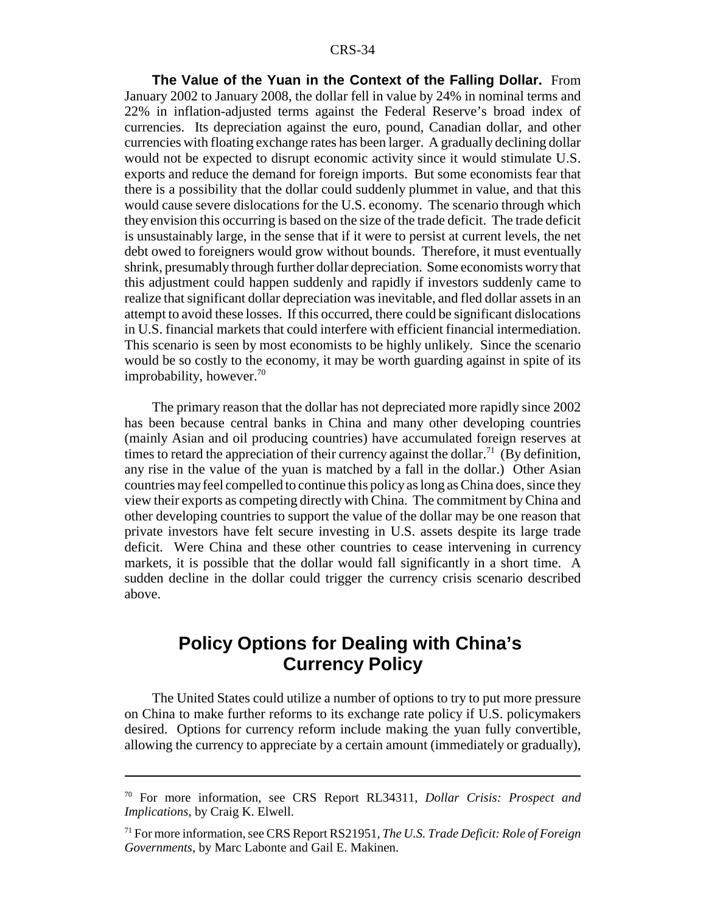**The Value of the Yuan in the Context of the Falling Dollar.** From January 2002 to January 2008, the dollar fell in value by 24% in nominal terms and 22% in inflation-adjusted terms against the Federal Reserve's broad index of currencies. Its depreciation against the euro, pound, Canadian dollar, and other currencies with floating exchange rates has been larger. A gradually declining dollar would not be expected to disrupt economic activity since it would stimulate U.S. exports and reduce the demand for foreign imports. But some economists fear that there is a possibility that the dollar could suddenly plummet in value, and that this would cause severe dislocations for the U.S. economy. The scenario through which they envision this occurring is based on the size of the trade deficit. The trade deficit is unsustainably large, in the sense that if it were to persist at current levels, the net debt owed to foreigners would grow without bounds. Therefore, it must eventually shrink, presumably through further dollar depreciation. Some economists worry that this adjustment could happen suddenly and rapidly if investors suddenly came to realize that significant dollar depreciation was inevitable, and fled dollar assets in an attempt to avoid these losses. If this occurred, there could be significant dislocations in U.S. financial markets that could interfere with efficient financial intermediation. This scenario is seen by most economists to be highly unlikely. Since the scenario would be so costly to the economy, it may be worth guarding against in spite of its improbability, however.[70]

The primary reason that the dollar has not depreciated more rapidly since 2002 has been because central banks in China and many other developing countries (mainly Asian and oil producing countries) have accumulated foreign reserves at times to retard the appreciation of their currency against the dollar.[71] (By definition, any rise in the value of the yuan is matched by a fall in the dollar.) Other Asian countries may feel compelled to continue this policy as long as China does, since they view their exports as competing directly with China. The commitment by China and other developing countries to support the value of the dollar may be one reason that private investors have felt secure investing in U.S. assets despite its large trade deficit. Were China and these other countries to cease intervening in currency markets, it is possible that the dollar would fall significantly in a short time. A sudden decline in the dollar could trigger the currency crisis scenario described above.

## Policy Options for Dealing with China's Currency Policy

The United States could utilize a number of options to try to put more pressure on China to make further reforms to its exchange rate policy if U.S. policymakers desired. Options for currency reform include making the yuan fully convertible, allowing the currency to appreciate by a certain amount (immediately or gradually),

---

[70] For more information, see CRS Report RL34311, *Dollar Crisis: Prospect and Implications*, by Craig K. Elwell.

[71] For more information, see CRS Report RS21951, *The U.S. Trade Deficit: Role of Foreign Governments*, by Marc Labonte and Gail E. Makinen.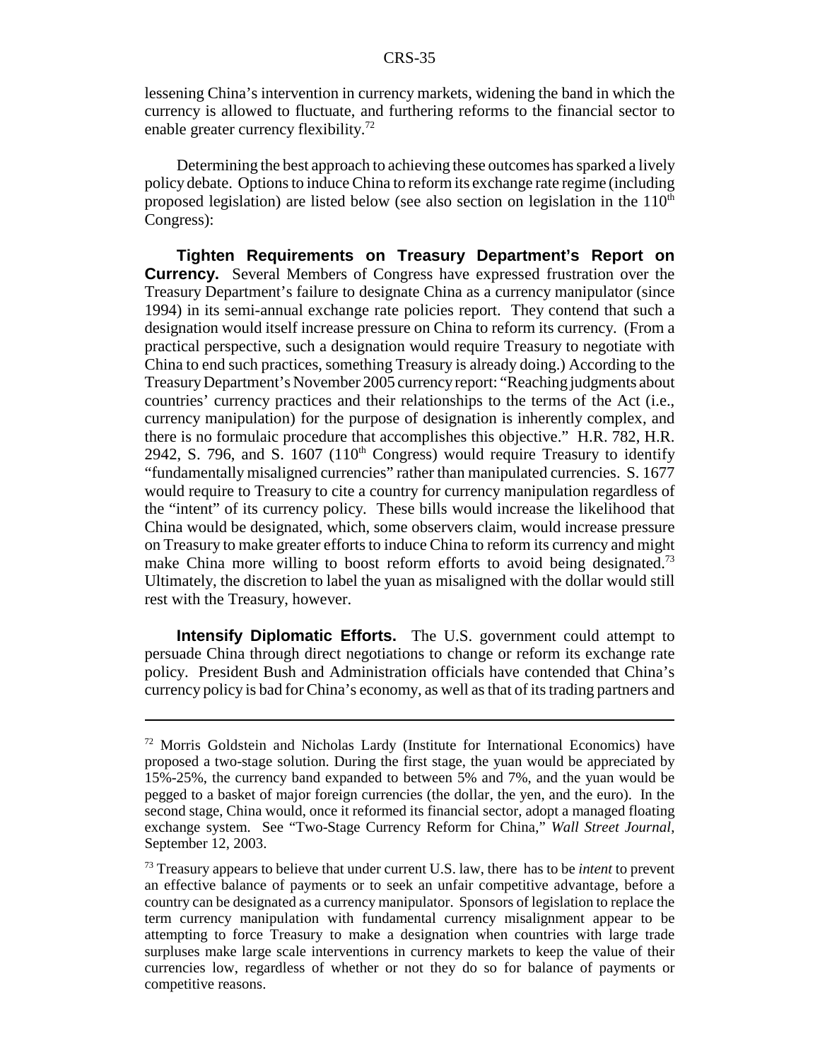lessening China's intervention in currency markets, widening the band in which the currency is allowed to fluctuate, and furthering reforms to the financial sector to enable greater currency flexibility.[72]

Determining the best approach to achieving these outcomes has sparked a lively policy debate. Options to induce China to reform its exchange rate regime (including proposed legislation) are listed below (see also section on legislation in the 110th Congress):

**Tighten Requirements on Treasury Department's Report on Currency.** Several Members of Congress have expressed frustration over the Treasury Department's failure to designate China as a currency manipulator (since 1994) in its semi-annual exchange rate policies report. They contend that such a designation would itself increase pressure on China to reform its currency. (From a practical perspective, such a designation would require Treasury to negotiate with China to end such practices, something Treasury is already doing.) According to the Treasury Department's November 2005 currency report: "Reaching judgments about countries' currency practices and their relationships to the terms of the Act (i.e., currency manipulation) for the purpose of designation is inherently complex, and there is no formulaic procedure that accomplishes this objective." H.R. 782, H.R. 2942, S. 796, and S. 1607 (110th Congress) would require Treasury to identify "fundamentally misaligned currencies" rather than manipulated currencies. S. 1677 would require to Treasury to cite a country for currency manipulation regardless of the "intent" of its currency policy. These bills would increase the likelihood that China would be designated, which, some observers claim, would increase pressure on Treasury to make greater efforts to induce China to reform its currency and might make China more willing to boost reform efforts to avoid being designated.[73] Ultimately, the discretion to label the yuan as misaligned with the dollar would still rest with the Treasury, however.

**Intensify Diplomatic Efforts.** The U.S. government could attempt to persuade China through direct negotiations to change or reform its exchange rate policy. President Bush and Administration officials have contended that China's currency policy is bad for China's economy, as well as that of its trading partners and

---

[72] Morris Goldstein and Nicholas Lardy (Institute for International Economics) have proposed a two-stage solution. During the first stage, the yuan would be appreciated by 15%-25%, the currency band expanded to between 5% and 7%, and the yuan would be pegged to a basket of major foreign currencies (the dollar, the yen, and the euro). In the second stage, China would, once it reformed its financial sector, adopt a managed floating exchange system. See "Two-Stage Currency Reform for China," *Wall Street Journal*, September 12, 2003.

[73] Treasury appears to believe that under current U.S. law, there has to be *intent* to prevent an effective balance of payments or to seek an unfair competitive advantage, before a country can be designated as a currency manipulator. Sponsors of legislation to replace the term currency manipulation with fundamental currency misalignment appear to be attempting to force Treasury to make a designation when countries with large trade surpluses make large scale interventions in currency markets to keep the value of their currencies low, regardless of whether or not they do so for balance of payments or competitive reasons.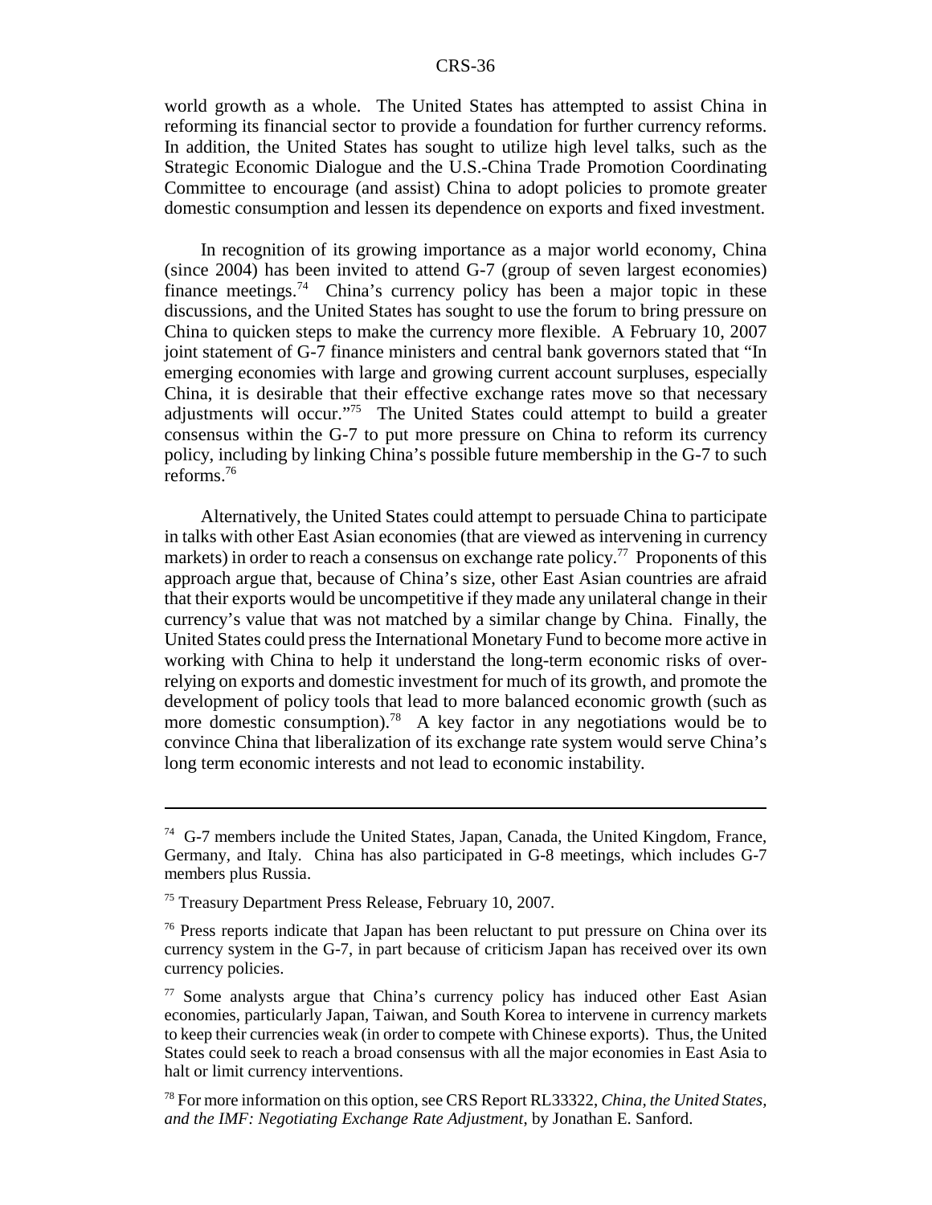world growth as a whole. The United States has attempted to assist China in reforming its financial sector to provide a foundation for further currency reforms. In addition, the United States has sought to utilize high level talks, such as the Strategic Economic Dialogue and the U.S.-China Trade Promotion Coordinating Committee to encourage (and assist) China to adopt policies to promote greater domestic consumption and lessen its dependence on exports and fixed investment.

In recognition of its growing importance as a major world economy, China (since 2004) has been invited to attend G-7 (group of seven largest economies) finance meetings.[74] China's currency policy has been a major topic in these discussions, and the United States has sought to use the forum to bring pressure on China to quicken steps to make the currency more flexible. A February 10, 2007 joint statement of G-7 finance ministers and central bank governors stated that "In emerging economies with large and growing current account surpluses, especially China, it is desirable that their effective exchange rates move so that necessary adjustments will occur."[75] The United States could attempt to build a greater consensus within the G-7 to put more pressure on China to reform its currency policy, including by linking China's possible future membership in the G-7 to such reforms.[76]

Alternatively, the United States could attempt to persuade China to participate in talks with other East Asian economies (that are viewed as intervening in currency markets) in order to reach a consensus on exchange rate policy.[77] Proponents of this approach argue that, because of China's size, other East Asian countries are afraid that their exports would be uncompetitive if they made any unilateral change in their currency's value that was not matched by a similar change by China. Finally, the United States could press the International Monetary Fund to become more active in working with China to help it understand the long-term economic risks of over-relying on exports and domestic investment for much of its growth, and promote the development of policy tools that lead to more balanced economic growth (such as more domestic consumption).[78] A key factor in any negotiations would be to convince China that liberalization of its exchange rate system would serve China's long term economic interests and not lead to economic instability.

---

[74] G-7 members include the United States, Japan, Canada, the United Kingdom, France, Germany, and Italy. China has also participated in G-8 meetings, which includes G-7 members plus Russia.

[75] Treasury Department Press Release, February 10, 2007.

[76] Press reports indicate that Japan has been reluctant to put pressure on China over its currency system in the G-7, in part because of criticism Japan has received over its own currency policies.

[77] Some analysts argue that China's currency policy has induced other East Asian economies, particularly Japan, Taiwan, and South Korea to intervene in currency markets to keep their currencies weak (in order to compete with Chinese exports). Thus, the United States could seek to reach a broad consensus with all the major economies in East Asia to halt or limit currency interventions.

[78] For more information on this option, see CRS Report RL33322, *China, the United States, and the IMF: Negotiating Exchange Rate Adjustment*, by Jonathan E. Sanford.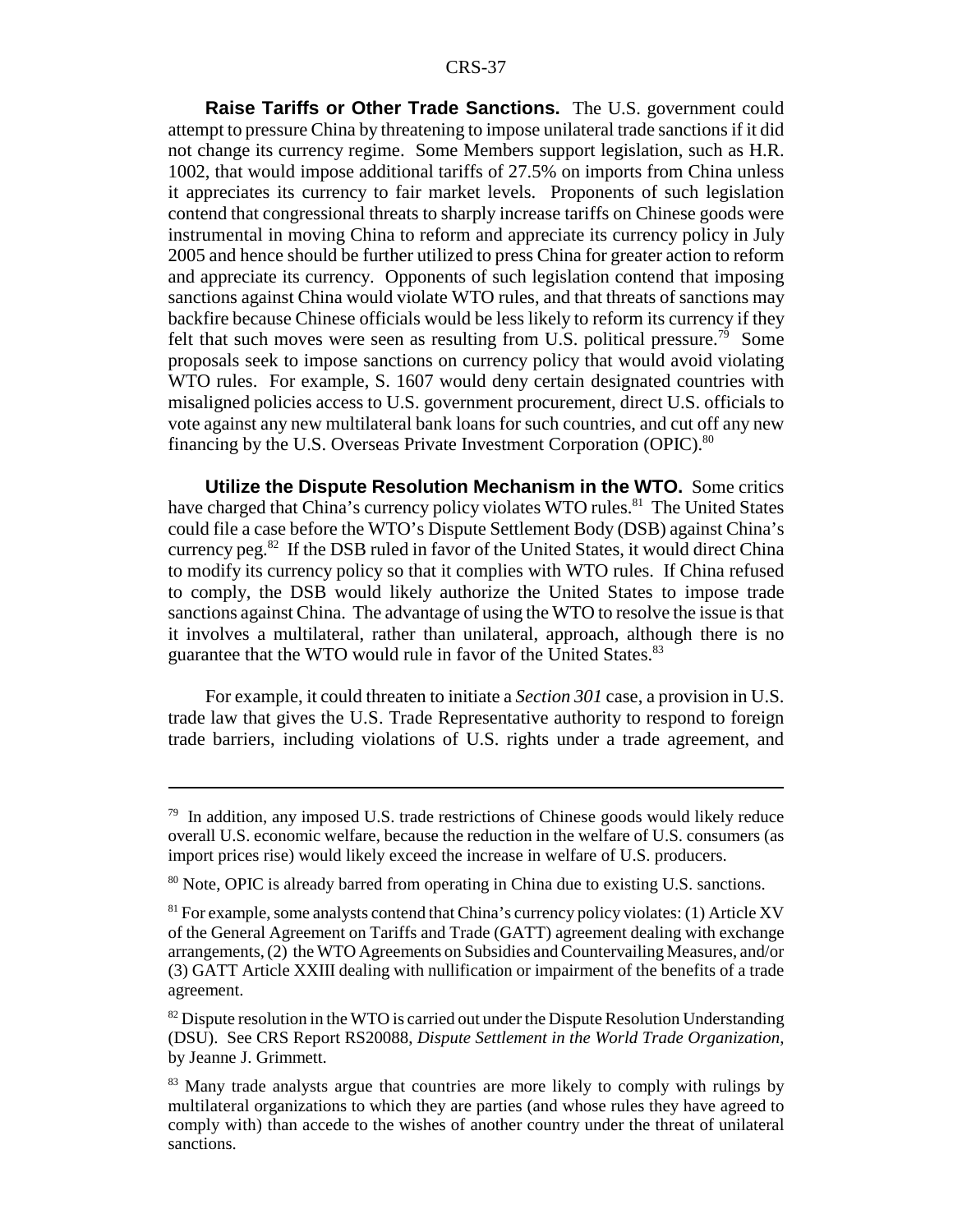**Raise Tariffs or Other Trade Sanctions.** The U.S. government could attempt to pressure China by threatening to impose unilateral trade sanctions if it did not change its currency regime. Some Members support legislation, such as H.R. 1002, that would impose additional tariffs of 27.5% on imports from China unless it appreciates its currency to fair market levels. Proponents of such legislation contend that congressional threats to sharply increase tariffs on Chinese goods were instrumental in moving China to reform and appreciate its currency policy in July 2005 and hence should be further utilized to press China for greater action to reform and appreciate its currency. Opponents of such legislation contend that imposing sanctions against China would violate WTO rules, and that threats of sanctions may backfire because Chinese officials would be less likely to reform its currency if they felt that such moves were seen as resulting from U.S. political pressure.[79] Some proposals seek to impose sanctions on currency policy that would avoid violating WTO rules. For example, S. 1607 would deny certain designated countries with misaligned policies access to U.S. government procurement, direct U.S. officials to vote against any new multilateral bank loans for such countries, and cut off any new financing by the U.S. Overseas Private Investment Corporation (OPIC).[80]

**Utilize the Dispute Resolution Mechanism in the WTO.** Some critics have charged that China's currency policy violates WTO rules.[81] The United States could file a case before the WTO's Dispute Settlement Body (DSB) against China's currency peg.[82] If the DSB ruled in favor of the United States, it would direct China to modify its currency policy so that it complies with WTO rules. If China refused to comply, the DSB would likely authorize the United States to impose trade sanctions against China. The advantage of using the WTO to resolve the issue is that it involves a multilateral, rather than unilateral, approach, although there is no guarantee that the WTO would rule in favor of the United States.[83]

For example, it could threaten to initiate a *Section 301* case, a provision in U.S. trade law that gives the U.S. Trade Representative authority to respond to foreign trade barriers, including violations of U.S. rights under a trade agreement, and

---

[79] In addition, any imposed U.S. trade restrictions of Chinese goods would likely reduce overall U.S. economic welfare, because the reduction in the welfare of U.S. consumers (as import prices rise) would likely exceed the increase in welfare of U.S. producers.

[80] Note, OPIC is already barred from operating in China due to existing U.S. sanctions.

[81] For example, some analysts contend that China's currency policy violates: (1) Article XV of the General Agreement on Tariffs and Trade (GATT) agreement dealing with exchange arrangements, (2) the WTO Agreements on Subsidies and Countervailing Measures, and/or (3) GATT Article XXIII dealing with nullification or impairment of the benefits of a trade agreement.

[82] Dispute resolution in the WTO is carried out under the Dispute Resolution Understanding (DSU). See CRS Report RS20088, *Dispute Settlement in the World Trade Organization*, by Jeanne J. Grimmett.

[83] Many trade analysts argue that countries are more likely to comply with rulings by multilateral organizations to which they are parties (and whose rules they have agreed to comply with) than accede to the wishes of another country under the threat of unilateral sanctions.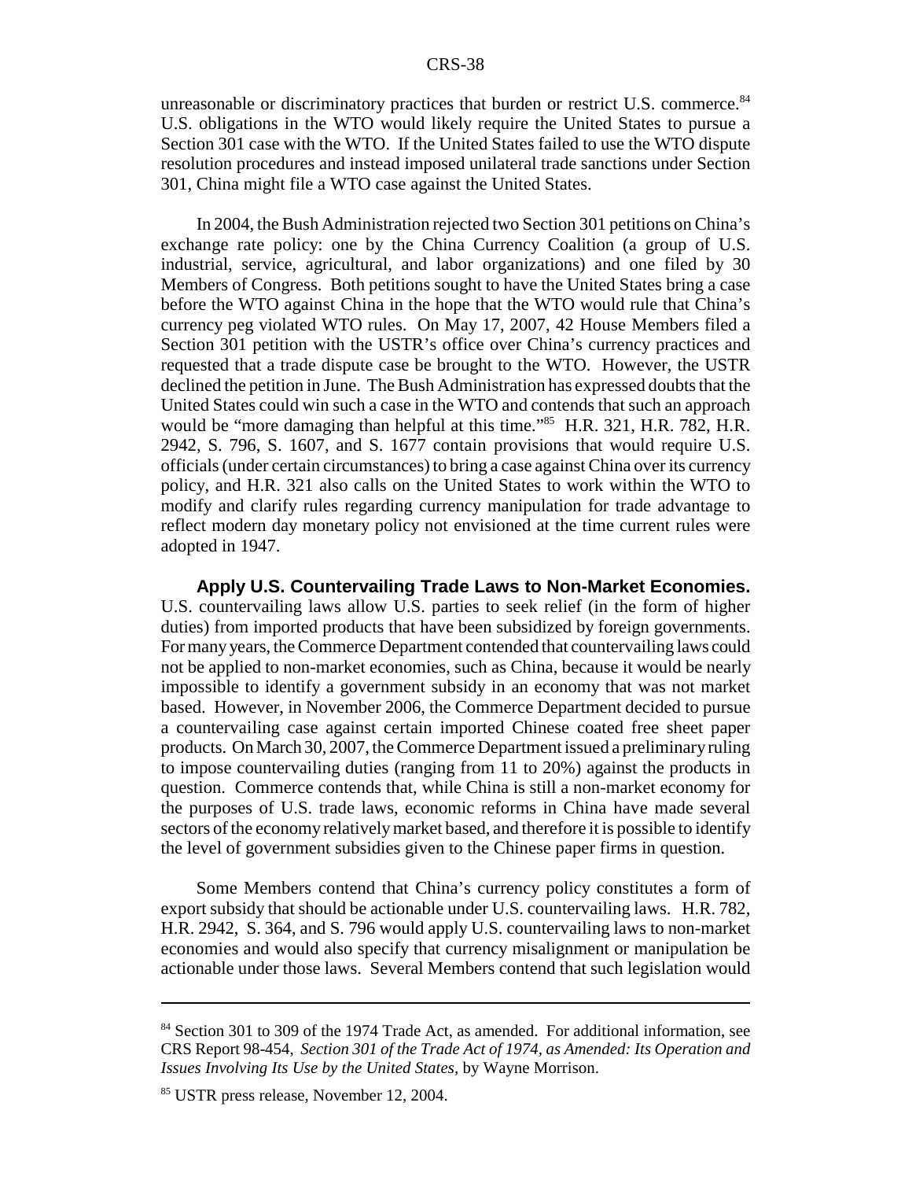unreasonable or discriminatory practices that burden or restrict U.S. commerce.[84] U.S. obligations in the WTO would likely require the United States to pursue a Section 301 case with the WTO. If the United States failed to use the WTO dispute resolution procedures and instead imposed unilateral trade sanctions under Section 301, China might file a WTO case against the United States.

In 2004, the Bush Administration rejected two Section 301 petitions on China's exchange rate policy: one by the China Currency Coalition (a group of U.S. industrial, service, agricultural, and labor organizations) and one filed by 30 Members of Congress. Both petitions sought to have the United States bring a case before the WTO against China in the hope that the WTO would rule that China's currency peg violated WTO rules. On May 17, 2007, 42 House Members filed a Section 301 petition with the USTR's office over China's currency practices and requested that a trade dispute case be brought to the WTO. However, the USTR declined the petition in June. The Bush Administration has expressed doubts that the United States could win such a case in the WTO and contends that such an approach would be "more damaging than helpful at this time."[85] H.R. 321, H.R. 782, H.R. 2942, S. 796, S. 1607, and S. 1677 contain provisions that would require U.S. officials (under certain circumstances) to bring a case against China over its currency policy, and H.R. 321 also calls on the United States to work within the WTO to modify and clarify rules regarding currency manipulation for trade advantage to reflect modern day monetary policy not envisioned at the time current rules were adopted in 1947.

**Apply U.S. Countervailing Trade Laws to Non-Market Economies.** U.S. countervailing laws allow U.S. parties to seek relief (in the form of higher duties) from imported products that have been subsidized by foreign governments. For many years, the Commerce Department contended that countervailing laws could not be applied to non-market economies, such as China, because it would be nearly impossible to identify a government subsidy in an economy that was not market based. However, in November 2006, the Commerce Department decided to pursue a countervailing case against certain imported Chinese coated free sheet paper products. On March 30, 2007, the Commerce Department issued a preliminary ruling to impose countervailing duties (ranging from 11 to 20%) against the products in question. Commerce contends that, while China is still a non-market economy for the purposes of U.S. trade laws, economic reforms in China have made several sectors of the economy relatively market based, and therefore it is possible to identify the level of government subsidies given to the Chinese paper firms in question.

Some Members contend that China's currency policy constitutes a form of export subsidy that should be actionable under U.S. countervailing laws. H.R. 782, H.R. 2942, S. 364, and S. 796 would apply U.S. countervailing laws to non-market economies and would also specify that currency misalignment or manipulation be actionable under those laws. Several Members contend that such legislation would

---

[84] Section 301 to 309 of the 1974 Trade Act, as amended. For additional information, see CRS Report 98-454, *Section 301 of the Trade Act of 1974, as Amended: Its Operation and Issues Involving Its Use by the United States,* by Wayne Morrison.

[85] USTR press release, November 12, 2004.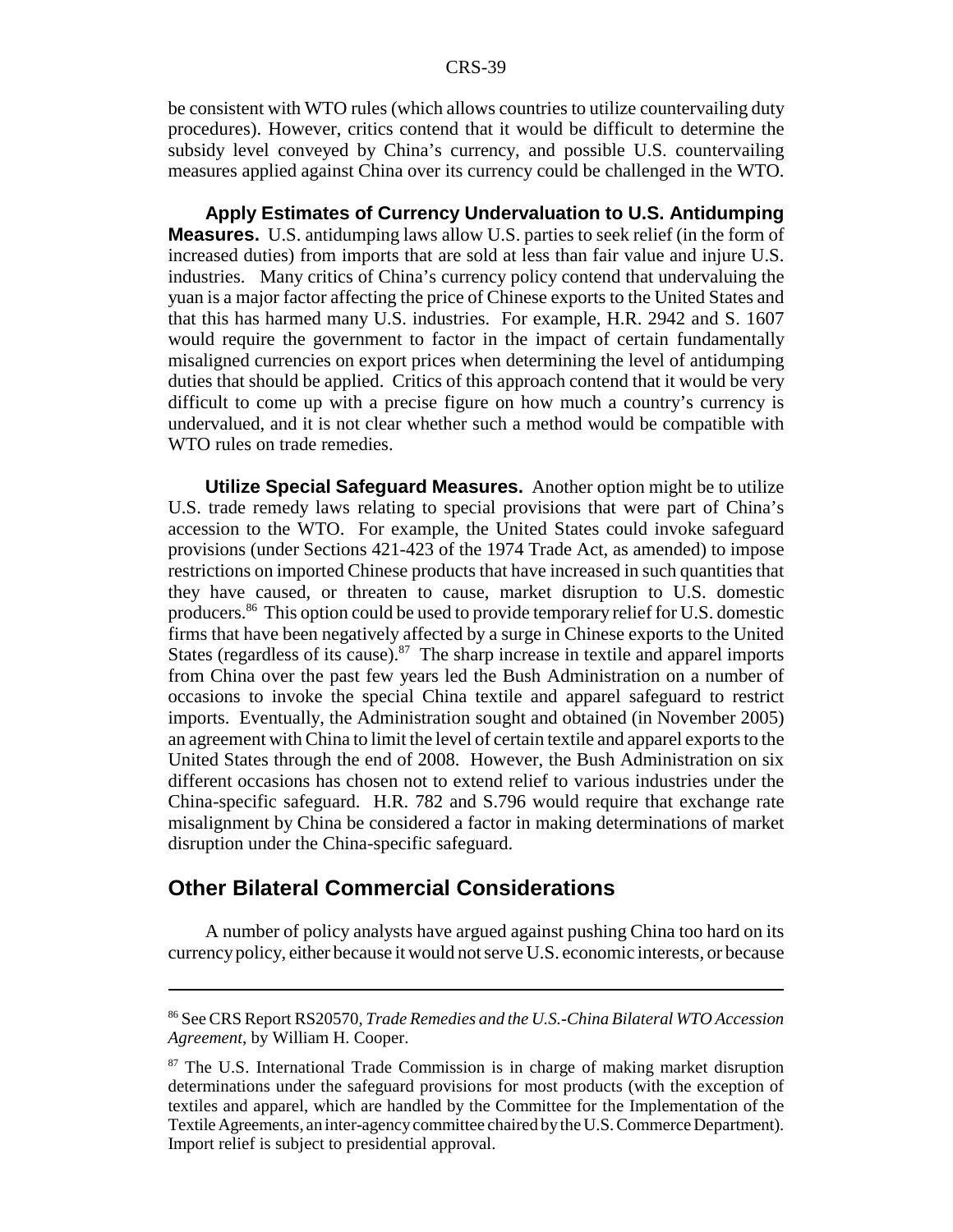be consistent with WTO rules (which allows countries to utilize countervailing duty procedures). However, critics contend that it would be difficult to determine the subsidy level conveyed by China's currency, and possible U.S. countervailing measures applied against China over its currency could be challenged in the WTO.

**Apply Estimates of Currency Undervaluation to U.S. Antidumping Measures.** U.S. antidumping laws allow U.S. parties to seek relief (in the form of increased duties) from imports that are sold at less than fair value and injure U.S. industries. Many critics of China's currency policy contend that undervaluing the yuan is a major factor affecting the price of Chinese exports to the United States and that this has harmed many U.S. industries. For example, H.R. 2942 and S. 1607 would require the government to factor in the impact of certain fundamentally misaligned currencies on export prices when determining the level of antidumping duties that should be applied. Critics of this approach contend that it would be very difficult to come up with a precise figure on how much a country's currency is undervalued, and it is not clear whether such a method would be compatible with WTO rules on trade remedies.

**Utilize Special Safeguard Measures.** Another option might be to utilize U.S. trade remedy laws relating to special provisions that were part of China's accession to the WTO. For example, the United States could invoke safeguard provisions (under Sections 421-423 of the 1974 Trade Act, as amended) to impose restrictions on imported Chinese products that have increased in such quantities that they have caused, or threaten to cause, market disruption to U.S. domestic producers.[86] This option could be used to provide temporary relief for U.S. domestic firms that have been negatively affected by a surge in Chinese exports to the United States (regardless of its cause).[87] The sharp increase in textile and apparel imports from China over the past few years led the Bush Administration on a number of occasions to invoke the special China textile and apparel safeguard to restrict imports. Eventually, the Administration sought and obtained (in November 2005) an agreement with China to limit the level of certain textile and apparel exports to the United States through the end of 2008. However, the Bush Administration on six different occasions has chosen not to extend relief to various industries under the China-specific safeguard. H.R. 782 and S.796 would require that exchange rate misalignment by China be considered a factor in making determinations of market disruption under the China-specific safeguard.

## Other Bilateral Commercial Considerations

A number of policy analysts have argued against pushing China too hard on its currency policy, either because it would not serve U.S. economic interests, or because

---

[86] See CRS Report RS20570, *Trade Remedies and the U.S.-China Bilateral WTO Accession Agreement*, by William H. Cooper.

[87] The U.S. International Trade Commission is in charge of making market disruption determinations under the safeguard provisions for most products (with the exception of textiles and apparel, which are handled by the Committee for the Implementation of the Textile Agreements, an inter-agency committee chaired by the U.S. Commerce Department). Import relief is subject to presidential approval.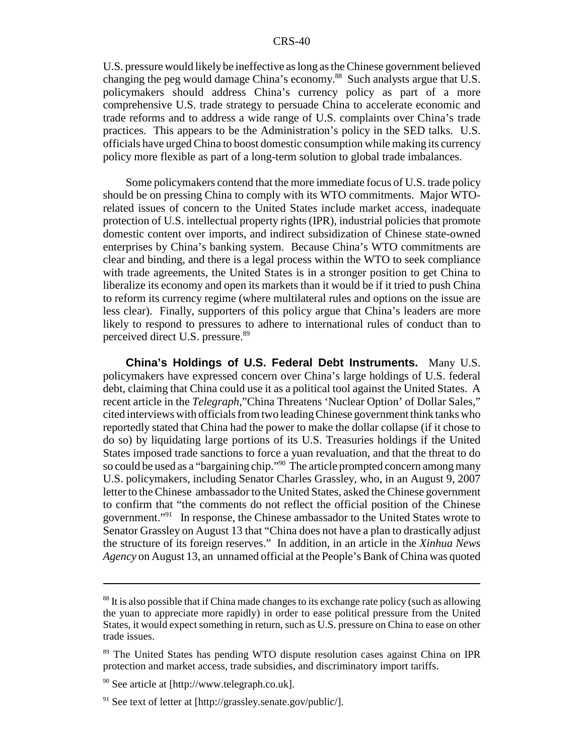U.S. pressure would likely be ineffective as long as the Chinese government believed changing the peg would damage China's economy.[88] Such analysts argue that U.S. policymakers should address China's currency policy as part of a more comprehensive U.S. trade strategy to persuade China to accelerate economic and trade reforms and to address a wide range of U.S. complaints over China's trade practices. This appears to be the Administration's policy in the SED talks. U.S. officials have urged China to boost domestic consumption while making its currency policy more flexible as part of a long-term solution to global trade imbalances.

Some policymakers contend that the more immediate focus of U.S. trade policy should be on pressing China to comply with its WTO commitments. Major WTO-related issues of concern to the United States include market access, inadequate protection of U.S. intellectual property rights (IPR), industrial policies that promote domestic content over imports, and indirect subsidization of Chinese state-owned enterprises by China's banking system. Because China's WTO commitments are clear and binding, and there is a legal process within the WTO to seek compliance with trade agreements, the United States is in a stronger position to get China to liberalize its economy and open its markets than it would be if it tried to push China to reform its currency regime (where multilateral rules and options on the issue are less clear). Finally, supporters of this policy argue that China's leaders are more likely to respond to pressures to adhere to international rules of conduct than to perceived direct U.S. pressure.[89]

**China's Holdings of U.S. Federal Debt Instruments.** Many U.S. policymakers have expressed concern over China's large holdings of U.S. federal debt, claiming that China could use it as a political tool against the United States. A recent article in the *Telegraph*,"China Threatens 'Nuclear Option' of Dollar Sales," cited interviews with officials from two leading Chinese government think tanks who reportedly stated that China had the power to make the dollar collapse (if it chose to do so) by liquidating large portions of its U.S. Treasuries holdings if the United States imposed trade sanctions to force a yuan revaluation, and that the threat to do so could be used as a "bargaining chip."[90] The article prompted concern among many U.S. policymakers, including Senator Charles Grassley, who, in an August 9, 2007 letter to the Chinese ambassador to the United States, asked the Chinese government to confirm that "the comments do not reflect the official position of the Chinese government."[91] In response, the Chinese ambassador to the United States wrote to Senator Grassley on August 13 that "China does not have a plan to drastically adjust the structure of its foreign reserves." In addition, in an article in the *Xinhua News Agency* on August 13, an unnamed official at the People's Bank of China was quoted

---

[88] It is also possible that if China made changes to its exchange rate policy (such as allowing the yuan to appreciate more rapidly) in order to ease political pressure from the United States, it would expect something in return, such as U.S. pressure on China to ease on other trade issues.

[89] The United States has pending WTO dispute resolution cases against China on IPR protection and market access, trade subsidies, and discriminatory import tariffs.

[90] See article at [http://www.telegraph.co.uk].

[91] See text of letter at [http://grassley.senate.gov/public/].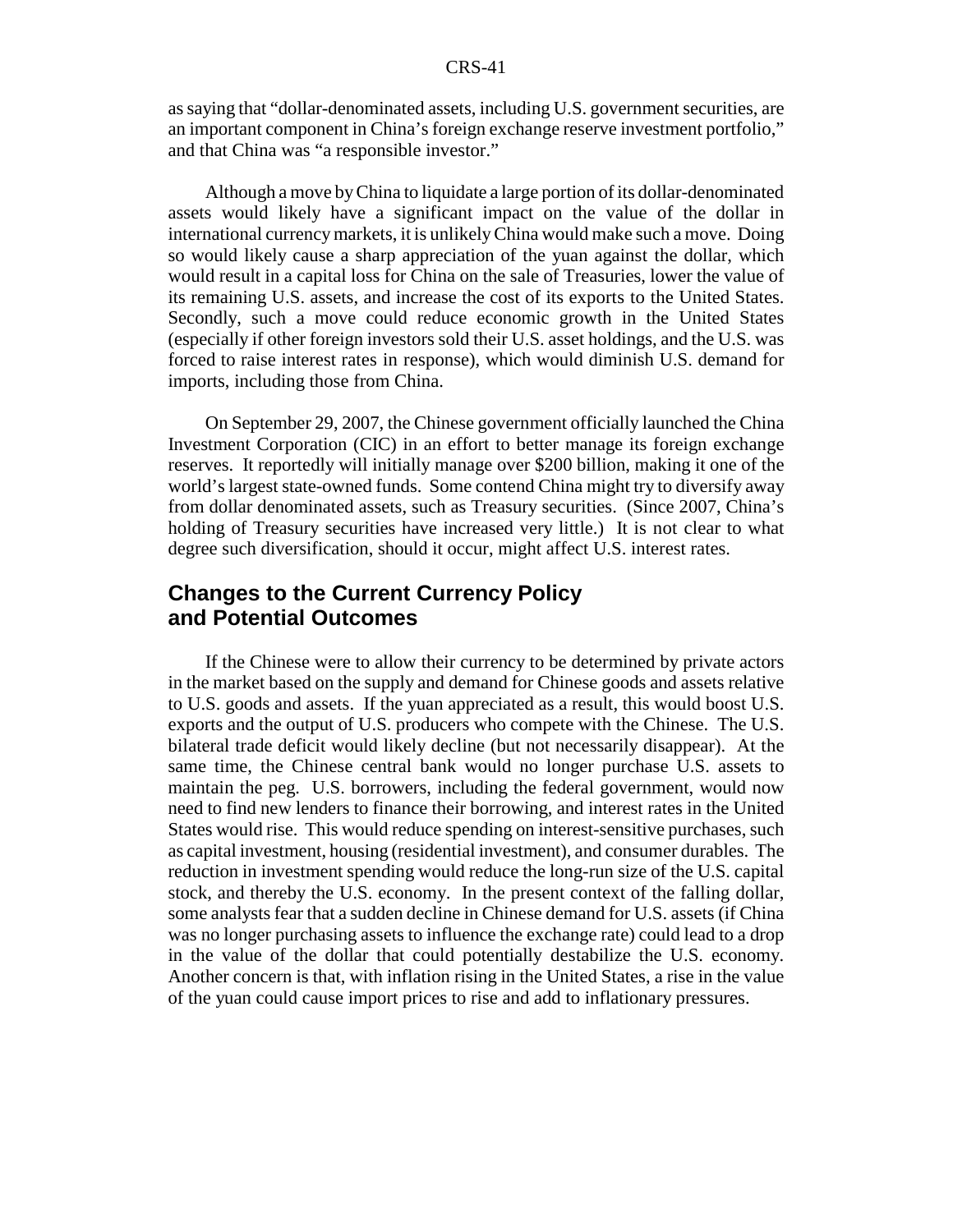as saying that "dollar-denominated assets, including U.S. government securities, are an important component in China's foreign exchange reserve investment portfolio," and that China was "a responsible investor."

Although a move by China to liquidate a large portion of its dollar-denominated assets would likely have a significant impact on the value of the dollar in international currency markets, it is unlikely China would make such a move. Doing so would likely cause a sharp appreciation of the yuan against the dollar, which would result in a capital loss for China on the sale of Treasuries, lower the value of its remaining U.S. assets, and increase the cost of its exports to the United States. Secondly, such a move could reduce economic growth in the United States (especially if other foreign investors sold their U.S. asset holdings, and the U.S. was forced to raise interest rates in response), which would diminish U.S. demand for imports, including those from China.

On September 29, 2007, the Chinese government officially launched the China Investment Corporation (CIC) in an effort to better manage its foreign exchange reserves. It reportedly will initially manage over $200 billion, making it one of the world's largest state-owned funds. Some contend China might try to diversify away from dollar denominated assets, such as Treasury securities. (Since 2007, China's holding of Treasury securities have increased very little.) It is not clear to what degree such diversification, should it occur, might affect U.S. interest rates.

## Changes to the Current Currency Policy and Potential Outcomes

If the Chinese were to allow their currency to be determined by private actors in the market based on the supply and demand for Chinese goods and assets relative to U.S. goods and assets. If the yuan appreciated as a result, this would boost U.S. exports and the output of U.S. producers who compete with the Chinese. The U.S. bilateral trade deficit would likely decline (but not necessarily disappear). At the same time, the Chinese central bank would no longer purchase U.S. assets to maintain the peg. U.S. borrowers, including the federal government, would now need to find new lenders to finance their borrowing, and interest rates in the United States would rise. This would reduce spending on interest-sensitive purchases, such as capital investment, housing (residential investment), and consumer durables. The reduction in investment spending would reduce the long-run size of the U.S. capital stock, and thereby the U.S. economy. In the present context of the falling dollar, some analysts fear that a sudden decline in Chinese demand for U.S. assets (if China was no longer purchasing assets to influence the exchange rate) could lead to a drop in the value of the dollar that could potentially destabilize the U.S. economy. Another concern is that, with inflation rising in the United States, a rise in the value of the yuan could cause import prices to rise and add to inflationary pressures.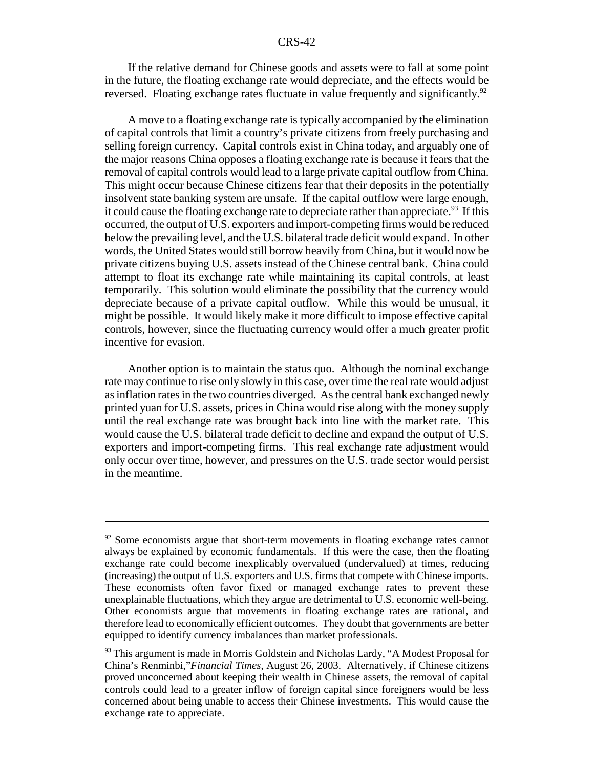If the relative demand for Chinese goods and assets were to fall at some point in the future, the floating exchange rate would depreciate, and the effects would be reversed. Floating exchange rates fluctuate in value frequently and significantly.[92]

A move to a floating exchange rate is typically accompanied by the elimination of capital controls that limit a country's private citizens from freely purchasing and selling foreign currency. Capital controls exist in China today, and arguably one of the major reasons China opposes a floating exchange rate is because it fears that the removal of capital controls would lead to a large private capital outflow from China. This might occur because Chinese citizens fear that their deposits in the potentially insolvent state banking system are unsafe. If the capital outflow were large enough, it could cause the floating exchange rate to depreciate rather than appreciate.[93] If this occurred, the output of U.S. exporters and import-competing firms would be reduced below the prevailing level, and the U.S. bilateral trade deficit would expand. In other words, the United States would still borrow heavily from China, but it would now be private citizens buying U.S. assets instead of the Chinese central bank. China could attempt to float its exchange rate while maintaining its capital controls, at least temporarily. This solution would eliminate the possibility that the currency would depreciate because of a private capital outflow. While this would be unusual, it might be possible. It would likely make it more difficult to impose effective capital controls, however, since the fluctuating currency would offer a much greater profit incentive for evasion.

Another option is to maintain the status quo. Although the nominal exchange rate may continue to rise only slowly in this case, over time the real rate would adjust as inflation rates in the two countries diverged. As the central bank exchanged newly printed yuan for U.S. assets, prices in China would rise along with the money supply until the real exchange rate was brought back into line with the market rate. This would cause the U.S. bilateral trade deficit to decline and expand the output of U.S. exporters and import-competing firms. This real exchange rate adjustment would only occur over time, however, and pressures on the U.S. trade sector would persist in the meantime.

---

[92] Some economists argue that short-term movements in floating exchange rates cannot always be explained by economic fundamentals. If this were the case, then the floating exchange rate could become inexplicably overvalued (undervalued) at times, reducing (increasing) the output of U.S. exporters and U.S. firms that compete with Chinese imports. These economists often favor fixed or managed exchange rates to prevent these unexplainable fluctuations, which they argue are detrimental to U.S. economic well-being. Other economists argue that movements in floating exchange rates are rational, and therefore lead to economically efficient outcomes. They doubt that governments are better equipped to identify currency imbalances than market professionals.

[93] This argument is made in Morris Goldstein and Nicholas Lardy, "A Modest Proposal for China's Renminbi," *Financial Times*, August 26, 2003. Alternatively, if Chinese citizens proved unconcerned about keeping their wealth in Chinese assets, the removal of capital controls could lead to a greater inflow of foreign capital since foreigners would be less concerned about being unable to access their Chinese investments. This would cause the exchange rate to appreciate.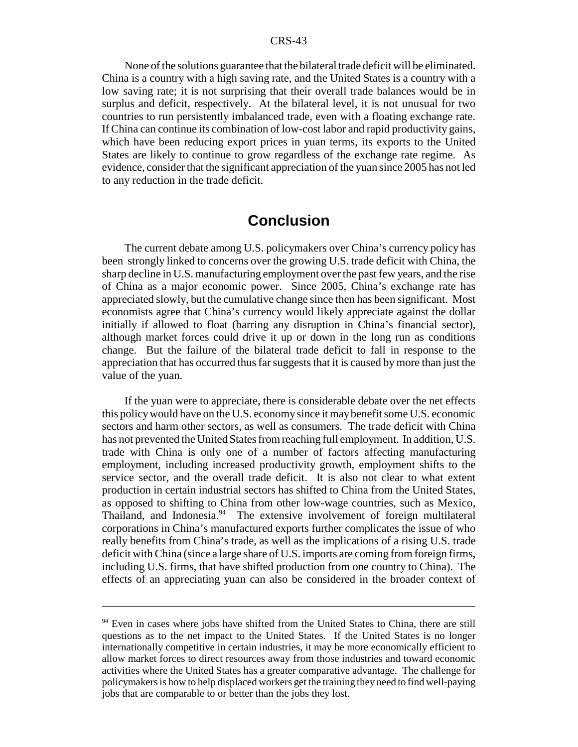None of the solutions guarantee that the bilateral trade deficit will be eliminated. China is a country with a high saving rate, and the United States is a country with a low saving rate; it is not surprising that their overall trade balances would be in surplus and deficit, respectively. At the bilateral level, it is not unusual for two countries to run persistently imbalanced trade, even with a floating exchange rate. If China can continue its combination of low-cost labor and rapid productivity gains, which have been reducing export prices in yuan terms, its exports to the United States are likely to continue to grow regardless of the exchange rate regime. As evidence, consider that the significant appreciation of the yuan since 2005 has not led to any reduction in the trade deficit.

## Conclusion

The current debate among U.S. policymakers over China's currency policy has been strongly linked to concerns over the growing U.S. trade deficit with China, the sharp decline in U.S. manufacturing employment over the past few years, and the rise of China as a major economic power. Since 2005, China's exchange rate has appreciated slowly, but the cumulative change since then has been significant. Most economists agree that China's currency would likely appreciate against the dollar initially if allowed to float (barring any disruption in China's financial sector), although market forces could drive it up or down in the long run as conditions change. But the failure of the bilateral trade deficit to fall in response to the appreciation that has occurred thus far suggests that it is caused by more than just the value of the yuan.

If the yuan were to appreciate, there is considerable debate over the net effects this policy would have on the U.S. economy since it may benefit some U.S. economic sectors and harm other sectors, as well as consumers. The trade deficit with China has not prevented the United States from reaching full employment. In addition, U.S. trade with China is only one of a number of factors affecting manufacturing employment, including increased productivity growth, employment shifts to the service sector, and the overall trade deficit. It is also not clear to what extent production in certain industrial sectors has shifted to China from the United States, as opposed to shifting to China from other low-wage countries, such as Mexico, Thailand, and Indonesia.[94] The extensive involvement of foreign multilateral corporations in China's manufactured exports further complicates the issue of who really benefits from China's trade, as well as the implications of a rising U.S. trade deficit with China (since a large share of U.S. imports are coming from foreign firms, including U.S. firms, that have shifted production from one country to China). The effects of an appreciating yuan can also be considered in the broader context of

---

[94] Even in cases where jobs have shifted from the United States to China, there are still questions as to the net impact to the United States. If the United States is no longer internationally competitive in certain industries, it may be more economically efficient to allow market forces to direct resources away from those industries and toward economic activities where the United States has a greater comparative advantage. The challenge for policymakers is how to help displaced workers get the training they need to find well-paying jobs that are comparable to or better than the jobs they lost.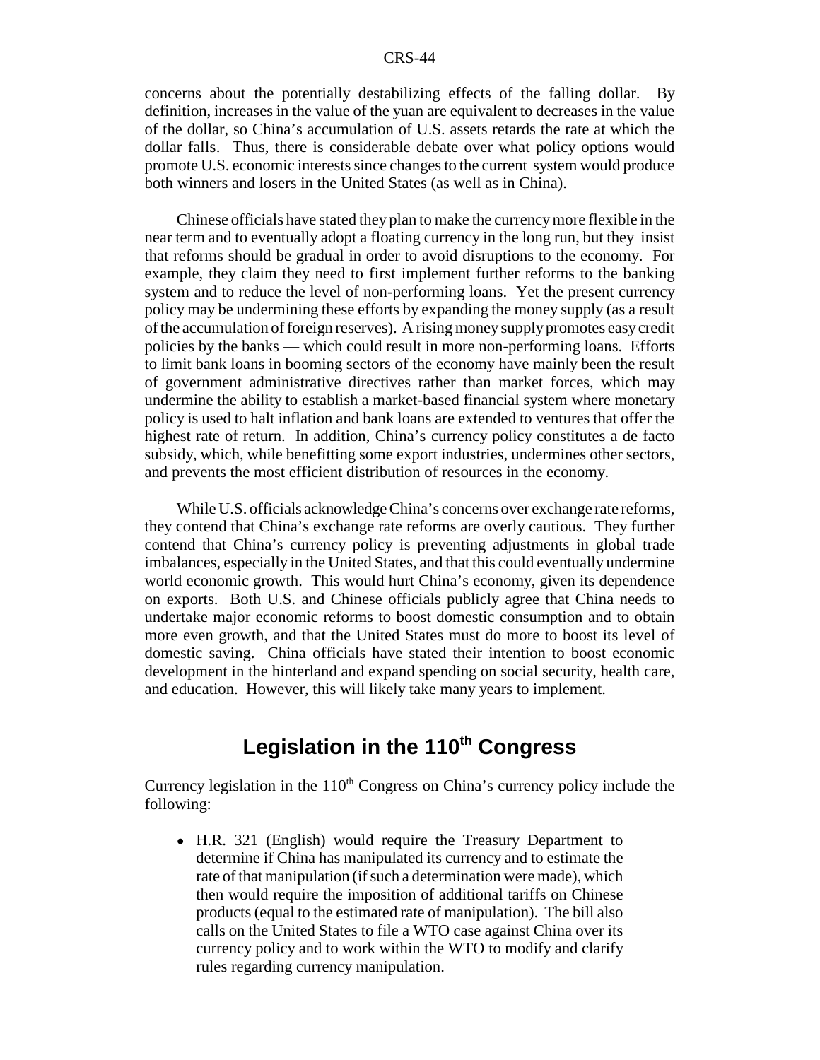concerns about the potentially destabilizing effects of the falling dollar. By definition, increases in the value of the yuan are equivalent to decreases in the value of the dollar, so China's accumulation of U.S. assets retards the rate at which the dollar falls. Thus, there is considerable debate over what policy options would promote U.S. economic interests since changes to the current system would produce both winners and losers in the United States (as well as in China).

Chinese officials have stated they plan to make the currency more flexible in the near term and to eventually adopt a floating currency in the long run, but they insist that reforms should be gradual in order to avoid disruptions to the economy. For example, they claim they need to first implement further reforms to the banking system and to reduce the level of non-performing loans. Yet the present currency policy may be undermining these efforts by expanding the money supply (as a result of the accumulation of foreign reserves). A rising money supply promotes easy credit policies by the banks — which could result in more non-performing loans. Efforts to limit bank loans in booming sectors of the economy have mainly been the result of government administrative directives rather than market forces, which may undermine the ability to establish a market-based financial system where monetary policy is used to halt inflation and bank loans are extended to ventures that offer the highest rate of return. In addition, China's currency policy constitutes a de facto subsidy, which, while benefitting some export industries, undermines other sectors, and prevents the most efficient distribution of resources in the economy.

While U.S. officials acknowledge China's concerns over exchange rate reforms, they contend that China's exchange rate reforms are overly cautious. They further contend that China's currency policy is preventing adjustments in global trade imbalances, especially in the United States, and that this could eventually undermine world economic growth. This would hurt China's economy, given its dependence on exports. Both U.S. and Chinese officials publicly agree that China needs to undertake major economic reforms to boost domestic consumption and to obtain more even growth, and that the United States must do more to boost its level of domestic saving. China officials have stated their intention to boost economic development in the hinterland and expand spending on social security, health care, and education. However, this will likely take many years to implement.

# Legislation in the 110th Congress

Currency legislation in the 110th Congress on China's currency policy include the following:

- H.R. 321 (English) would require the Treasury Department to determine if China has manipulated its currency and to estimate the rate of that manipulation (if such a determination were made), which then would require the imposition of additional tariffs on Chinese products (equal to the estimated rate of manipulation). The bill also calls on the United States to file a WTO case against China over its currency policy and to work within the WTO to modify and clarify rules regarding currency manipulation.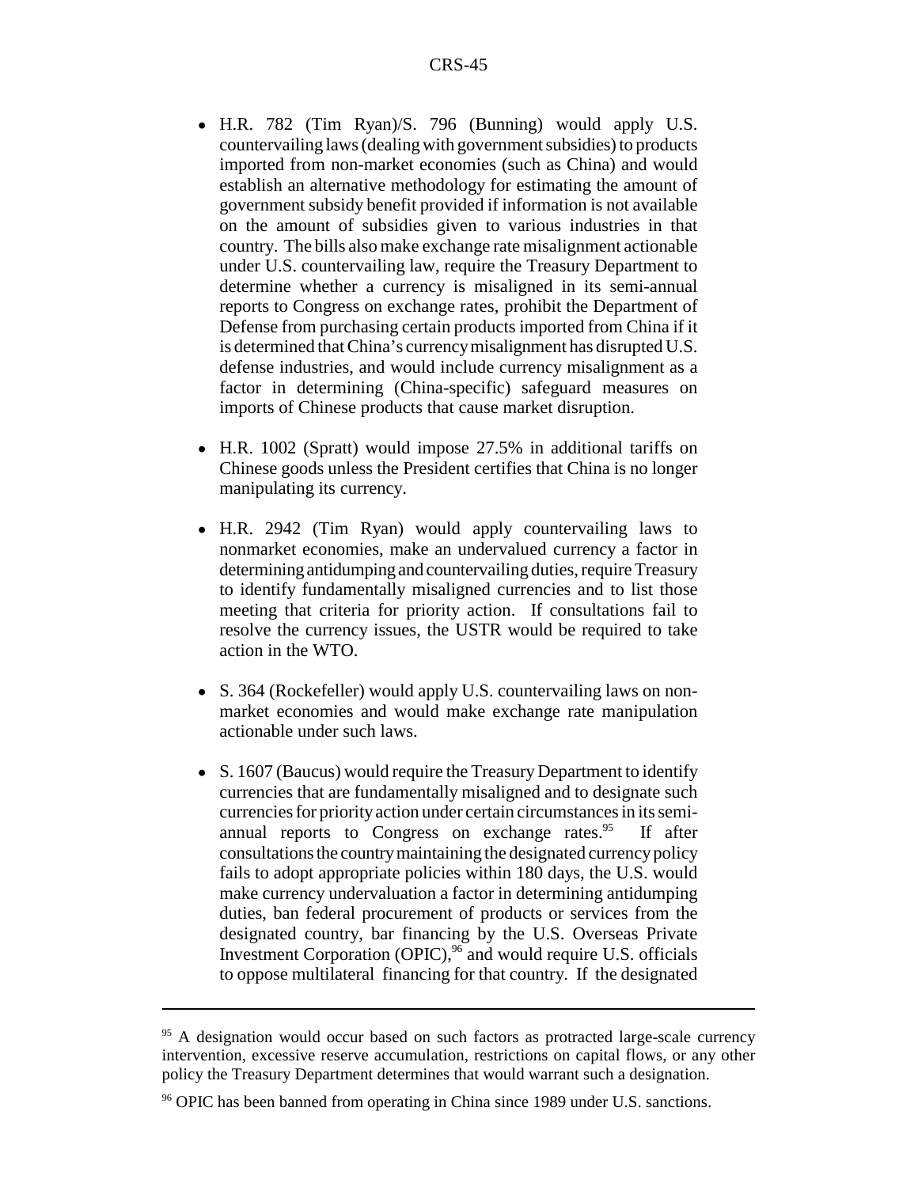- H.R. 782 (Tim Ryan)/S. 796 (Bunning) would apply U.S. countervailing laws (dealing with government subsidies) to products imported from non-market economies (such as China) and would establish an alternative methodology for estimating the amount of government subsidy benefit provided if information is not available on the amount of subsidies given to various industries in that country. The bills also make exchange rate misalignment actionable under U.S. countervailing law, require the Treasury Department to determine whether a currency is misaligned in its semi-annual reports to Congress on exchange rates, prohibit the Department of Defense from purchasing certain products imported from China if it is determined that China's currency misalignment has disrupted U.S. defense industries, and would include currency misalignment as a factor in determining (China-specific) safeguard measures on imports of Chinese products that cause market disruption.

- H.R. 1002 (Spratt) would impose 27.5% in additional tariffs on Chinese goods unless the President certifies that China is no longer manipulating its currency.

- H.R. 2942 (Tim Ryan) would apply countervailing laws to nonmarket economies, make an undervalued currency a factor in determining antidumping and countervailing duties, require Treasury to identify fundamentally misaligned currencies and to list those meeting that criteria for priority action. If consultations fail to resolve the currency issues, the USTR would be required to take action in the WTO.

- S. 364 (Rockefeller) would apply U.S. countervailing laws on non-market economies and would make exchange rate manipulation actionable under such laws.

- S. 1607 (Baucus) would require the Treasury Department to identify currencies that are fundamentally misaligned and to designate such currencies for priority action under certain circumstances in its semi-annual reports to Congress on exchange rates.[95] If after consultations the country maintaining the designated currency policy fails to adopt appropriate policies within 180 days, the U.S. would make currency undervaluation a factor in determining antidumping duties, ban federal procurement of products or services from the designated country, bar financing by the U.S. Overseas Private Investment Corporation (OPIC),[96] and would require U.S. officials to oppose multilateral financing for that country. If the designated

---

[95] A designation would occur based on such factors as protracted large-scale currency intervention, excessive reserve accumulation, restrictions on capital flows, or any other policy the Treasury Department determines that would warrant such a designation.

[96] OPIC has been banned from operating in China since 1989 under U.S. sanctions.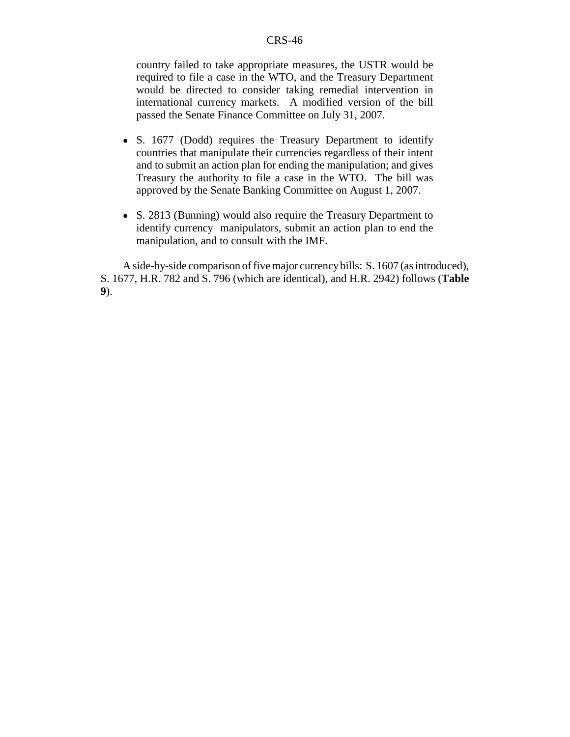country failed to take appropriate measures, the USTR would be required to file a case in the WTO, and the Treasury Department would be directed to consider taking remedial intervention in international currency markets. A modified version of the bill passed the Senate Finance Committee on July 31, 2007.

- S. 1677 (Dodd) requires the Treasury Department to identify countries that manipulate their currencies regardless of their intent and to submit an action plan for ending the manipulation; and gives Treasury the authority to file a case in the WTO. The bill was approved by the Senate Banking Committee on August 1, 2007.

- S. 2813 (Bunning) would also require the Treasury Department to identify currency manipulators, submit an action plan to end the manipulation, and to consult with the IMF.

A side-by-side comparison of five major currency bills: S. 1607 (as introduced), S. 1677, H.R. 782 and S. 796 (which are identical), and H.R. 2942) follows (**Table 9**).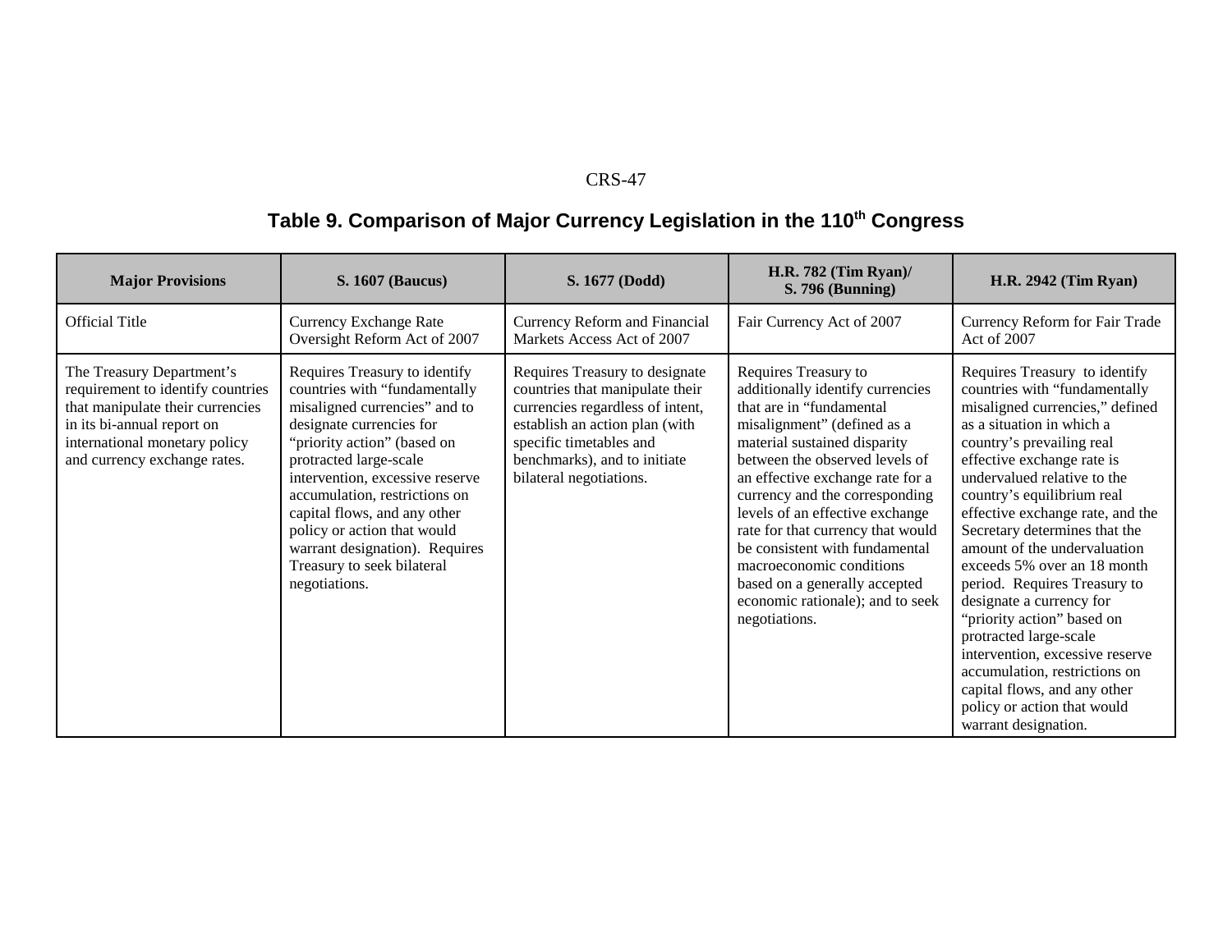## Table 9. Comparison of Major Currency Legislation in the 110th Congress

| Major Provisions | S. 1607 (Baucus) | S. 1677 (Dodd) | H.R. 782 (Tim Ryan)/ S. 796 (Bunning) | H.R. 2942 (Tim Ryan) |
|---|---|---|---|---|
| Official Title | Currency Exchange Rate Oversight Reform Act of 2007 | Currency Reform and Financial Markets Access Act of 2007 | Fair Currency Act of 2007 | Currency Reform for Fair Trade Act of 2007 |
| The Treasury Department's requirement to identify countries that manipulate their currencies in its bi-annual report on international monetary policy and currency exchange rates. | Requires Treasury to identify countries with "fundamentally misaligned currencies" and to designate currencies for "priority action" (based on protracted large-scale intervention, excessive reserve accumulation, restrictions on capital flows, and any other policy or action that would warrant designation). Requires Treasury to seek bilateral negotiations. | Requires Treasury to designate countries that manipulate their currencies regardless of intent, establish an action plan (with specific timetables and benchmarks), and to initiate bilateral negotiations. | Requires Treasury to additionally identify currencies that are in "fundamental misalignment" (defined as a material sustained disparity between the observed levels of an effective exchange rate for a currency and the corresponding levels of an effective exchange rate for that currency that would be consistent with fundamental macroeconomic conditions based on a generally accepted economic rationale); and to seek negotiations. | Requires Treasury to identify countries with "fundamentally misaligned currencies," defined as a situation in which a country's prevailing real effective exchange rate is undervalued relative to the country's equilibrium real effective exchange rate, and the Secretary determines that the amount of the undervaluation exceeds 5% over an 18 month period. Requires Treasury to designate a currency for "priority action" based on protracted large-scale intervention, excessive reserve accumulation, restrictions on capital flows, and any other policy or action that would warrant designation. |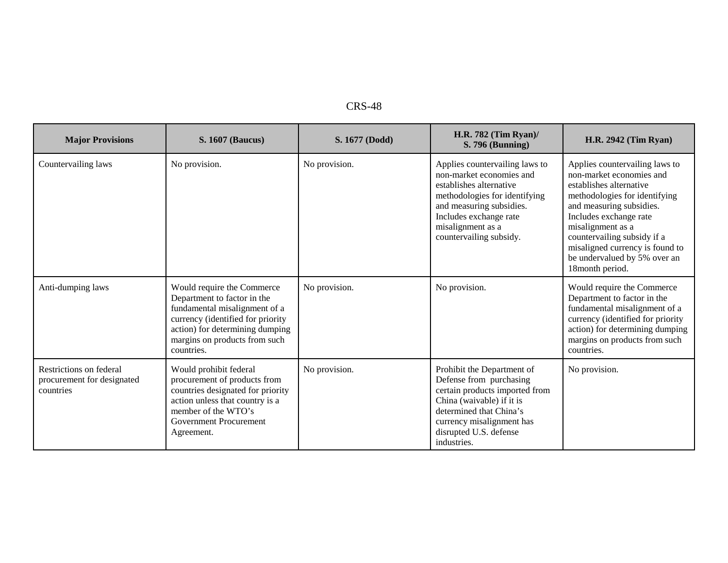| Major Provisions | S. 1607 (Baucus) | S. 1677 (Dodd) | H.R. 782 (Tim Ryan)/ S. 796 (Bunning) | H.R. 2942 (Tim Ryan) |
|---|---|---|---|---|
| Countervailing laws | No provision. | No provision. | Applies countervailing laws to non-market economies and establishes alternative methodologies for identifying and measuring subsidies. Includes exchange rate misalignment as a countervailing subsidy. | Applies countervailing laws to non-market economies and establishes alternative methodologies for identifying and measuring subsidies. Includes exchange rate misalignment as a countervailing subsidy if a misaligned currency is found to be undervalued by 5% over an 18month period. |
| Anti-dumping laws | Would require the Commerce Department to factor in the fundamental misalignment of a currency (identified for priority action) for determining dumping margins on products from such countries. | No provision. | No provision. | Would require the Commerce Department to factor in the fundamental misalignment of a currency (identified for priority action) for determining dumping margins on products from such countries. |
| Restrictions on federal procurement for designated countries | Would prohibit federal procurement of products from countries designated for priority action unless that country is a member of the WTO's Government Procurement Agreement. | No provision. | Prohibit the Department of Defense from purchasing certain products imported from China (waivable) if it is determined that China's currency misalignment has disrupted U.S. defense industries. | No provision. |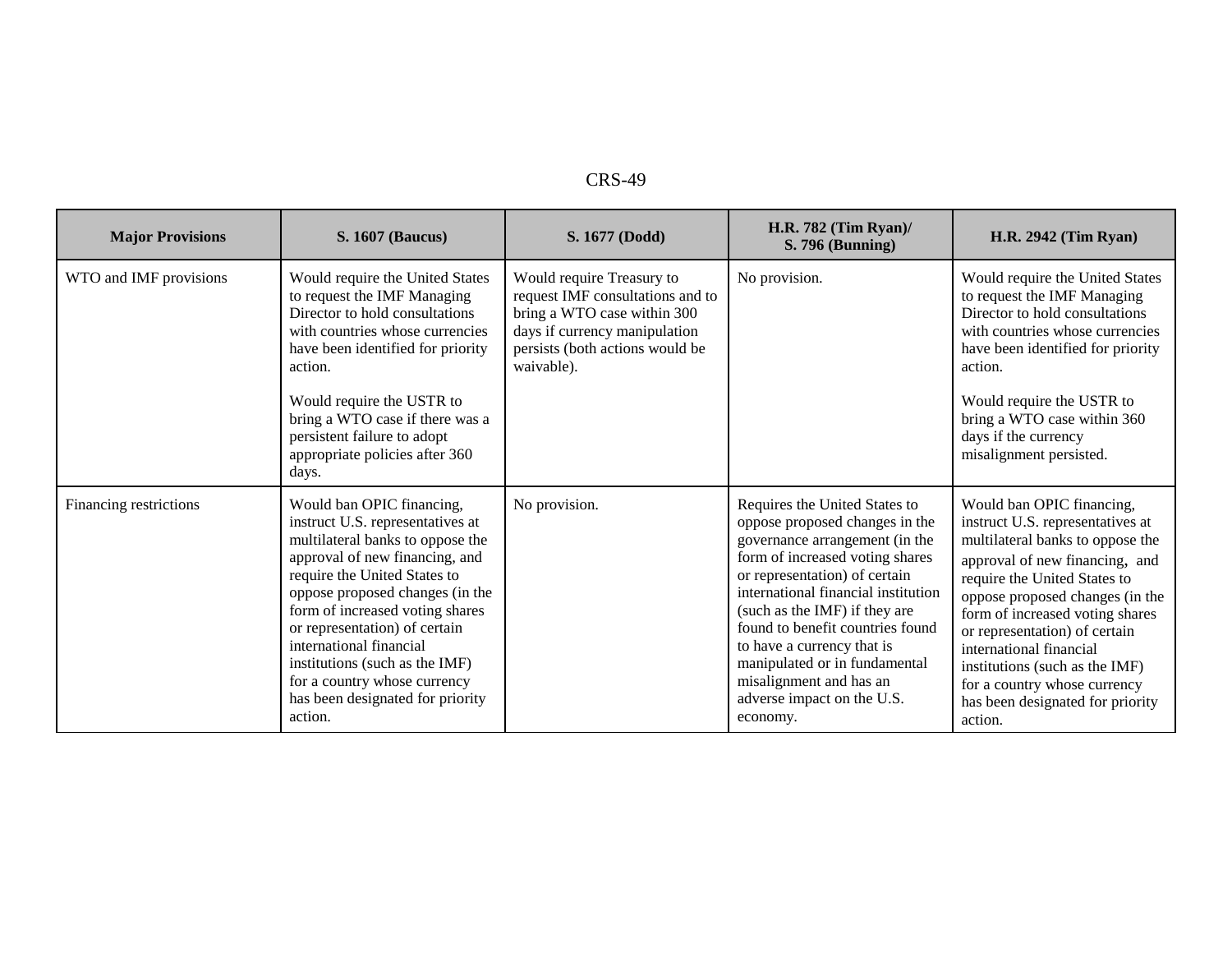| Major Provisions | S. 1607 (Baucus) | S. 1677 (Dodd) | H.R. 782 (Tim Ryan)/ S. 796 (Bunning) | H.R. 2942 (Tim Ryan) |
|---|---|---|---|---|
| WTO and IMF provisions | Would require the United States to request the IMF Managing Director to hold consultations with countries whose currencies have been identified for priority action.<br><br>Would require the USTR to bring a WTO case if there was a persistent failure to adopt appropriate policies after 360 days. | Would require Treasury to request IMF consultations and to bring a WTO case within 300 days if currency manipulation persists (both actions would be waivable). | No provision. | Would require the United States to request the IMF Managing Director to hold consultations with countries whose currencies have been identified for priority action.<br><br>Would require the USTR to bring a WTO case within 360 days if the currency misalignment persisted. |
| Financing restrictions | Would ban OPIC financing, instruct U.S. representatives at multilateral banks to oppose the approval of new financing, and require the United States to oppose proposed changes (in the form of increased voting shares or representation) of certain international financial institutions (such as the IMF) for a country whose currency has been designated for priority action. | No provision. | Requires the United States to oppose proposed changes in the governance arrangement (in the form of increased voting shares or representation) of certain international financial institution (such as the IMF) if they are found to benefit countries found to have a currency that is manipulated or in fundamental misalignment and has an adverse impact on the U.S. economy. | Would ban OPIC financing, instruct U.S. representatives at multilateral banks to oppose the approval of new financing, and require the United States to oppose proposed changes (in the form of increased voting shares or representation) of certain international financial institutions (such as the IMF) for a country whose currency has been designated for priority action. |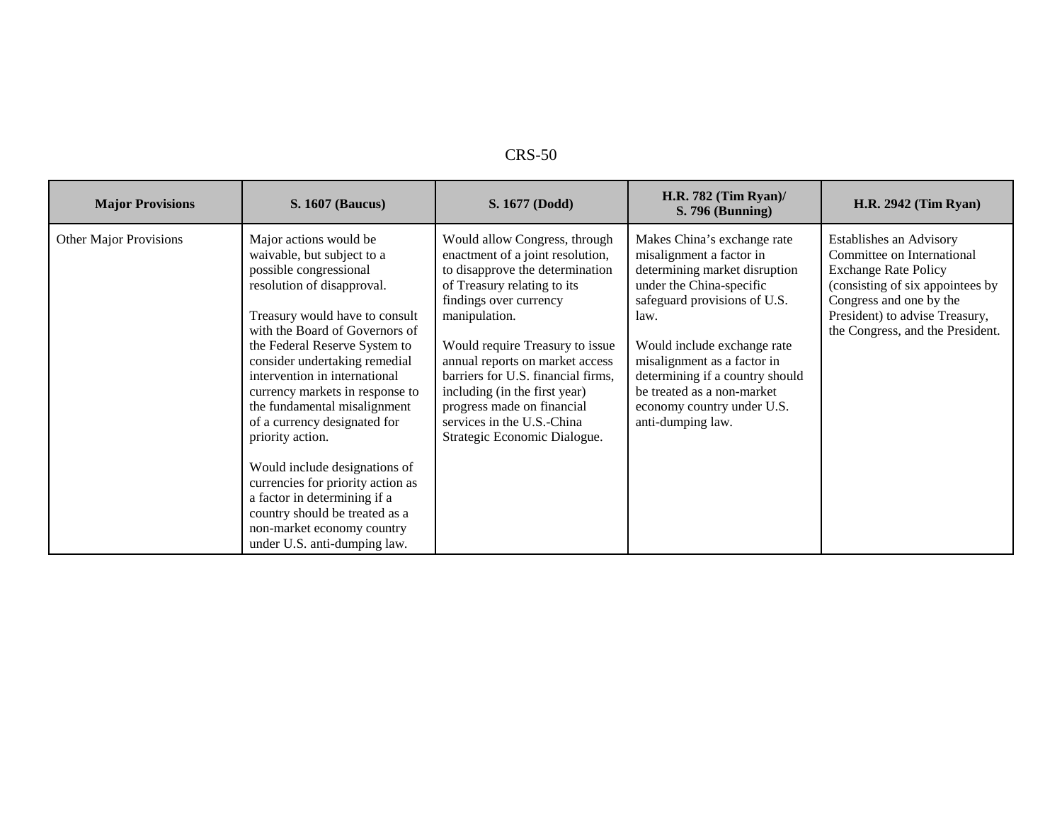| Major Provisions | S. 1607 (Baucus) | S. 1677 (Dodd) | H.R. 782 (Tim Ryan)/ S. 796 (Bunning) | H.R. 2942 (Tim Ryan) |
|---|---|---|---|---|
| Other Major Provisions | Major actions would be waivable, but subject to a possible congressional resolution of disapproval.<br><br>Treasury would have to consult with the Board of Governors of the Federal Reserve System to consider undertaking remedial intervention in international currency markets in response to the fundamental misalignment of a currency designated for priority action.<br><br>Would include designations of currencies for priority action as a factor in determining if a country should be treated as a non-market economy country under U.S. anti-dumping law. | Would allow Congress, through enactment of a joint resolution, to disapprove the determination of Treasury relating to its findings over currency manipulation.<br><br>Would require Treasury to issue annual reports on market access barriers for U.S. financial firms, including (in the first year) progress made on financial services in the U.S.-China Strategic Economic Dialogue. | Makes China's exchange rate misalignment a factor in determining market disruption under the China-specific safeguard provisions of U.S. law.<br><br>Would include exchange rate misalignment as a factor in determining if a country should be treated as a non-market economy country under U.S. anti-dumping law. | Establishes an Advisory Committee on International Exchange Rate Policy (consisting of six appointees by Congress and one by the President) to advise Treasury, the Congress, and the President. |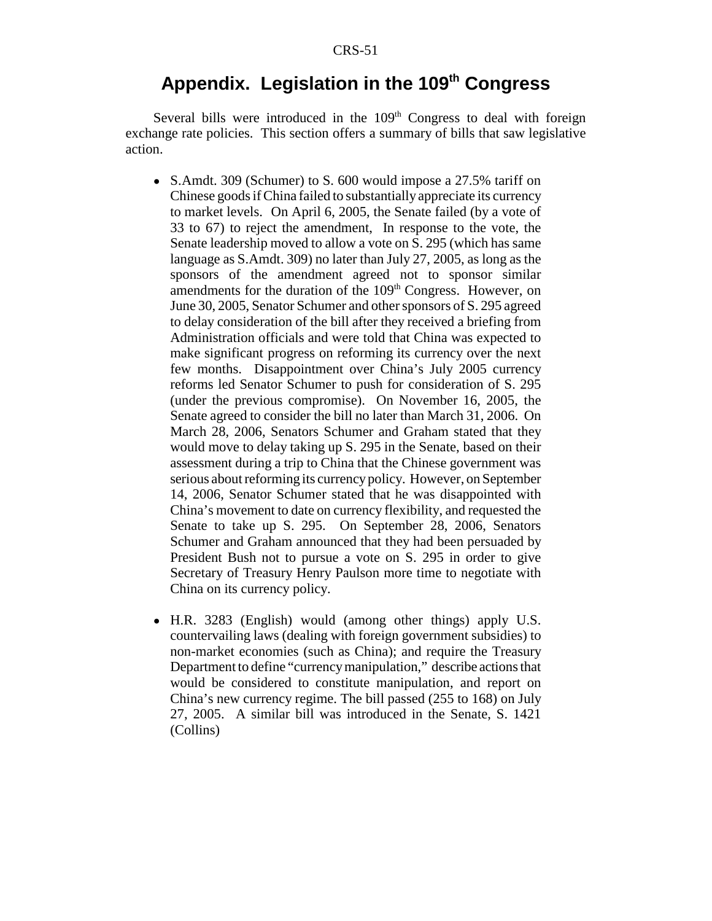# Appendix. Legislation in the 109th Congress

Several bills were introduced in the 109th Congress to deal with foreign exchange rate policies. This section offers a summary of bills that saw legislative action.

- S.Amdt. 309 (Schumer) to S. 600 would impose a 27.5% tariff on Chinese goods if China failed to substantially appreciate its currency to market levels. On April 6, 2005, the Senate failed (by a vote of 33 to 67) to reject the amendment, In response to the vote, the Senate leadership moved to allow a vote on S. 295 (which has same language as S.Amdt. 309) no later than July 27, 2005, as long as the sponsors of the amendment agreed not to sponsor similar amendments for the duration of the 109th Congress. However, on June 30, 2005, Senator Schumer and other sponsors of S. 295 agreed to delay consideration of the bill after they received a briefing from Administration officials and were told that China was expected to make significant progress on reforming its currency over the next few months. Disappointment over China's July 2005 currency reforms led Senator Schumer to push for consideration of S. 295 (under the previous compromise). On November 16, 2005, the Senate agreed to consider the bill no later than March 31, 2006. On March 28, 2006, Senators Schumer and Graham stated that they would move to delay taking up S. 295 in the Senate, based on their assessment during a trip to China that the Chinese government was serious about reforming its currency policy. However, on September 14, 2006, Senator Schumer stated that he was disappointed with China's movement to date on currency flexibility, and requested the Senate to take up S. 295. On September 28, 2006, Senators Schumer and Graham announced that they had been persuaded by President Bush not to pursue a vote on S. 295 in order to give Secretary of Treasury Henry Paulson more time to negotiate with China on its currency policy.

- H.R. 3283 (English) would (among other things) apply U.S. countervailing laws (dealing with foreign government subsidies) to non-market economies (such as China); and require the Treasury Department to define "currency manipulation," describe actions that would be considered to constitute manipulation, and report on China's new currency regime. The bill passed (255 to 168) on July 27, 2005. A similar bill was introduced in the Senate, S. 1421 (Collins)